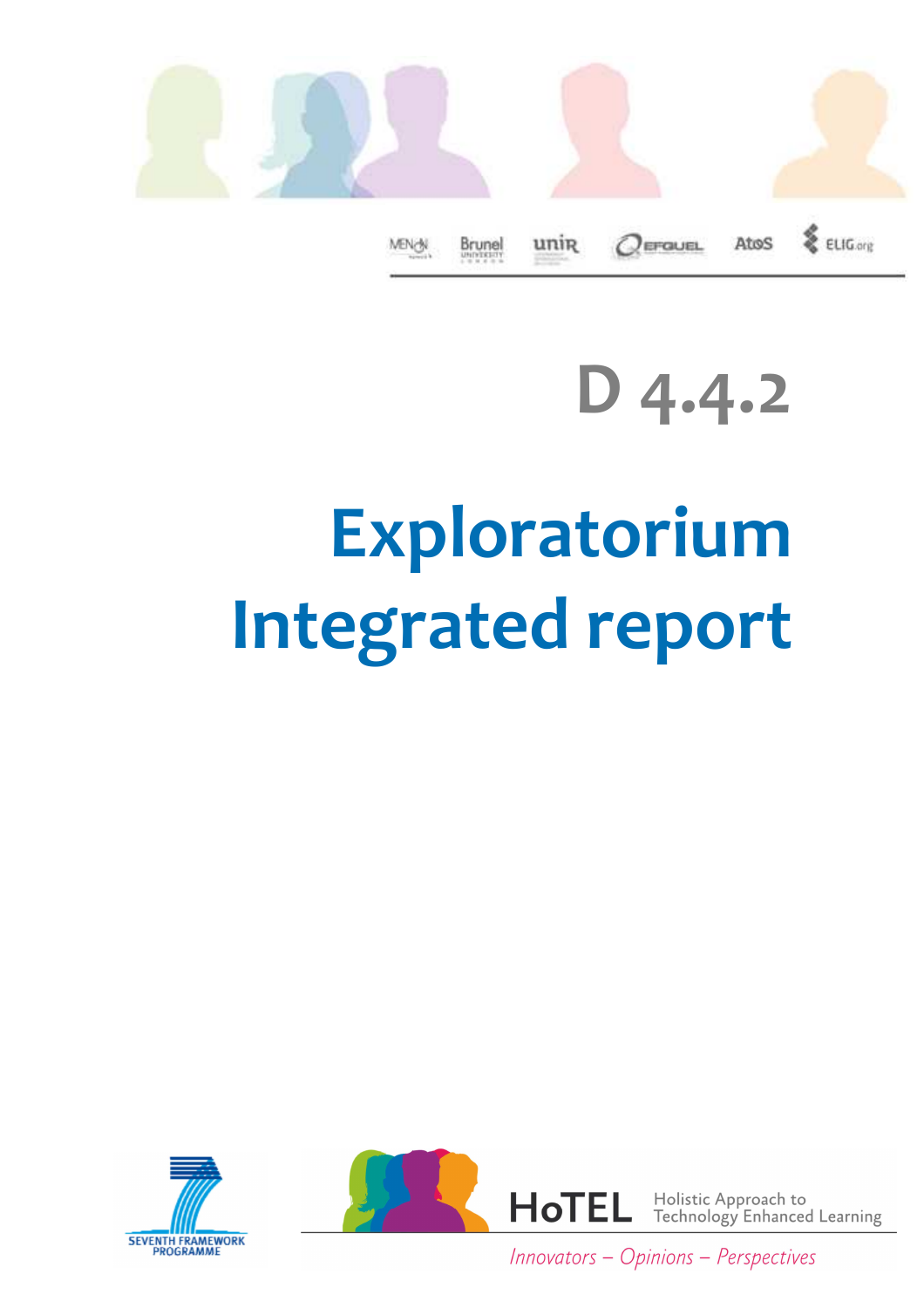MENON Brunel unir EFQUEL AtoS ELIG.org

# D 4.4.2

# Exploratorium Integrated report

SEVENTH FRAMEWORK PROGRAMME

HoTEL Holistic Approach to Technology Enhanced Learning

*Innovators – Opinions – Perspectives*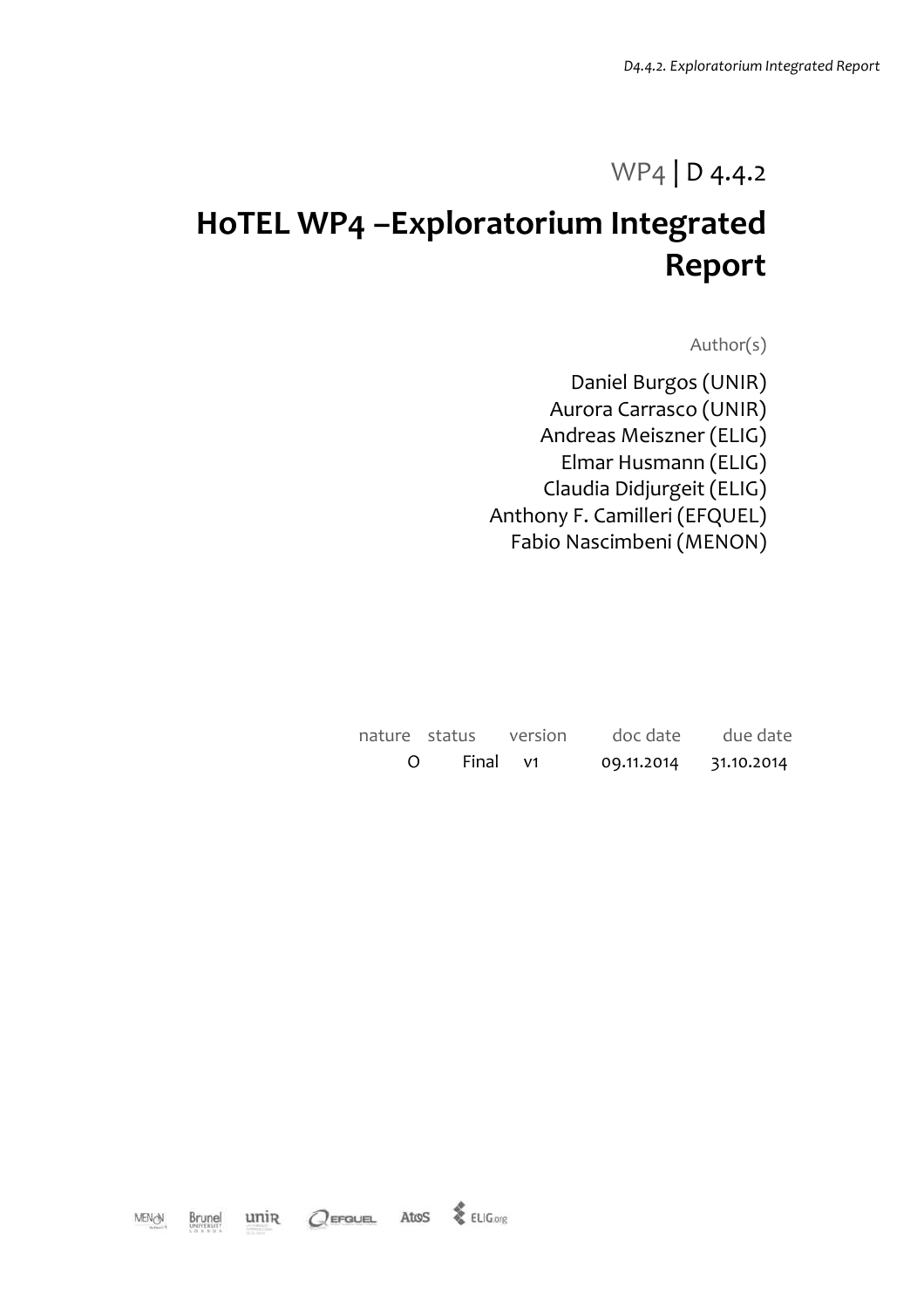WP4 | D 4.4.2

# HoTEL WP4 –Exploratorium Integrated Report

Author(s)

Daniel Burgos (UNIR)
Aurora Carrasco (UNIR)
Andreas Meiszner (ELIG)
Elmar Husmann (ELIG)
Claudia Didjurgeit (ELIG)
Anthony F. Camilleri (EFQUEL)
Fabio Nascimbeni (MENON)

| nature | status | version | doc date | due date |
|---|---|---|---|---|
| O | Final | v1 | 09.11.2014 | 31.10.2014 |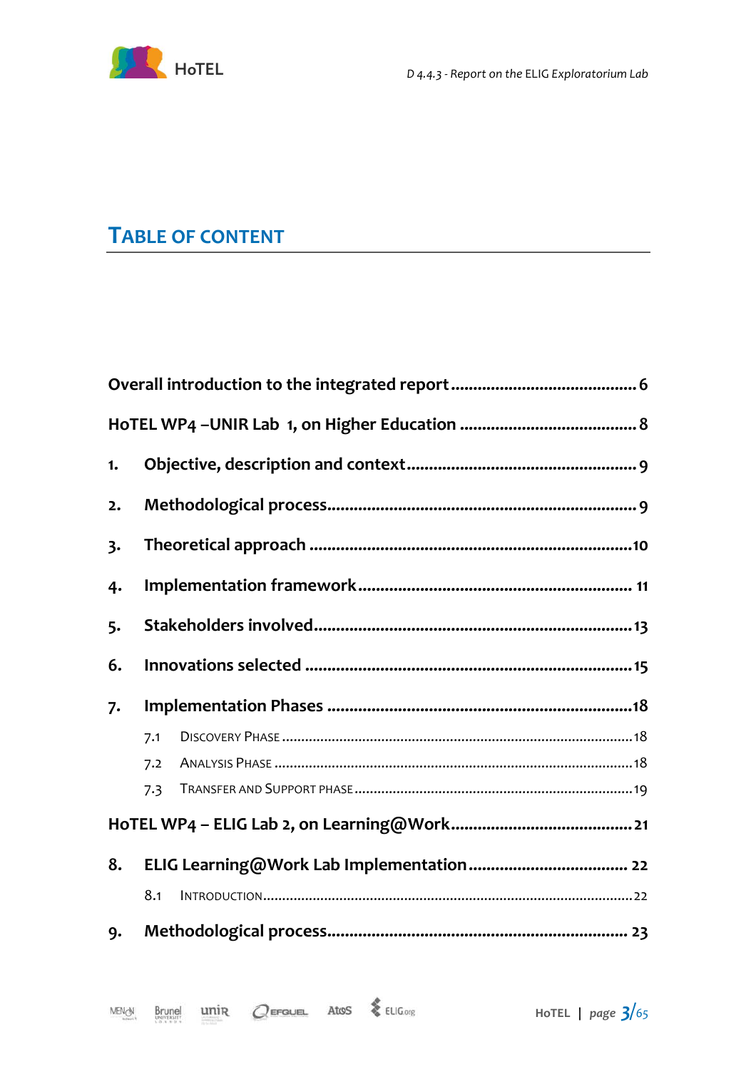# TABLE OF CONTENT

Overall introduction to the integrated report .......................................... 6

HoTEL WP4 –UNIR Lab 1, on Higher Education ........................................ 8

1. Objective, description and context .................................................... 9

2. Methodological process ..................................................................... 9

3. Theoretical approach ........................................................................ 10

4. Implementation framework ............................................................. 11

5. Stakeholders involved ....................................................................... 13

6. Innovations selected ......................................................................... 15

7. Implementation Phases .................................................................... 18

   7.1 Discovery Phase ............................................................................ 18

   7.2 Analysis Phase ............................................................................... 18

   7.3 Transfer and Support phase ........................................................ 19

HoTEL WP4 – ELIG Lab 2, on Learning@Work ........................................ 21

8. ELIG Learning@Work Lab Implementation ..................................... 22

   8.1 Introduction .................................................................................. 22

9. Methodological process ..................................................................... 23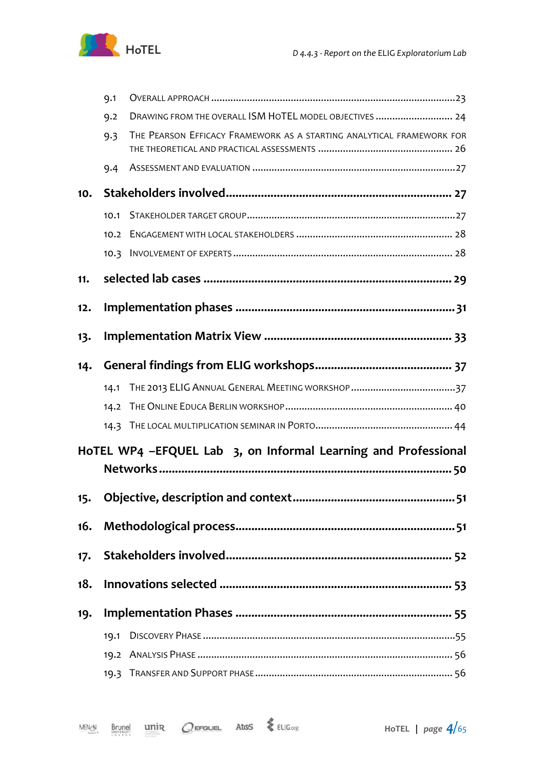9.1 Overall approach ....................................................................................... 23

9.2 Drawing from the overall ISM HoTEL model objectives ............................ 24

9.3 The Pearson Efficacy Framework as a starting analytical framework for the theoretical and practical assessments ................................................. 26

9.4 Assessment and evaluation ......................................................................... 27

**10. Stakeholders involved ..................................................................... 27**

10.1 Stakeholder target group ........................................................................... 27

10.2 Engagement with local stakeholders ......................................................... 28

10.3 Involvement of experts .............................................................................. 28

**11. selected lab cases ............................................................................. 29**

**12. Implementation phases ..................................................................... 31**

**13. Implementation Matrix View ............................................................ 33**

**14. General findings from ELIG workshops ............................................ 37**

14.1 The 2013 ELIG Annual General Meeting workshop ..................................... 37

14.2 The Online Educa Berlin workshop ............................................................. 40

14.3 The local multiplication seminar in Porto .................................................. 44

**HoTEL WP4 –EFQUEL Lab 3, on Informal Learning and Professional Networks ........................................................................................... 50**

**15. Objective, description and context .................................................. 51**

**16. Methodological process ..................................................................... 51**

**17. Stakeholders involved ....................................................................... 52**

**18. Innovations selected ......................................................................... 53**

**19. Implementation Phases ..................................................................... 55**

19.1 Discovery Phase .......................................................................................... 55

19.2 Analysis Phase ............................................................................................ 56

19.3 Transfer and Support phase ....................................................................... 56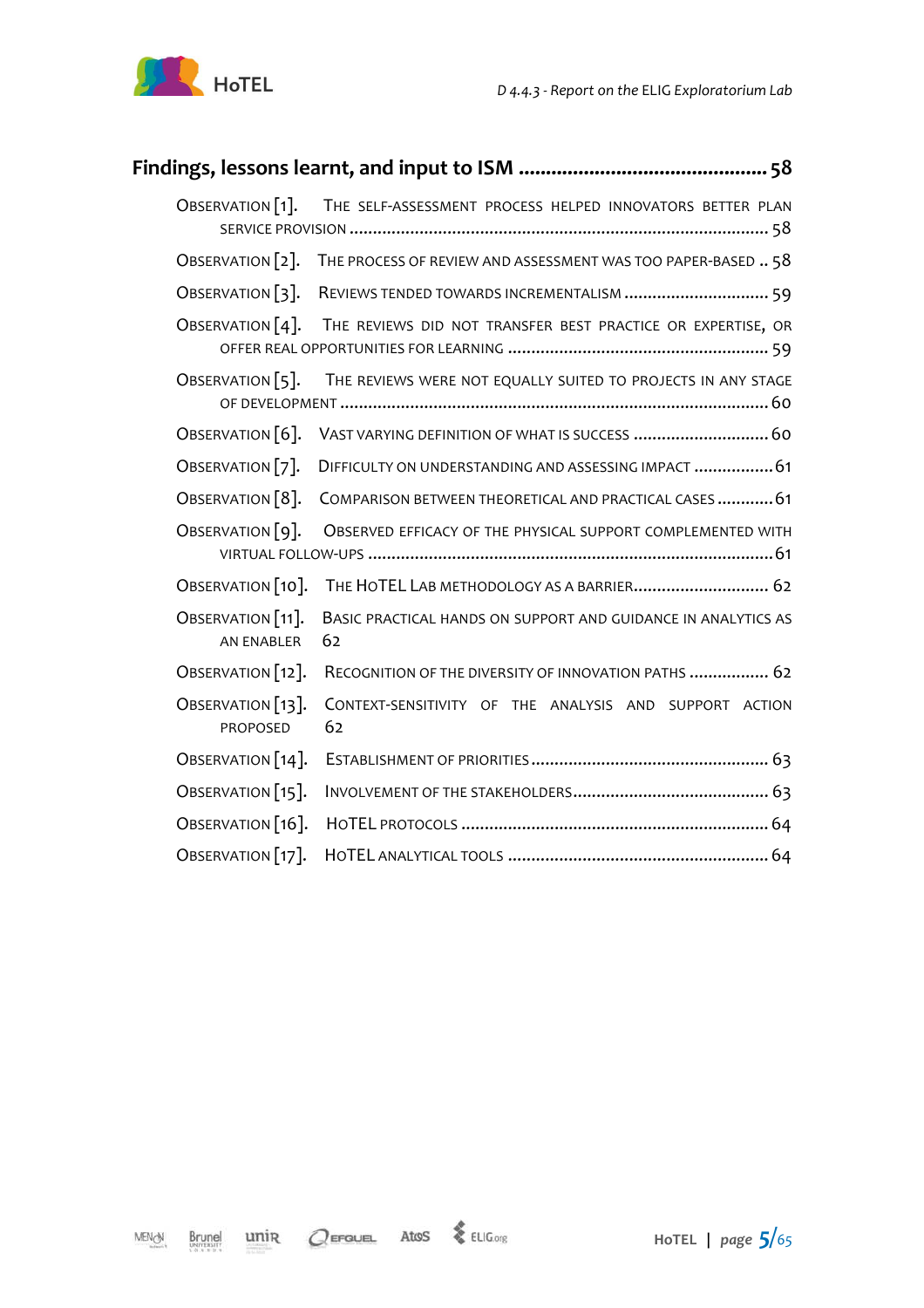**Findings, lessons learnt, and input to ISM** ............................................. 58

- Observation [1]. The self-assessment process helped innovators better plan service provision ........................................................................................ 58
- Observation [2]. The process of review and assessment was too paper-based .. 58
- Observation [3]. Reviews tended towards incrementalism .............................. 59
- Observation [4]. The reviews did not transfer best practice or expertise, or offer real opportunities for learning ...................................................... 59
- Observation [5]. The reviews were not equally suited to projects in any stage of development ......................................................................................... 60
- Observation [6]. Vast varying definition of what is success ............................ 60
- Observation [7]. Difficulty on understanding and assessing impact ................. 61
- Observation [8]. Comparison between theoretical and practical cases ............ 61
- Observation [9]. Observed efficacy of the physical support complemented with virtual follow-ups ...................................................................................... 61
- Observation [10]. The HoTEL Lab methodology as a barrier............................ 62
- Observation [11]. Basic practical hands on support and guidance in analytics as an enabler 62
- Observation [12]. Recognition of the diversity of innovation paths ................. 62
- Observation [13]. Context-sensitivity of the analysis and support action proposed 62
- Observation [14]. Establishment of priorities .................................................. 63
- Observation [15]. Involvement of the stakeholders.......................................... 63
- Observation [16]. HoTEL protocols ................................................................. 64
- Observation [17]. HoTEL analytical tools ....................................................... 64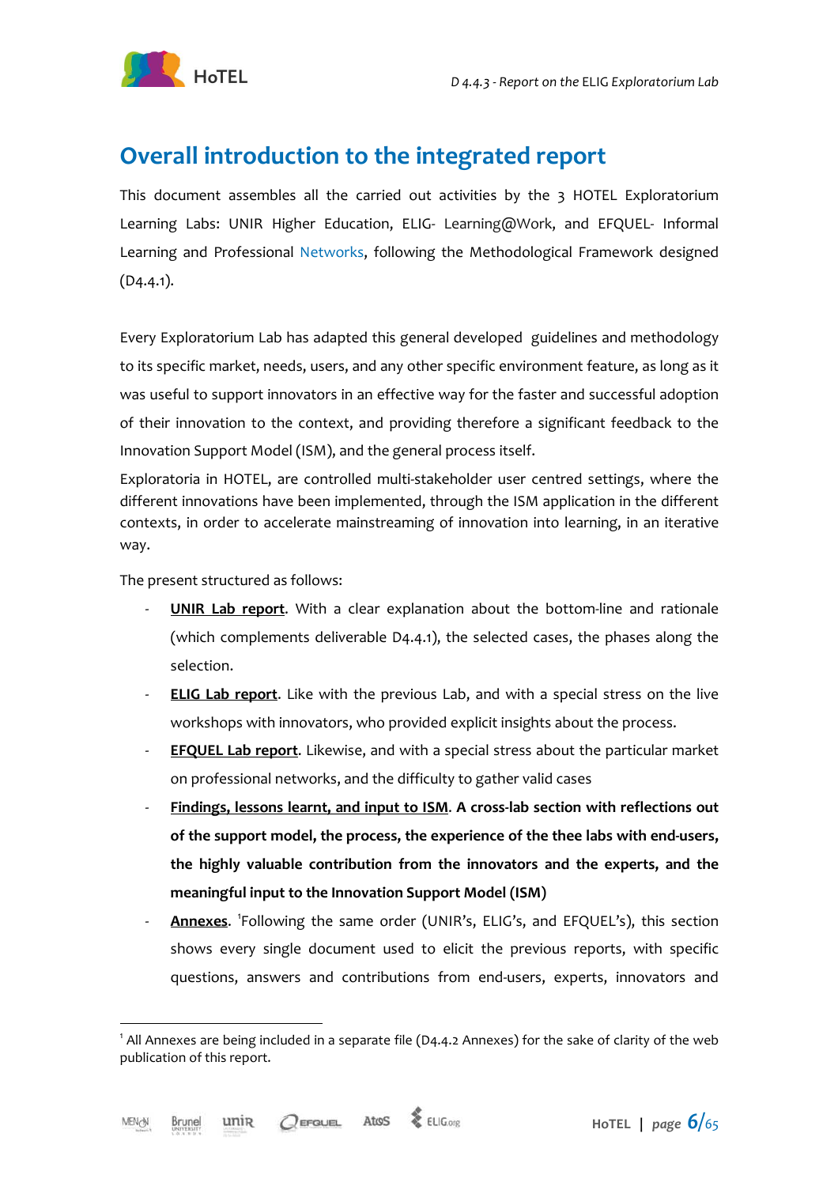## Overall introduction to the integrated report

This document assembles all the carried out activities by the 3 HOTEL Exploratorium Learning Labs: UNIR Higher Education, ELIG- Learning@Work, and EFQUEL- Informal Learning and Professional Networks, following the Methodological Framework designed (D4.4.1).

Every Exploratorium Lab has adapted this general developed guidelines and methodology to its specific market, needs, users, and any other specific environment feature, as long as it was useful to support innovators in an effective way for the faster and successful adoption of their innovation to the context, and providing therefore a significant feedback to the Innovation Support Model (ISM), and the general process itself.

Exploratoria in HOTEL, are controlled multi-stakeholder user centred settings, where the different innovations have been implemented, through the ISM application in the different contexts, in order to accelerate mainstreaming of innovation into learning, in an iterative way.

The present structured as follows:

- **UNIR Lab report**. With a clear explanation about the bottom-line and rationale (which complements deliverable D4.4.1), the selected cases, the phases along the selection.
- **ELIG Lab report**. Like with the previous Lab, and with a special stress on the live workshops with innovators, who provided explicit insights about the process.
- **EFQUEL Lab report**. Likewise, and with a special stress about the particular market on professional networks, and the difficulty to gather valid cases
- **Findings, lessons learnt, and input to ISM. A cross-lab section with reflections out of the support model, the process, the experience of the thee labs with end-users, the highly valuable contribution from the innovators and the experts, and the meaningful input to the Innovation Support Model (ISM)**
- **Annexes**. [1]Following the same order (UNIR's, ELIG's, and EFQUEL's), this section shows every single document used to elicit the previous reports, with specific questions, answers and contributions from end-users, experts, innovators and

[1] All Annexes are being included in a separate file (D4.4.2 Annexes) for the sake of clarity of the web publication of this report.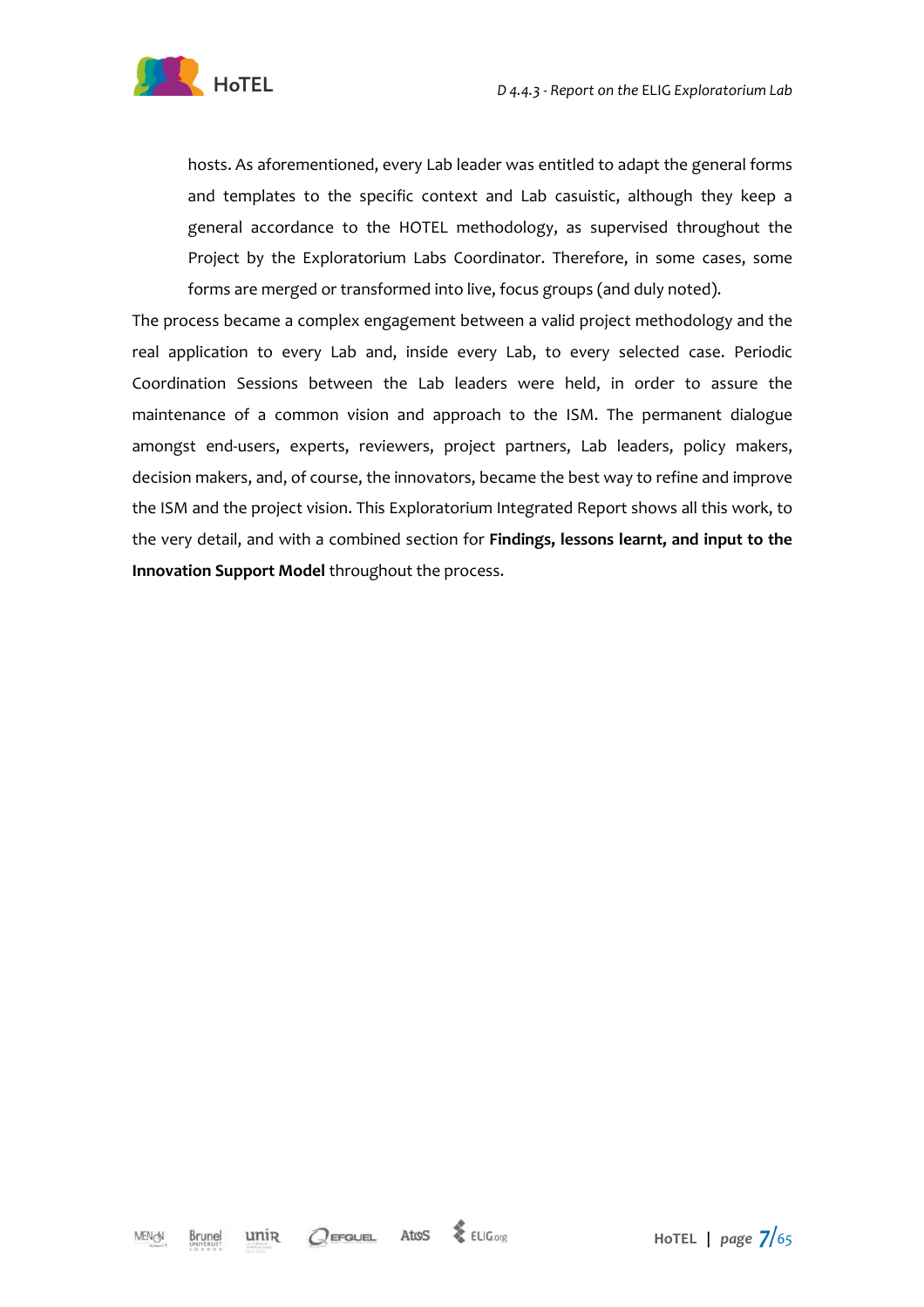hosts. As aforementioned, every Lab leader was entitled to adapt the general forms and templates to the specific context and Lab casuistic, although they keep a general accordance to the HOTEL methodology, as supervised throughout the Project by the Exploratorium Labs Coordinator. Therefore, in some cases, some forms are merged or transformed into live, focus groups (and duly noted).

The process became a complex engagement between a valid project methodology and the real application to every Lab and, inside every Lab, to every selected case. Periodic Coordination Sessions between the Lab leaders were held, in order to assure the maintenance of a common vision and approach to the ISM. The permanent dialogue amongst end-users, experts, reviewers, project partners, Lab leaders, policy makers, decision makers, and, of course, the innovators, became the best way to refine and improve the ISM and the project vision. This Exploratorium Integrated Report shows all this work, to the very detail, and with a combined section for **Findings, lessons learnt, and input to the Innovation Support Model** throughout the process.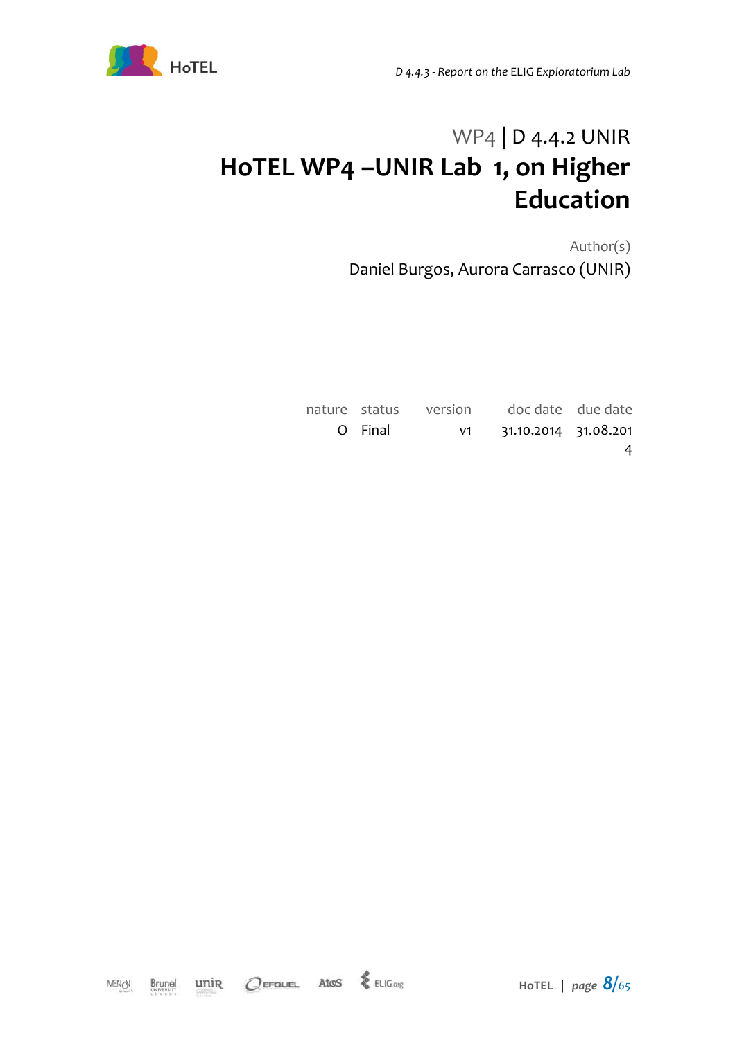WP4 | D 4.4.2 UNIR

# HoTEL WP4 –UNIR Lab 1, on Higher Education

Author(s)

Daniel Burgos, Aurora Carrasco (UNIR)

| nature | status | version | doc date | due date |
| --- | --- | --- | --- | --- |
| O | Final | v1 | 31.10.2014 | 31.08.2014 |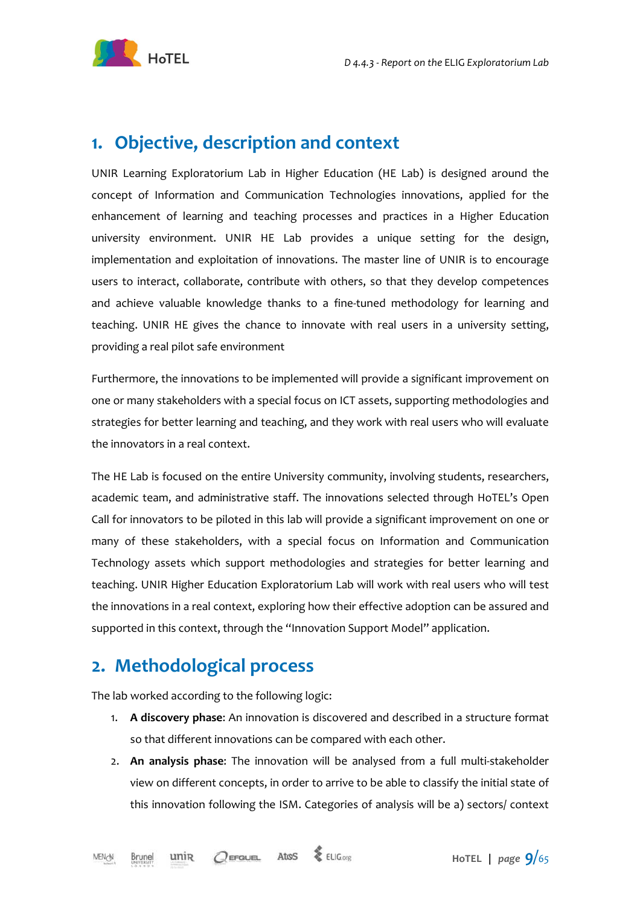# 1. Objective, description and context

UNIR Learning Exploratorium Lab in Higher Education (HE Lab) is designed around the concept of Information and Communication Technologies innovations, applied for the enhancement of learning and teaching processes and practices in a Higher Education university environment. UNIR HE Lab provides a unique setting for the design, implementation and exploitation of innovations. The master line of UNIR is to encourage users to interact, collaborate, contribute with others, so that they develop competences and achieve valuable knowledge thanks to a fine-tuned methodology for learning and teaching. UNIR HE gives the chance to innovate with real users in a university setting, providing a real pilot safe environment

Furthermore, the innovations to be implemented will provide a significant improvement on one or many stakeholders with a special focus on ICT assets, supporting methodologies and strategies for better learning and teaching, and they work with real users who will evaluate the innovators in a real context.

The HE Lab is focused on the entire University community, involving students, researchers, academic team, and administrative staff. The innovations selected through HoTEL's Open Call for innovators to be piloted in this lab will provide a significant improvement on one or many of these stakeholders, with a special focus on Information and Communication Technology assets which support methodologies and strategies for better learning and teaching. UNIR Higher Education Exploratorium Lab will work with real users who will test the innovations in a real context, exploring how their effective adoption can be assured and supported in this context, through the "Innovation Support Model" application.

# 2. Methodological process

The lab worked according to the following logic:

1. **A discovery phase**: An innovation is discovered and described in a structure format so that different innovations can be compared with each other.
2. **An analysis phase**: The innovation will be analysed from a full multi-stakeholder view on different concepts, in order to arrive to be able to classify the initial state of this innovation following the ISM. Categories of analysis will be a) sectors/ context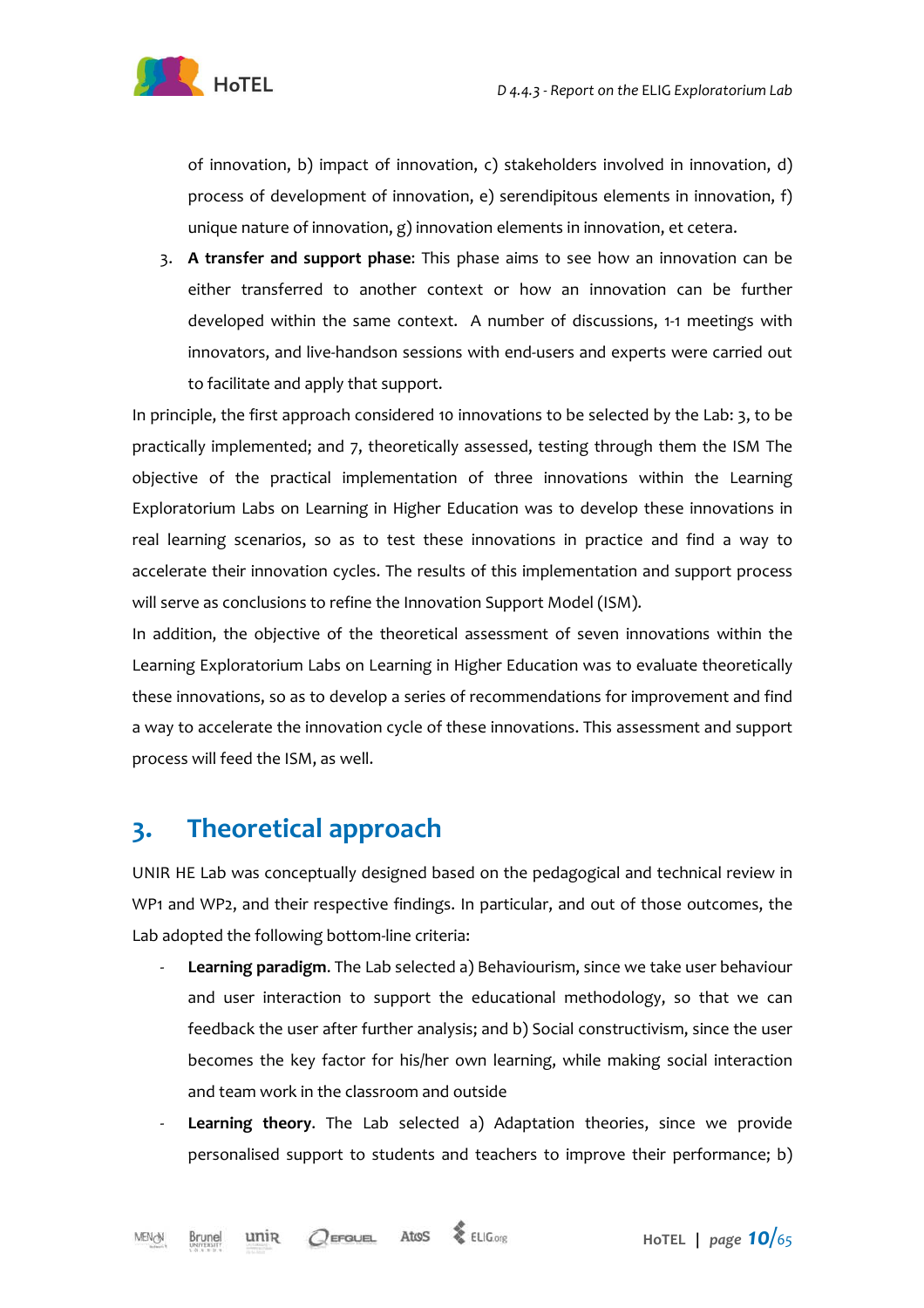of innovation, b) impact of innovation, c) stakeholders involved in innovation, d) process of development of innovation, e) serendipitous elements in innovation, f) unique nature of innovation, g) innovation elements in innovation, et cetera.

3. **A transfer and support phase**: This phase aims to see how an innovation can be either transferred to another context or how an innovation can be further developed within the same context. A number of discussions, 1-1 meetings with innovators, and live-handson sessions with end-users and experts were carried out to facilitate and apply that support.

In principle, the first approach considered 10 innovations to be selected by the Lab: 3, to be practically implemented; and 7, theoretically assessed, testing through them the ISM The objective of the practical implementation of three innovations within the Learning Exploratorium Labs on Learning in Higher Education was to develop these innovations in real learning scenarios, so as to test these innovations in practice and find a way to accelerate their innovation cycles. The results of this implementation and support process will serve as conclusions to refine the Innovation Support Model (ISM).

In addition, the objective of the theoretical assessment of seven innovations within the Learning Exploratorium Labs on Learning in Higher Education was to evaluate theoretically these innovations, so as to develop a series of recommendations for improvement and find a way to accelerate the innovation cycle of these innovations. This assessment and support process will feed the ISM, as well.

# 3. Theoretical approach

UNIR HE Lab was conceptually designed based on the pedagogical and technical review in WP1 and WP2, and their respective findings. In particular, and out of those outcomes, the Lab adopted the following bottom-line criteria:

- **Learning paradigm**. The Lab selected a) Behaviourism, since we take user behaviour and user interaction to support the educational methodology, so that we can feedback the user after further analysis; and b) Social constructivism, since the user becomes the key factor for his/her own learning, while making social interaction and team work in the classroom and outside
- **Learning theory**. The Lab selected a) Adaptation theories, since we provide personalised support to students and teachers to improve their performance; b)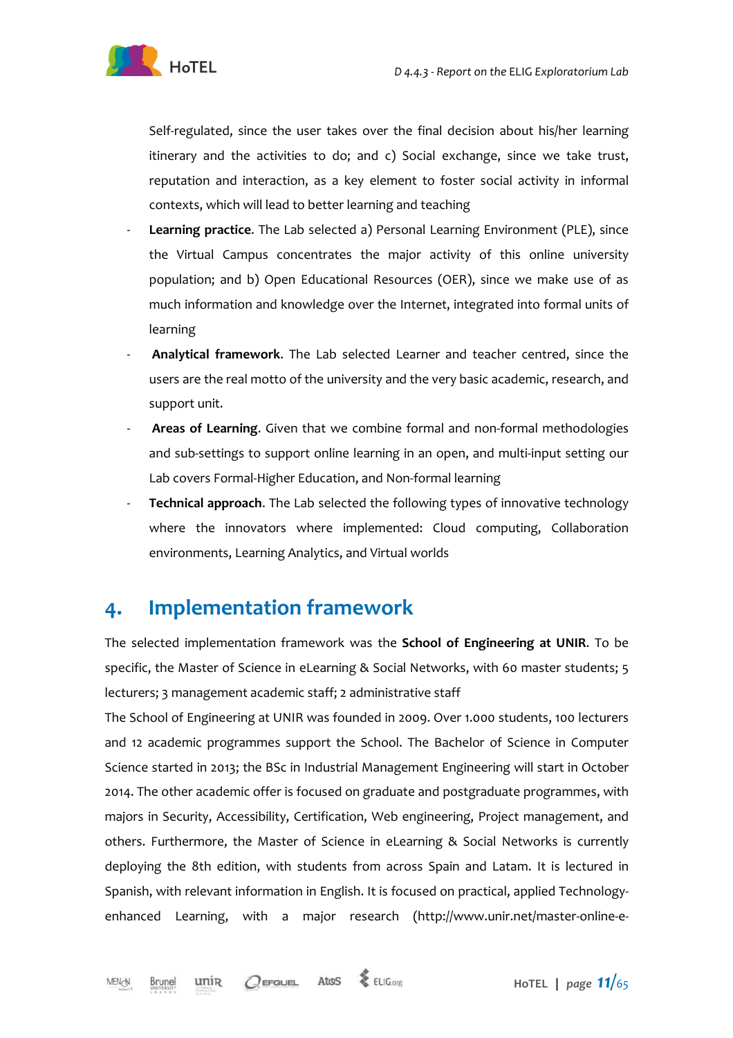Self-regulated, since the user takes over the final decision about his/her learning itinerary and the activities to do; and c) Social exchange, since we take trust, reputation and interaction, as a key element to foster social activity in informal contexts, which will lead to better learning and teaching

- **Learning practice**. The Lab selected a) Personal Learning Environment (PLE), since the Virtual Campus concentrates the major activity of this online university population; and b) Open Educational Resources (OER), since we make use of as much information and knowledge over the Internet, integrated into formal units of learning
- **Analytical framework**. The Lab selected Learner and teacher centred, since the users are the real motto of the university and the very basic academic, research, and support unit.
- **Areas of Learning**. Given that we combine formal and non-formal methodologies and sub-settings to support online learning in an open, and multi-input setting our Lab covers Formal-Higher Education, and Non-formal learning
- **Technical approach**. The Lab selected the following types of innovative technology where the innovators where implemented: Cloud computing, Collaboration environments, Learning Analytics, and Virtual worlds

# 4. Implementation framework

The selected implementation framework was the **School of Engineering at UNIR**. To be specific, the Master of Science in eLearning & Social Networks, with 60 master students; 5 lecturers; 3 management academic staff; 2 administrative staff

The School of Engineering at UNIR was founded in 2009. Over 1.000 students, 100 lecturers and 12 academic programmes support the School. The Bachelor of Science in Computer Science started in 2013; the BSc in Industrial Management Engineering will start in October 2014. The other academic offer is focused on graduate and postgraduate programmes, with majors in Security, Accessibility, Certification, Web engineering, Project management, and others. Furthermore, the Master of Science in eLearning & Social Networks is currently deploying the 8th edition, with students from across Spain and Latam. It is lectured in Spanish, with relevant information in English. It is focused on practical, applied Technology-enhanced Learning, with a major research (http://www.unir.net/master-online-e-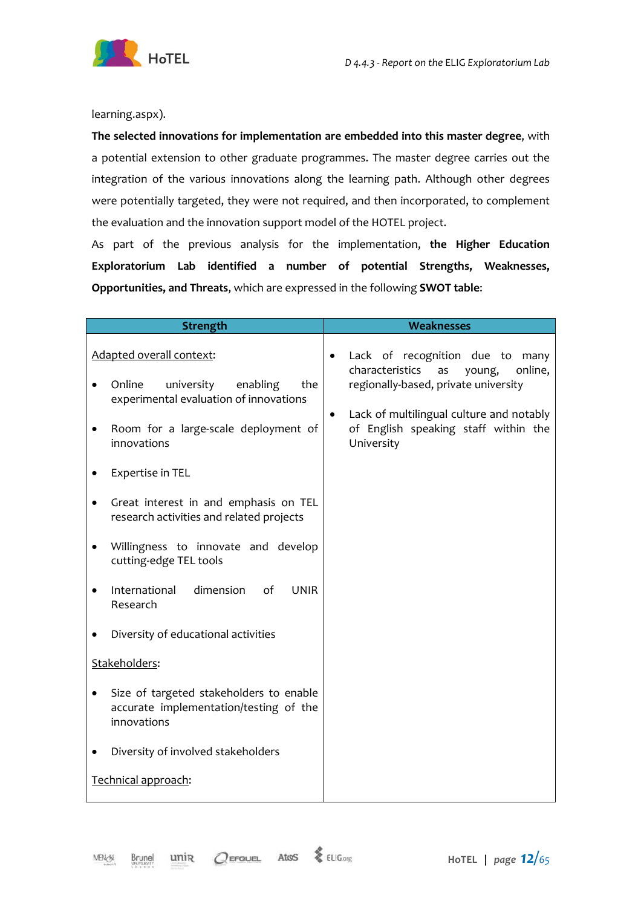learning.aspx).

**The selected innovations for implementation are embedded into this master degree**, with a potential extension to other graduate programmes. The master degree carries out the integration of the various innovations along the learning path. Although other degrees were potentially targeted, they were not required, and then incorporated, to complement the evaluation and the innovation support model of the HOTEL project.

As part of the previous analysis for the implementation, **the Higher Education Exploratorium Lab identified a number of potential Strengths, Weaknesses, Opportunities, and Threats**, which are expressed in the following **SWOT table**:

| Strength | Weaknesses |
|---|---|
| Adapted overall context:<br><br>• Online university enabling the experimental evaluation of innovations<br><br>• Room for a large-scale deployment of innovations<br><br>• Expertise in TEL<br><br>• Great interest in and emphasis on TEL research activities and related projects<br><br>• Willingness to innovate and develop cutting-edge TEL tools<br><br>• International dimension of UNIR Research<br><br>• Diversity of educational activities<br><br>Stakeholders:<br><br>• Size of targeted stakeholders to enable accurate implementation/testing of the innovations<br><br>• Diversity of involved stakeholders<br><br>Technical approach: | • Lack of recognition due to many characteristics as young, online, regionally-based, private university<br><br>• Lack of multilingual culture and notably of English speaking staff within the University |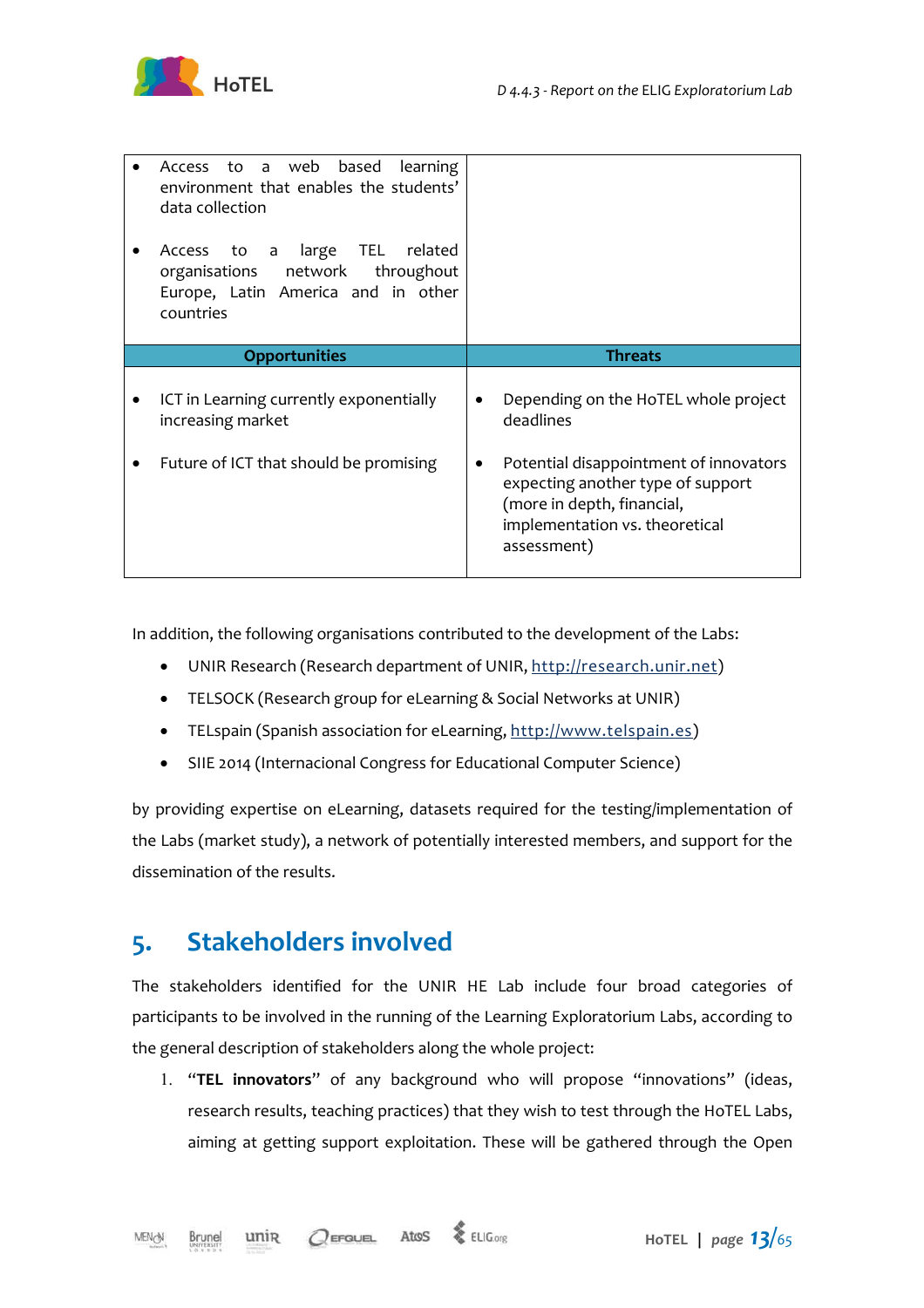| | |
|---|---|
| • Access to a web based learning environment that enables the students' data collection<br><br>• Access to a large TEL related organisations network throughout Europe, Latin America and in other countries | |
| **Opportunities** | **Threats** |
| • ICT in Learning currently exponentially increasing market<br><br>• Future of ICT that should be promising | • Depending on the HoTEL whole project deadlines<br><br>• Potential disappointment of innovators expecting another type of support (more in depth, financial, implementation vs. theoretical assessment) |

In addition, the following organisations contributed to the development of the Labs:

- UNIR Research (Research department of UNIR, http://research.unir.net)
- TELSOCK (Research group for eLearning & Social Networks at UNIR)
- TELspain (Spanish association for eLearning, http://www.telspain.es)
- SIIE 2014 (Internacional Congress for Educational Computer Science)

by providing expertise on eLearning, datasets required for the testing/implementation of the Labs (market study), a network of potentially interested members, and support for the dissemination of the results.

# 5. Stakeholders involved

The stakeholders identified for the UNIR HE Lab include four broad categories of participants to be involved in the running of the Learning Exploratorium Labs, according to the general description of stakeholders along the whole project:

1. "**TEL innovators**" of any background who will propose "innovations" (ideas, research results, teaching practices) that they wish to test through the HoTEL Labs, aiming at getting support exploitation. These will be gathered through the Open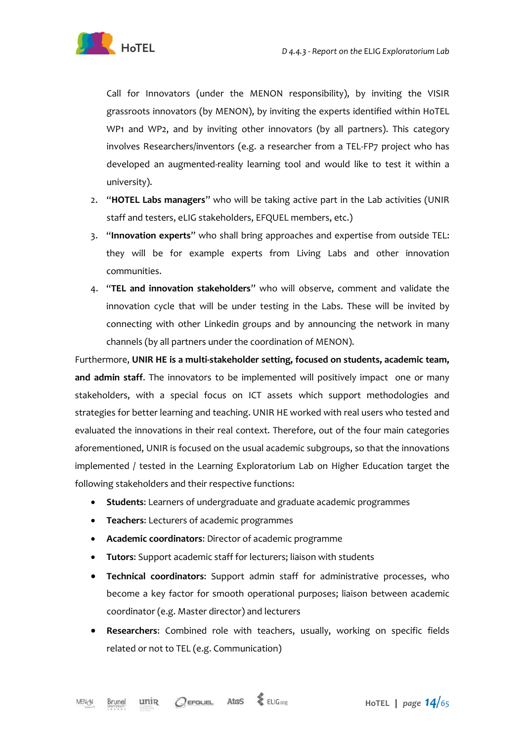Call for Innovators (under the MENON responsibility), by inviting the VISIR grassroots innovators (by MENON), by inviting the experts identified within HoTEL WP1 and WP2, and by inviting other innovators (by all partners). This category involves Researchers/inventors (e.g. a researcher from a TEL-FP7 project who has developed an augmented-reality learning tool and would like to test it within a university).

2. "**HOTEL Labs managers**" who will be taking active part in the Lab activities (UNIR staff and testers, eLIG stakeholders, EFQUEL members, etc.)
3. "**Innovation experts**" who shall bring approaches and expertise from outside TEL: they will be for example experts from Living Labs and other innovation communities.
4. "**TEL and innovation stakeholders**" who will observe, comment and validate the innovation cycle that will be under testing in the Labs. These will be invited by connecting with other Linkedin groups and by announcing the network in many channels (by all partners under the coordination of MENON).

Furthermore, **UNIR HE is a multi-stakeholder setting, focused on students, academic team, and admin staff**. The innovators to be implemented will positively impact one or many stakeholders, with a special focus on ICT assets which support methodologies and strategies for better learning and teaching. UNIR HE worked with real users who tested and evaluated the innovations in their real context. Therefore, out of the four main categories aforementioned, UNIR is focused on the usual academic subgroups, so that the innovations implemented / tested in the Learning Exploratorium Lab on Higher Education target the following stakeholders and their respective functions:

- **Students**: Learners of undergraduate and graduate academic programmes
- **Teachers**: Lecturers of academic programmes
- **Academic coordinators**: Director of academic programme
- **Tutors**: Support academic staff for lecturers; liaison with students
- **Technical coordinators**: Support admin staff for administrative processes, who become a key factor for smooth operational purposes; liaison between academic coordinator (e.g. Master director) and lecturers
- **Researchers**: Combined role with teachers, usually, working on specific fields related or not to TEL (e.g. Communication)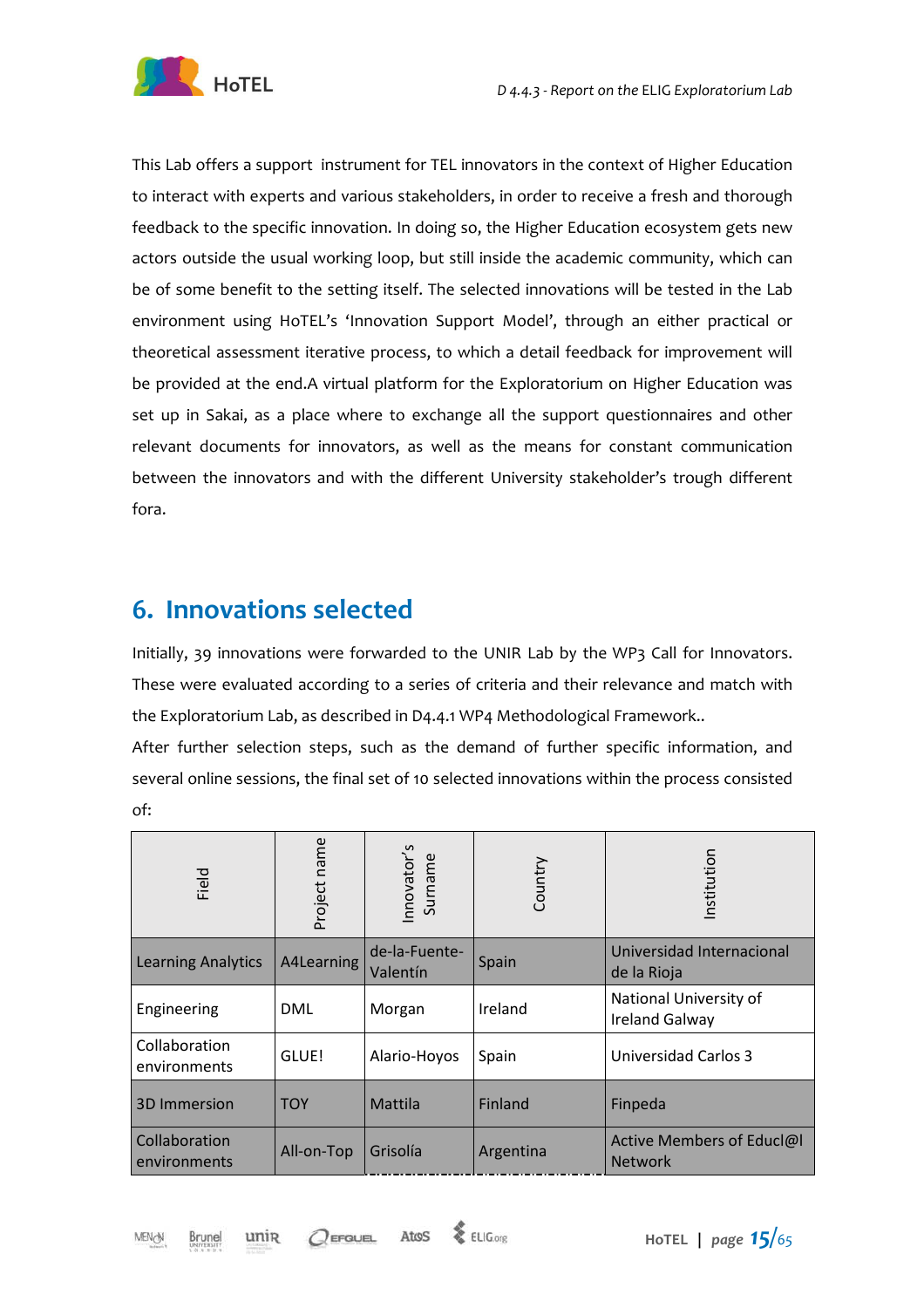This Lab offers a support instrument for TEL innovators in the context of Higher Education to interact with experts and various stakeholders, in order to receive a fresh and thorough feedback to the specific innovation. In doing so, the Higher Education ecosystem gets new actors outside the usual working loop, but still inside the academic community, which can be of some benefit to the setting itself. The selected innovations will be tested in the Lab environment using HoTEL's 'Innovation Support Model', through an either practical or theoretical assessment iterative process, to which a detail feedback for improvement will be provided at the end.A virtual platform for the Exploratorium on Higher Education was set up in Sakai, as a place where to exchange all the support questionnaires and other relevant documents for innovators, as well as the means for constant communication between the innovators and with the different University stakeholder's trough different fora.

## 6. Innovations selected

Initially, 39 innovations were forwarded to the UNIR Lab by the WP3 Call for Innovators. These were evaluated according to a series of criteria and their relevance and match with the Exploratorium Lab, as described in D4.4.1 WP4 Methodological Framework..

After further selection steps, such as the demand of further specific information, and several online sessions, the final set of 10 selected innovations within the process consisted of:

| Field | Project name | Innovator's Surname | Country | Institution |
|---|---|---|---|---|
| Learning Analytics | A4Learning | de-la-Fuente-Valentín | Spain | Universidad Internacional de la Rioja |
| Engineering | DML | Morgan | Ireland | National University of Ireland Galway |
| Collaboration environments | GLUE! | Alario-Hoyos | Spain | Universidad Carlos 3 |
| 3D Immersion | TOY | Mattila | Finland | Finpeda |
| Collaboration environments | All-on-Top | Grisolía | Argentina | Active Members of Educl@l Network |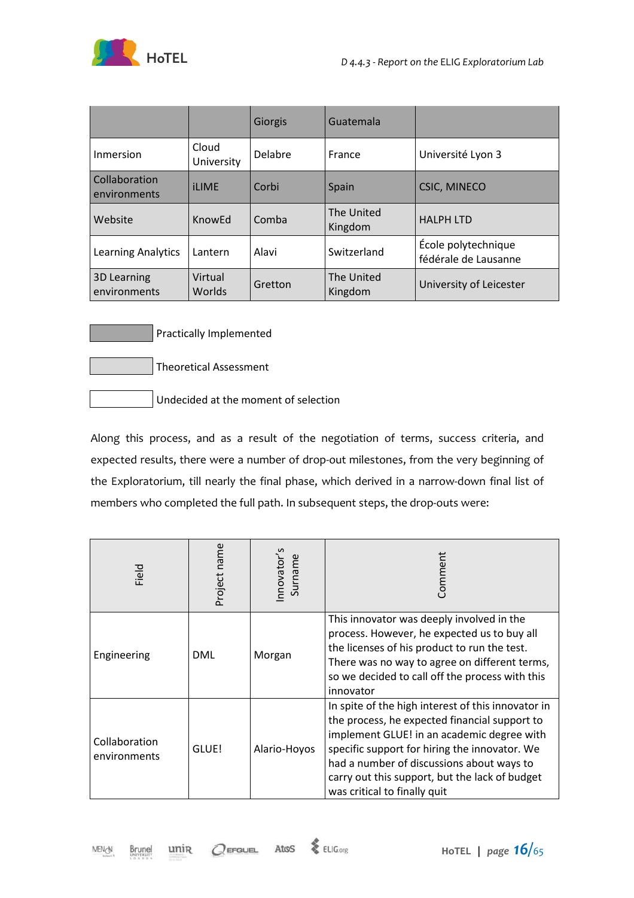| | | Giorgis | Guatemala | |
|---|---|---|---|---|
| Inmersion | Cloud University | Delabre | France | Université Lyon 3 |
| Collaboration environments | iLIME | Corbi | Spain | CSIC, MINECO |
| Website | KnowEd | Comba | The United Kingdom | HALPH LTD |
| Learning Analytics | Lantern | Alavi | Switzerland | École polytechnique fédérale de Lausanne |
| 3D Learning environments | Virtual Worlds | Gretton | The United Kingdom | University of Leicester |

Practically Implemented

Theoretical Assessment

Undecided at the moment of selection

Along this process, and as a result of the negotiation of terms, success criteria, and expected results, there were a number of drop-out milestones, from the very beginning of the Exploratorium, till nearly the final phase, which derived in a narrow-down final list of members who completed the full path. In subsequent steps, the drop-outs were:

| Field | Project name | Innovator's Surname | Comment |
|---|---|---|---|
| Engineering | DML | Morgan | This innovator was deeply involved in the process. However, he expected us to buy all the licenses of his product to run the test. There was no way to agree on different terms, so we decided to call off the process with this innovator |
| Collaboration environments | GLUE! | Alario-Hoyos | In spite of the high interest of this innovator in the process, he expected financial support to implement GLUE! in an academic degree with specific support for hiring the innovator. We had a number of discussions about ways to carry out this support, but the lack of budget was critical to finally quit |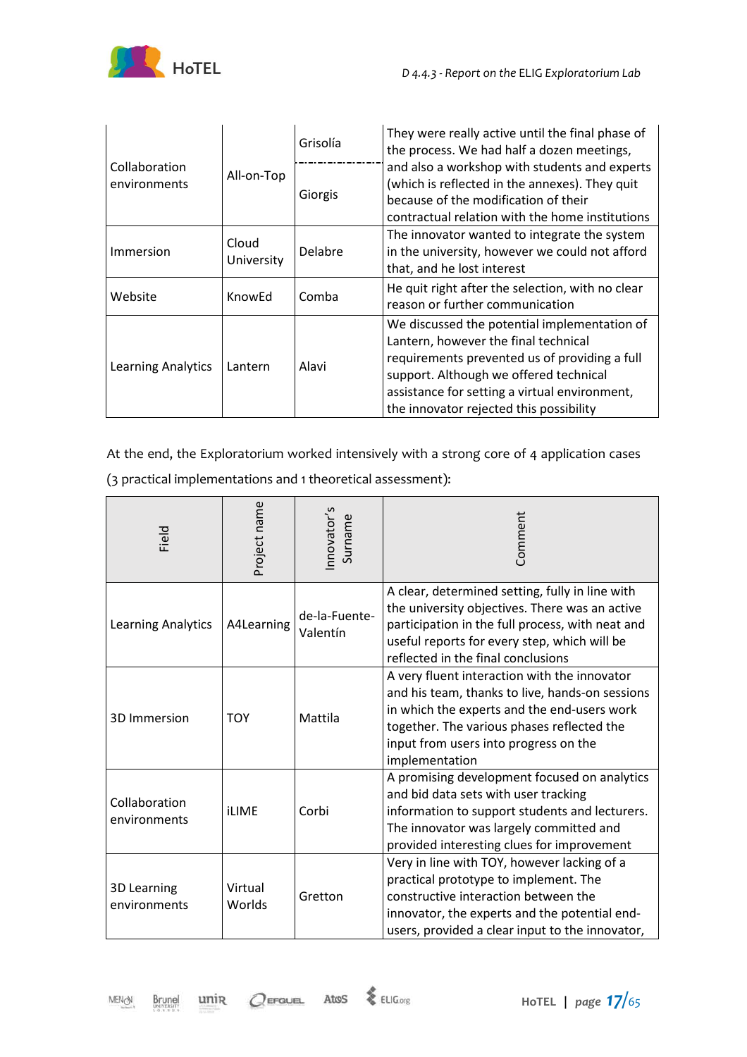| | | | |
|---|---|---|---|
| Collaboration environments | All-on-Top | Grisolía / Giorgis | They were really active until the final phase of the process. We had half a dozen meetings, and also a workshop with students and experts (which is reflected in the annexes). They quit because of the modification of their contractual relation with the home institutions |
| Immersion | Cloud University | Delabre | The innovator wanted to integrate the system in the university, however we could not afford that, and he lost interest |
| Website | KnowEd | Comba | He quit right after the selection, with no clear reason or further communication |
| Learning Analytics | Lantern | Alavi | We discussed the potential implementation of Lantern, however the final technical requirements prevented us of providing a full support. Although we offered technical assistance for setting a virtual environment, the innovator rejected this possibility |

At the end, the Exploratorium worked intensively with a strong core of 4 application cases (3 practical implementations and 1 theoretical assessment):

| Field | Project name | Innovator's Surname | Comment |
|---|---|---|---|
| Learning Analytics | A4Learning | de-la-Fuente-Valentín | A clear, determined setting, fully in line with the university objectives. There was an active participation in the full process, with neat and useful reports for every step, which will be reflected in the final conclusions |
| 3D Immersion | TOY | Mattila | A very fluent interaction with the innovator and his team, thanks to live, hands-on sessions in which the experts and the end-users work together. The various phases reflected the input from users into progress on the implementation |
| Collaboration environments | iLIME | Corbi | A promising development focused on analytics and bid data sets with user tracking information to support students and lecturers. The innovator was largely committed and provided interesting clues for improvement |
| 3D Learning environments | Virtual Worlds | Gretton | Very in line with TOY, however lacking of a practical prototype to implement. The constructive interaction between the innovator, the experts and the potential end-users, provided a clear input to the innovator, |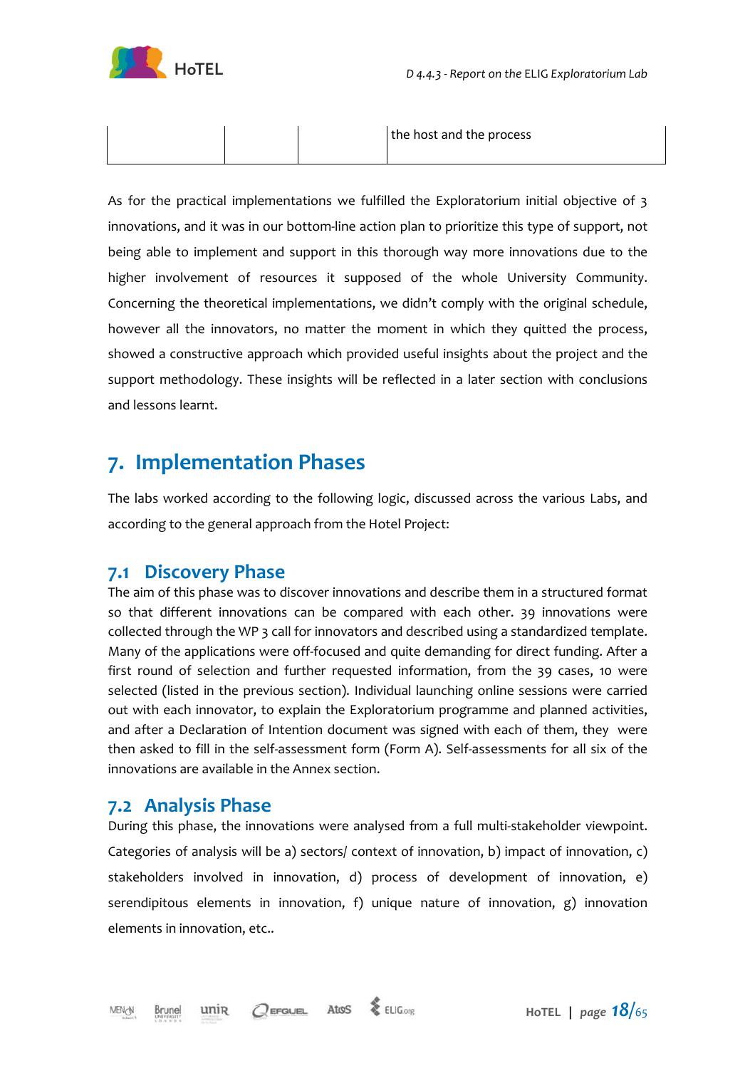|  |  |  | the host and the process |
|---|---|---|---|

As for the practical implementations we fulfilled the Exploratorium initial objective of 3 innovations, and it was in our bottom-line action plan to prioritize this type of support, not being able to implement and support in this thorough way more innovations due to the higher involvement of resources it supposed of the whole University Community. Concerning the theoretical implementations, we didn't comply with the original schedule, however all the innovators, no matter the moment in which they quitted the process, showed a constructive approach which provided useful insights about the project and the support methodology. These insights will be reflected in a later section with conclusions and lessons learnt.

# 7. Implementation Phases

The labs worked according to the following logic, discussed across the various Labs, and according to the general approach from the Hotel Project:

## 7.1 Discovery Phase

The aim of this phase was to discover innovations and describe them in a structured format so that different innovations can be compared with each other. 39 innovations were collected through the WP 3 call for innovators and described using a standardized template. Many of the applications were off-focused and quite demanding for direct funding. After a first round of selection and further requested information, from the 39 cases, 10 were selected (listed in the previous section). Individual launching online sessions were carried out with each innovator, to explain the Exploratorium programme and planned activities, and after a Declaration of Intention document was signed with each of them, they were then asked to fill in the self-assessment form (Form A). Self-assessments for all six of the innovations are available in the Annex section.

## 7.2 Analysis Phase

During this phase, the innovations were analysed from a full multi-stakeholder viewpoint. Categories of analysis will be a) sectors/ context of innovation, b) impact of innovation, c) stakeholders involved in innovation, d) process of development of innovation, e) serendipitous elements in innovation, f) unique nature of innovation, g) innovation elements in innovation, etc..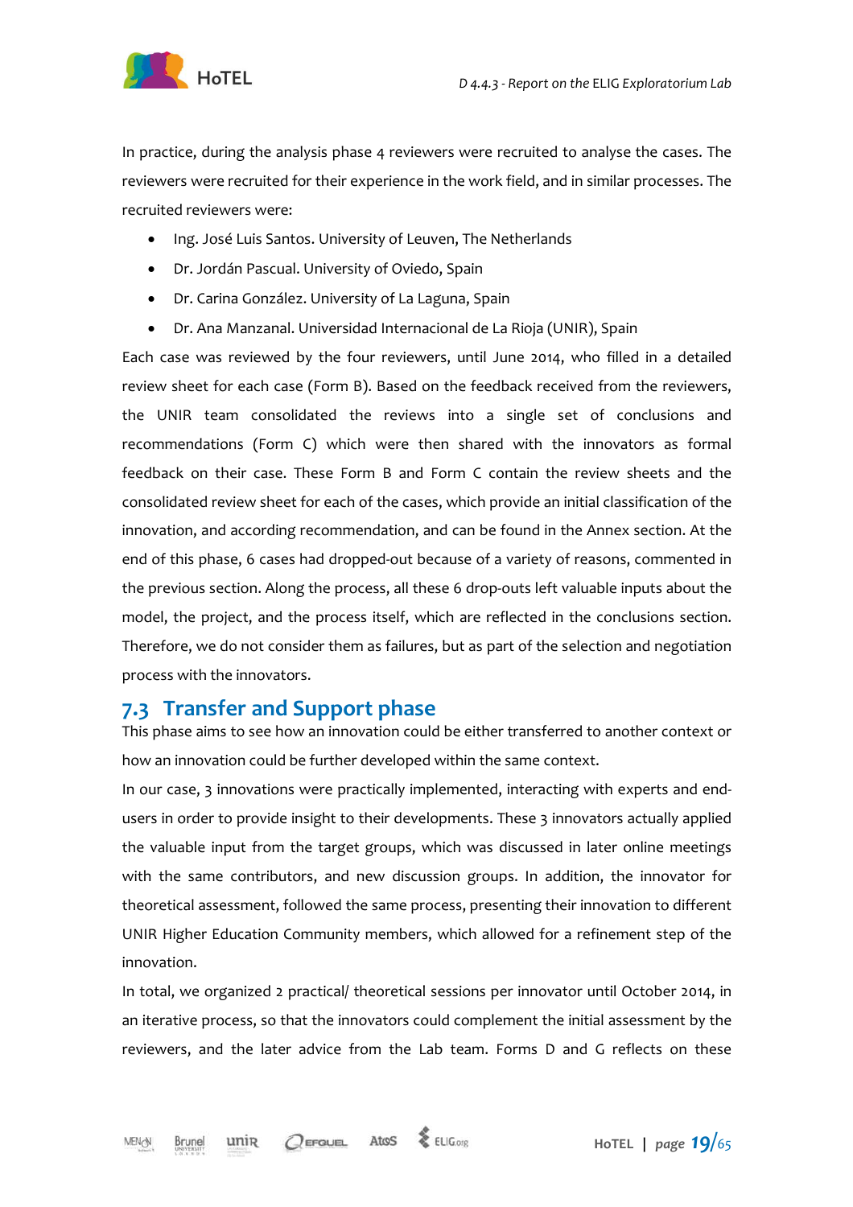In practice, during the analysis phase 4 reviewers were recruited to analyse the cases. The reviewers were recruited for their experience in the work field, and in similar processes. The recruited reviewers were:

- Ing. José Luis Santos. University of Leuven, The Netherlands
- Dr. Jordán Pascual. University of Oviedo, Spain
- Dr. Carina González. University of La Laguna, Spain
- Dr. Ana Manzanal. Universidad Internacional de La Rioja (UNIR), Spain

Each case was reviewed by the four reviewers, until June 2014, who filled in a detailed review sheet for each case (Form B). Based on the feedback received from the reviewers, the UNIR team consolidated the reviews into a single set of conclusions and recommendations (Form C) which were then shared with the innovators as formal feedback on their case. These Form B and Form C contain the review sheets and the consolidated review sheet for each of the cases, which provide an initial classification of the innovation, and according recommendation, and can be found in the Annex section. At the end of this phase, 6 cases had dropped-out because of a variety of reasons, commented in the previous section. Along the process, all these 6 drop-outs left valuable inputs about the model, the project, and the process itself, which are reflected in the conclusions section. Therefore, we do not consider them as failures, but as part of the selection and negotiation process with the innovators.

## 7.3 Transfer and Support phase

This phase aims to see how an innovation could be either transferred to another context or how an innovation could be further developed within the same context.

In our case, 3 innovations were practically implemented, interacting with experts and end-users in order to provide insight to their developments. These 3 innovators actually applied the valuable input from the target groups, which was discussed in later online meetings with the same contributors, and new discussion groups. In addition, the innovator for theoretical assessment, followed the same process, presenting their innovation to different UNIR Higher Education Community members, which allowed for a refinement step of the innovation.

In total, we organized 2 practical/ theoretical sessions per innovator until October 2014, in an iterative process, so that the innovators could complement the initial assessment by the reviewers, and the later advice from the Lab team. Forms D and G reflects on these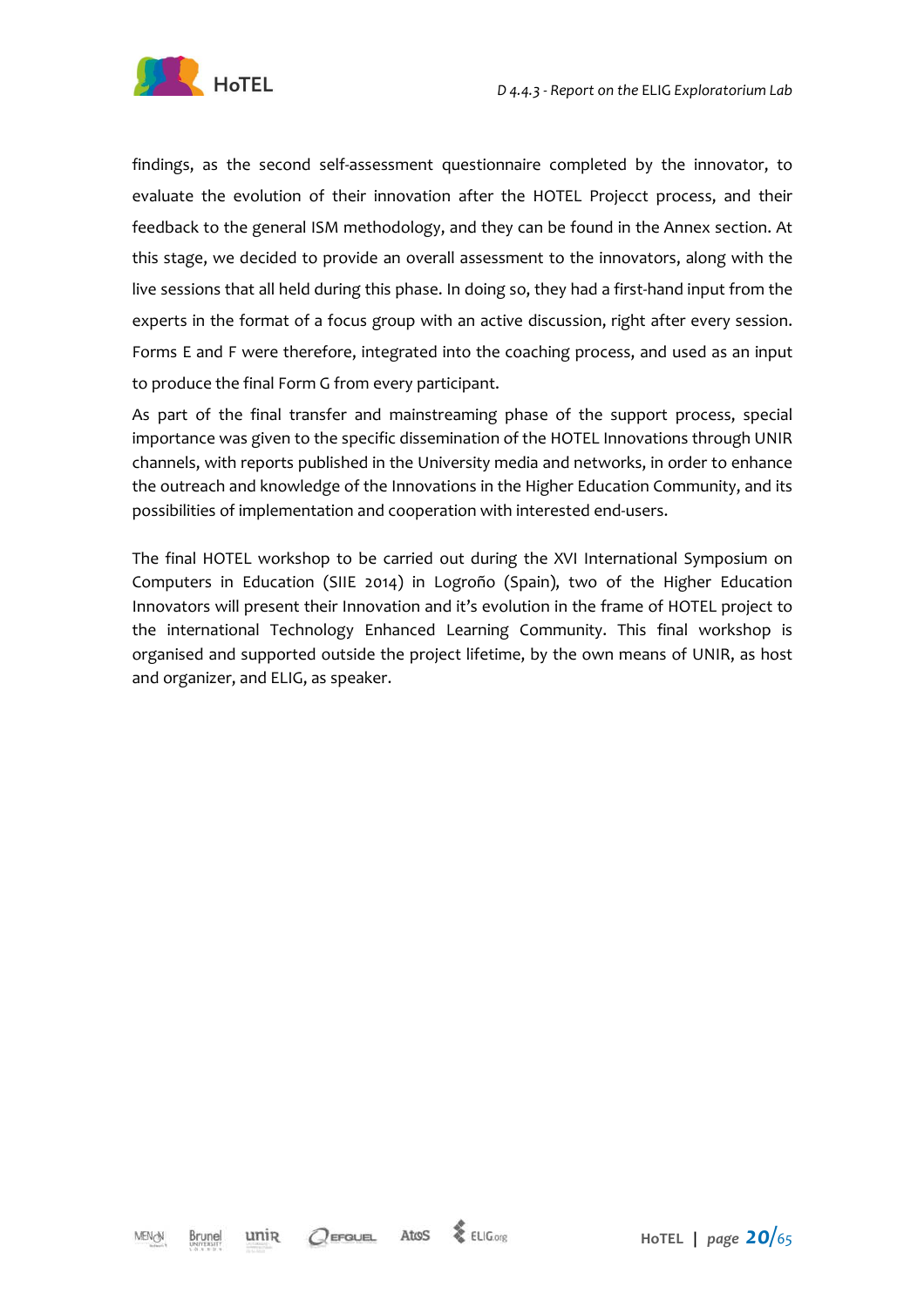findings, as the second self-assessment questionnaire completed by the innovator, to evaluate the evolution of their innovation after the HOTEL Projecct process, and their feedback to the general ISM methodology, and they can be found in the Annex section. At this stage, we decided to provide an overall assessment to the innovators, along with the live sessions that all held during this phase. In doing so, they had a first-hand input from the experts in the format of a focus group with an active discussion, right after every session. Forms E and F were therefore, integrated into the coaching process, and used as an input to produce the final Form G from every participant.

As part of the final transfer and mainstreaming phase of the support process, special importance was given to the specific dissemination of the HOTEL Innovations through UNIR channels, with reports published in the University media and networks, in order to enhance the outreach and knowledge of the Innovations in the Higher Education Community, and its possibilities of implementation and cooperation with interested end-users.

The final HOTEL workshop to be carried out during the XVI International Symposium on Computers in Education (SIIE 2014) in Logroño (Spain), two of the Higher Education Innovators will present their Innovation and it's evolution in the frame of HOTEL project to the international Technology Enhanced Learning Community. This final workshop is organised and supported outside the project lifetime, by the own means of UNIR, as host and organizer, and ELIG, as speaker.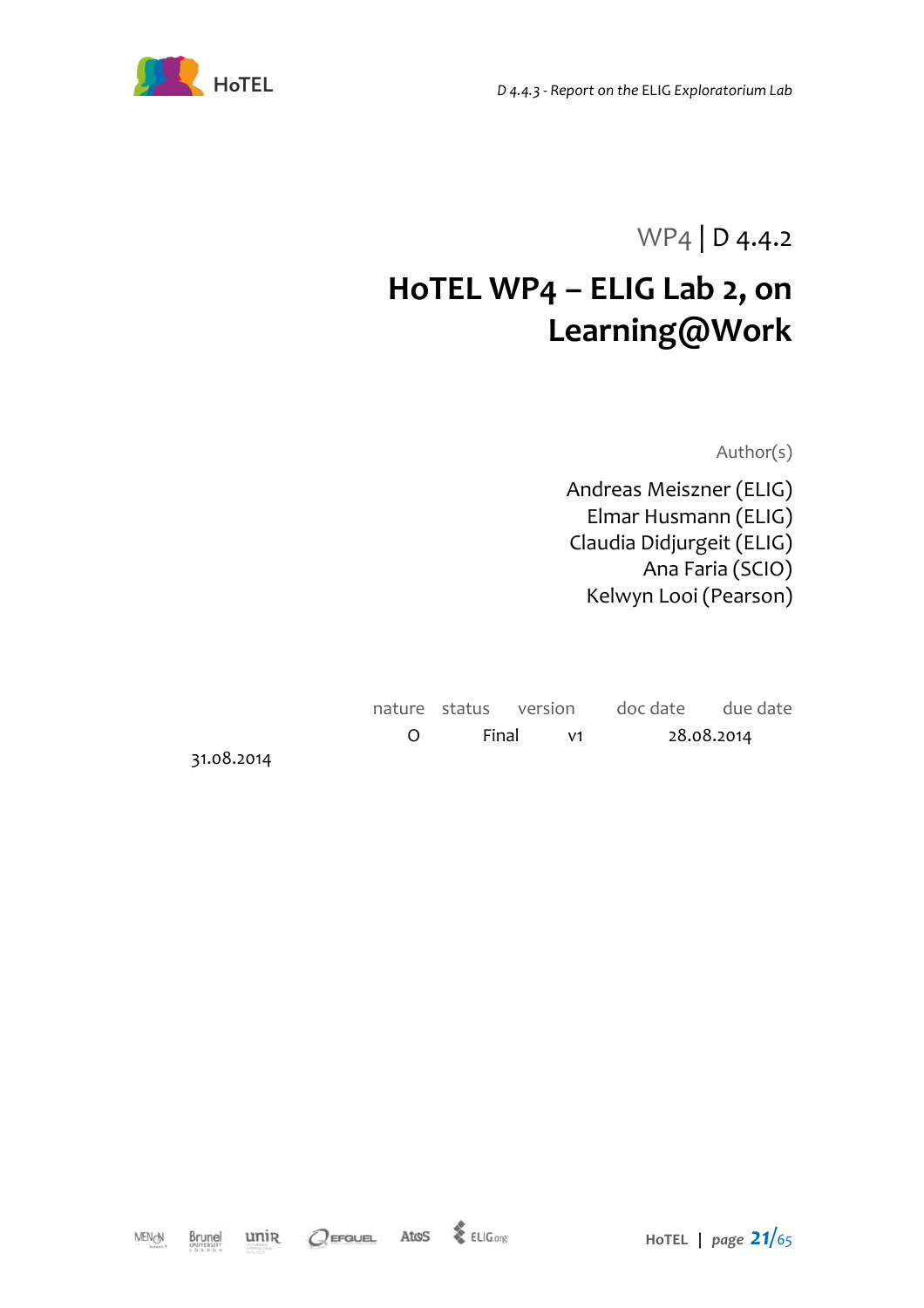WP4 | D 4.4.2

# HoTEL WP4 – ELIG Lab 2, on Learning@Work

Author(s)

Andreas Meiszner (ELIG)
Elmar Husmann (ELIG)
Claudia Didjurgeit (ELIG)
Ana Faria (SCIO)
Kelwyn Looi (Pearson)

| nature | status | version | doc date | due date |
|---|---|---|---|---|
| O | Final | v1 | 28.08.2014 | 31.08.2014 |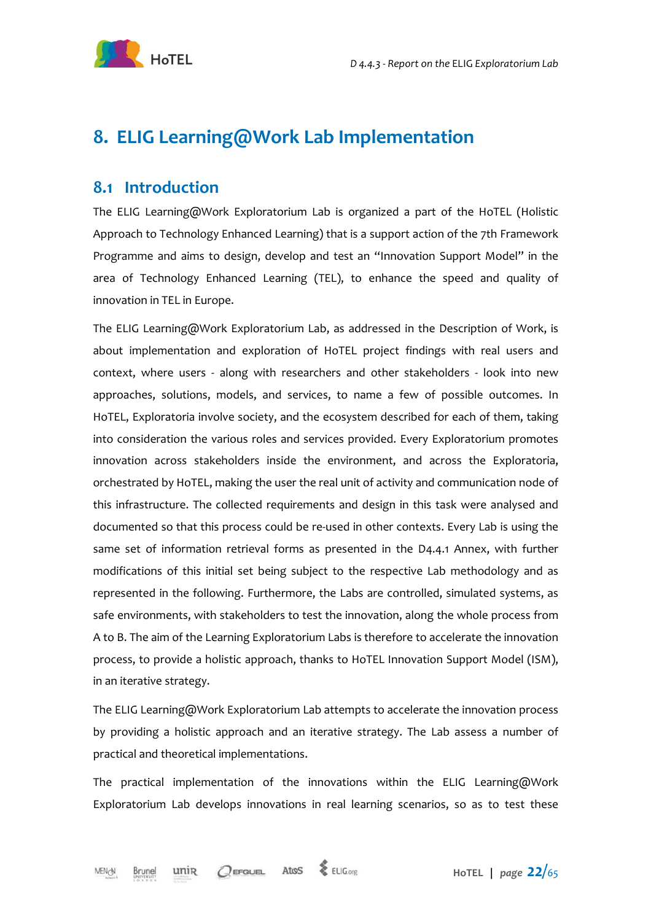# 8. ELIG Learning@Work Lab Implementation

## 8.1 Introduction

The ELIG Learning@Work Exploratorium Lab is organized a part of the HoTEL (Holistic Approach to Technology Enhanced Learning) that is a support action of the 7th Framework Programme and aims to design, develop and test an "Innovation Support Model" in the area of Technology Enhanced Learning (TEL), to enhance the speed and quality of innovation in TEL in Europe.

The ELIG Learning@Work Exploratorium Lab, as addressed in the Description of Work, is about implementation and exploration of HoTEL project findings with real users and context, where users - along with researchers and other stakeholders - look into new approaches, solutions, models, and services, to name a few of possible outcomes. In HoTEL, Exploratoria involve society, and the ecosystem described for each of them, taking into consideration the various roles and services provided. Every Exploratorium promotes innovation across stakeholders inside the environment, and across the Exploratoria, orchestrated by HoTEL, making the user the real unit of activity and communication node of this infrastructure. The collected requirements and design in this task were analysed and documented so that this process could be re-used in other contexts. Every Lab is using the same set of information retrieval forms as presented in the D4.4.1 Annex, with further modifications of this initial set being subject to the respective Lab methodology and as represented in the following. Furthermore, the Labs are controlled, simulated systems, as safe environments, with stakeholders to test the innovation, along the whole process from A to B. The aim of the Learning Exploratorium Labs is therefore to accelerate the innovation process, to provide a holistic approach, thanks to HoTEL Innovation Support Model (ISM), in an iterative strategy.

The ELIG Learning@Work Exploratorium Lab attempts to accelerate the innovation process by providing a holistic approach and an iterative strategy. The Lab assess a number of practical and theoretical implementations.

The practical implementation of the innovations within the ELIG Learning@Work Exploratorium Lab develops innovations in real learning scenarios, so as to test these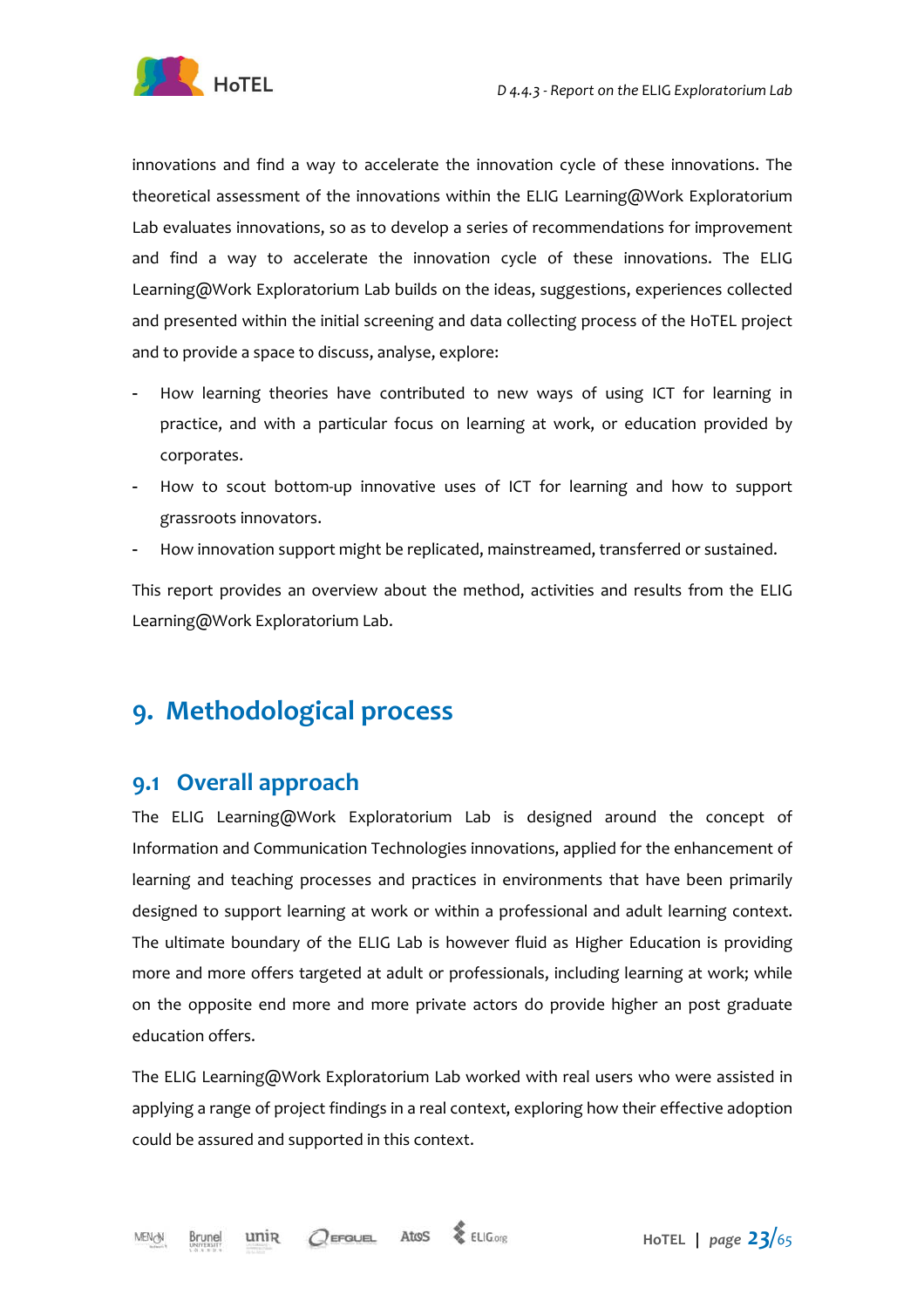innovations and find a way to accelerate the innovation cycle of these innovations. The theoretical assessment of the innovations within the ELIG Learning@Work Exploratorium Lab evaluates innovations, so as to develop a series of recommendations for improvement and find a way to accelerate the innovation cycle of these innovations. The ELIG Learning@Work Exploratorium Lab builds on the ideas, suggestions, experiences collected and presented within the initial screening and data collecting process of the HoTEL project and to provide a space to discuss, analyse, explore:

- How learning theories have contributed to new ways of using ICT for learning in practice, and with a particular focus on learning at work, or education provided by corporates.
- How to scout bottom-up innovative uses of ICT for learning and how to support grassroots innovators.
- How innovation support might be replicated, mainstreamed, transferred or sustained.

This report provides an overview about the method, activities and results from the ELIG Learning@Work Exploratorium Lab.

# 9. Methodological process

## 9.1 Overall approach

The ELIG Learning@Work Exploratorium Lab is designed around the concept of Information and Communication Technologies innovations, applied for the enhancement of learning and teaching processes and practices in environments that have been primarily designed to support learning at work or within a professional and adult learning context. The ultimate boundary of the ELIG Lab is however fluid as Higher Education is providing more and more offers targeted at adult or professionals, including learning at work; while on the opposite end more and more private actors do provide higher an post graduate education offers.

The ELIG Learning@Work Exploratorium Lab worked with real users who were assisted in applying a range of project findings in a real context, exploring how their effective adoption could be assured and supported in this context.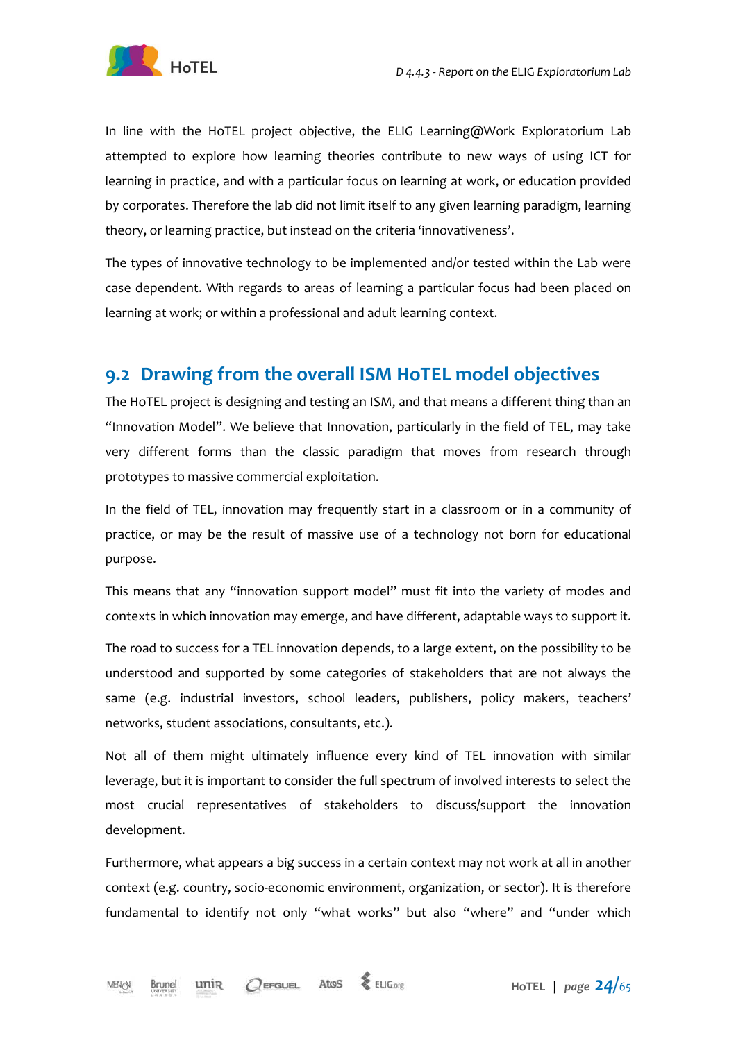In line with the HoTEL project objective, the ELIG Learning@Work Exploratorium Lab attempted to explore how learning theories contribute to new ways of using ICT for learning in practice, and with a particular focus on learning at work, or education provided by corporates. Therefore the lab did not limit itself to any given learning paradigm, learning theory, or learning practice, but instead on the criteria 'innovativeness'.

The types of innovative technology to be implemented and/or tested within the Lab were case dependent. With regards to areas of learning a particular focus had been placed on learning at work; or within a professional and adult learning context.

## 9.2 Drawing from the overall ISM HoTEL model objectives

The HoTEL project is designing and testing an ISM, and that means a different thing than an "Innovation Model". We believe that Innovation, particularly in the field of TEL, may take very different forms than the classic paradigm that moves from research through prototypes to massive commercial exploitation.

In the field of TEL, innovation may frequently start in a classroom or in a community of practice, or may be the result of massive use of a technology not born for educational purpose.

This means that any "innovation support model" must fit into the variety of modes and contexts in which innovation may emerge, and have different, adaptable ways to support it.

The road to success for a TEL innovation depends, to a large extent, on the possibility to be understood and supported by some categories of stakeholders that are not always the same (e.g. industrial investors, school leaders, publishers, policy makers, teachers' networks, student associations, consultants, etc.).

Not all of them might ultimately influence every kind of TEL innovation with similar leverage, but it is important to consider the full spectrum of involved interests to select the most crucial representatives of stakeholders to discuss/support the innovation development.

Furthermore, what appears a big success in a certain context may not work at all in another context (e.g. country, socio-economic environment, organization, or sector). It is therefore fundamental to identify not only "what works" but also "where" and "under which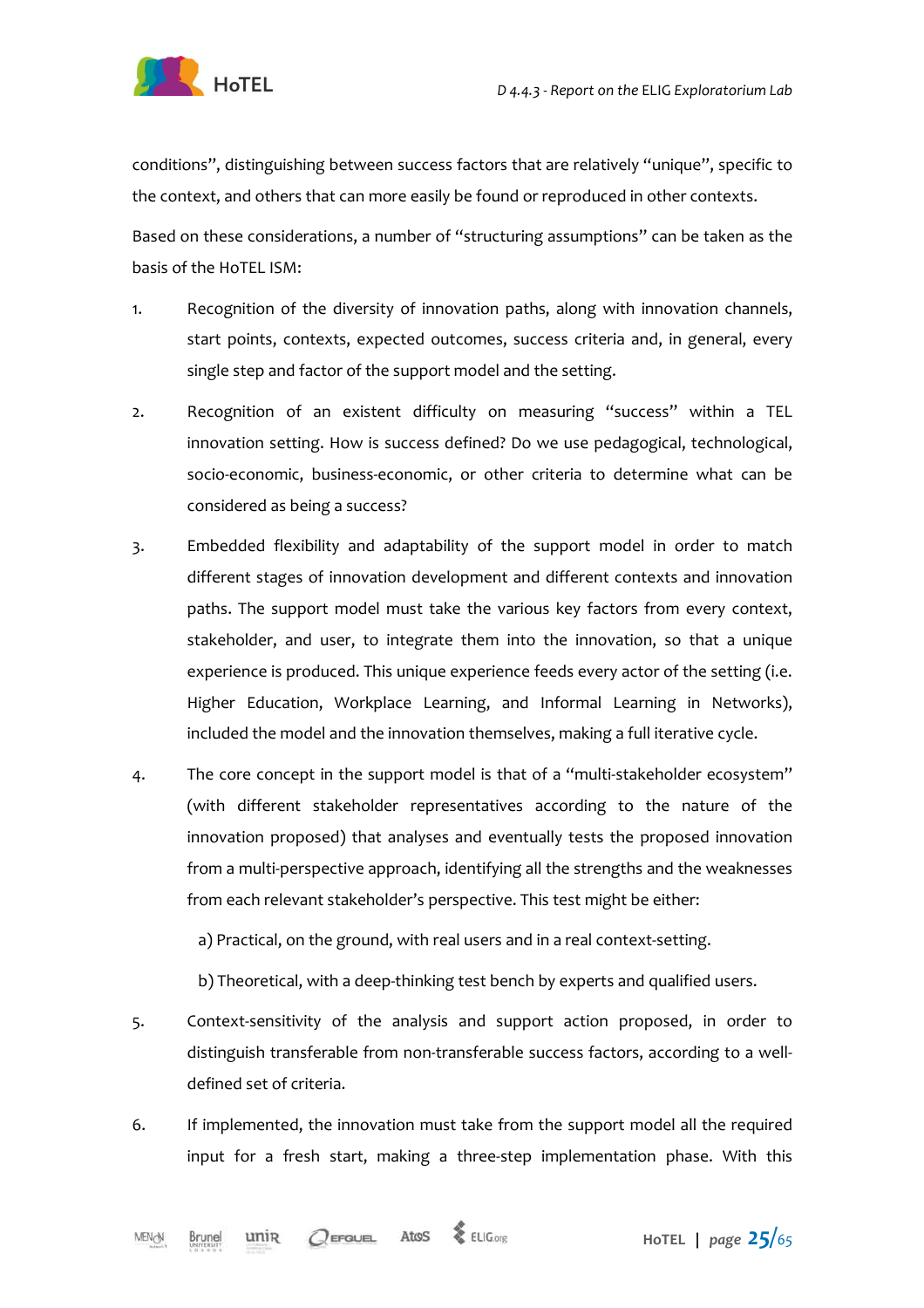conditions", distinguishing between success factors that are relatively "unique", specific to the context, and others that can more easily be found or reproduced in other contexts.

Based on these considerations, a number of "structuring assumptions" can be taken as the basis of the HoTEL ISM:

1. Recognition of the diversity of innovation paths, along with innovation channels, start points, contexts, expected outcomes, success criteria and, in general, every single step and factor of the support model and the setting.

2. Recognition of an existent difficulty on measuring "success" within a TEL innovation setting. How is success defined? Do we use pedagogical, technological, socio-economic, business-economic, or other criteria to determine what can be considered as being a success?

3. Embedded flexibility and adaptability of the support model in order to match different stages of innovation development and different contexts and innovation paths. The support model must take the various key factors from every context, stakeholder, and user, to integrate them into the innovation, so that a unique experience is produced. This unique experience feeds every actor of the setting (i.e. Higher Education, Workplace Learning, and Informal Learning in Networks), included the model and the innovation themselves, making a full iterative cycle.

4. The core concept in the support model is that of a "multi-stakeholder ecosystem" (with different stakeholder representatives according to the nature of the innovation proposed) that analyses and eventually tests the proposed innovation from a multi-perspective approach, identifying all the strengths and the weaknesses from each relevant stakeholder's perspective. This test might be either:

   a) Practical, on the ground, with real users and in a real context-setting.

   b) Theoretical, with a deep-thinking test bench by experts and qualified users.

5. Context-sensitivity of the analysis and support action proposed, in order to distinguish transferable from non-transferable success factors, according to a well-defined set of criteria.

6. If implemented, the innovation must take from the support model all the required input for a fresh start, making a three-step implementation phase. With this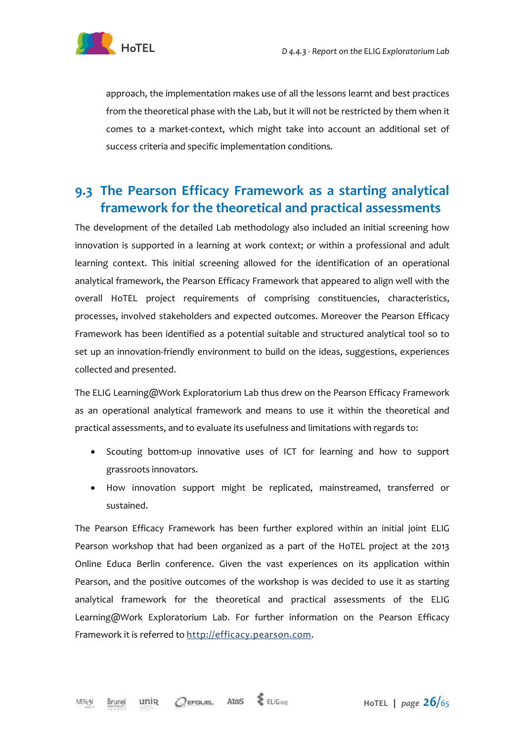approach, the implementation makes use of all the lessons learnt and best practices from the theoretical phase with the Lab, but it will not be restricted by them when it comes to a market-context, which might take into account an additional set of success criteria and specific implementation conditions.

## 9.3 The Pearson Efficacy Framework as a starting analytical framework for the theoretical and practical assessments

The development of the detailed Lab methodology also included an initial screening how innovation is supported in a learning at work context; or within a professional and adult learning context. This initial screening allowed for the identification of an operational analytical framework, the Pearson Efficacy Framework that appeared to align well with the overall HoTEL project requirements of comprising constituencies, characteristics, processes, involved stakeholders and expected outcomes. Moreover the Pearson Efficacy Framework has been identified as a potential suitable and structured analytical tool so to set up an innovation-friendly environment to build on the ideas, suggestions, experiences collected and presented.

The ELIG Learning@Work Exploratorium Lab thus drew on the Pearson Efficacy Framework as an operational analytical framework and means to use it within the theoretical and practical assessments, and to evaluate its usefulness and limitations with regards to:

- Scouting bottom-up innovative uses of ICT for learning and how to support grassroots innovators.
- How innovation support might be replicated, mainstreamed, transferred or sustained.

The Pearson Efficacy Framework has been further explored within an initial joint ELIG Pearson workshop that had been organized as a part of the HoTEL project at the 2013 Online Educa Berlin conference. Given the vast experiences on its application within Pearson, and the positive outcomes of the workshop is was decided to use it as starting analytical framework for the theoretical and practical assessments of the ELIG Learning@Work Exploratorium Lab. For further information on the Pearson Efficacy Framework it is referred to http://efficacy.pearson.com.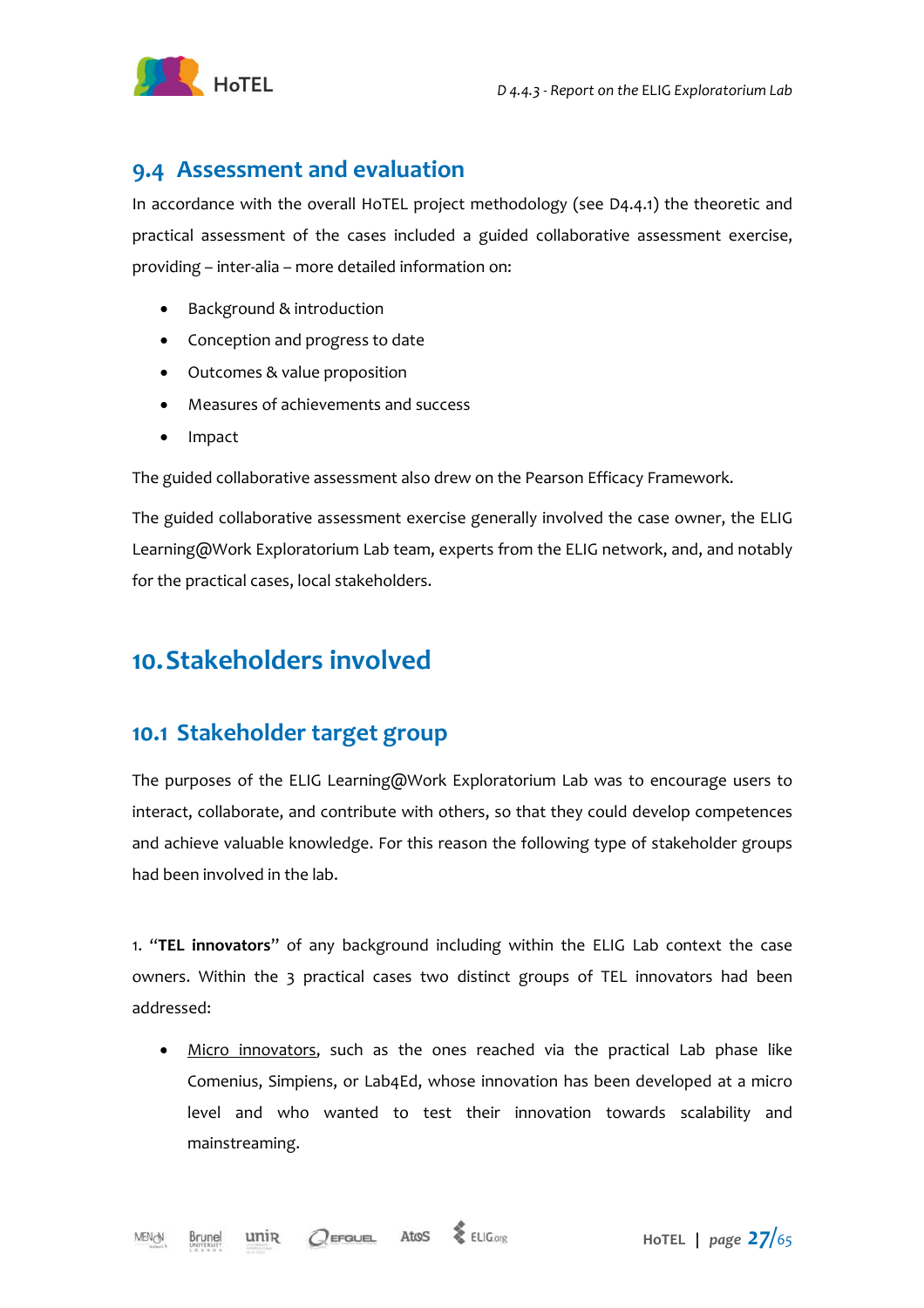## 9.4 Assessment and evaluation

In accordance with the overall HoTEL project methodology (see D4.4.1) the theoretic and practical assessment of the cases included a guided collaborative assessment exercise, providing – inter-alia – more detailed information on:

- Background & introduction
- Conception and progress to date
- Outcomes & value proposition
- Measures of achievements and success
- Impact

The guided collaborative assessment also drew on the Pearson Efficacy Framework.

The guided collaborative assessment exercise generally involved the case owner, the ELIG Learning@Work Exploratorium Lab team, experts from the ELIG network, and, and notably for the practical cases, local stakeholders.

# 10. Stakeholders involved

## 10.1 Stakeholder target group

The purposes of the ELIG Learning@Work Exploratorium Lab was to encourage users to interact, collaborate, and contribute with others, so that they could develop competences and achieve valuable knowledge. For this reason the following type of stakeholder groups had been involved in the lab.

1. "**TEL innovators**" of any background including within the ELIG Lab context the case owners. Within the 3 practical cases two distinct groups of TEL innovators had been addressed:

- <u>Micro innovators</u>, such as the ones reached via the practical Lab phase like Comenius, Simpiens, or Lab4Ed, whose innovation has been developed at a micro level and who wanted to test their innovation towards scalability and mainstreaming.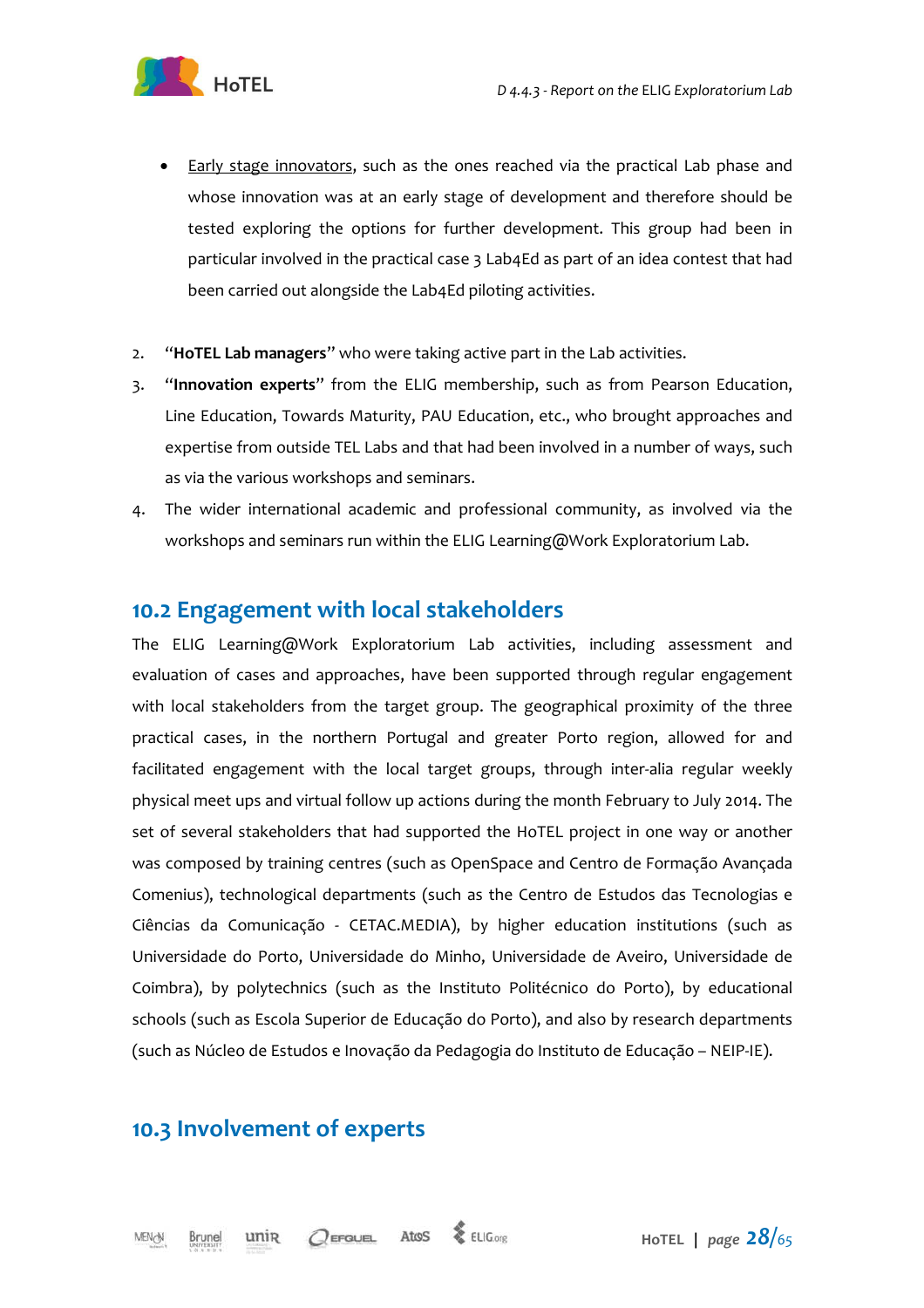- Early stage innovators, such as the ones reached via the practical Lab phase and whose innovation was at an early stage of development and therefore should be tested exploring the options for further development. This group had been in particular involved in the practical case 3 Lab4Ed as part of an idea contest that had been carried out alongside the Lab4Ed piloting activities.

2. "**HoTEL Lab managers**" who were taking active part in the Lab activities.
3. "**Innovation experts**" from the ELIG membership, such as from Pearson Education, Line Education, Towards Maturity, PAU Education, etc., who brought approaches and expertise from outside TEL Labs and that had been involved in a number of ways, such as via the various workshops and seminars.
4. The wider international academic and professional community, as involved via the workshops and seminars run within the ELIG Learning@Work Exploratorium Lab.

## 10.2 Engagement with local stakeholders

The ELIG Learning@Work Exploratorium Lab activities, including assessment and evaluation of cases and approaches, have been supported through regular engagement with local stakeholders from the target group. The geographical proximity of the three practical cases, in the northern Portugal and greater Porto region, allowed for and facilitated engagement with the local target groups, through inter-alia regular weekly physical meet ups and virtual follow up actions during the month February to July 2014. The set of several stakeholders that had supported the HoTEL project in one way or another was composed by training centres (such as OpenSpace and Centro de Formação Avançada Comenius), technological departments (such as the Centro de Estudos das Tecnologias e Ciências da Comunicação - CETAC.MEDIA), by higher education institutions (such as Universidade do Porto, Universidade do Minho, Universidade de Aveiro, Universidade de Coimbra), by polytechnics (such as the Instituto Politécnico do Porto), by educational schools (such as Escola Superior de Educação do Porto), and also by research departments (such as Núcleo de Estudos e Inovação da Pedagogia do Instituto de Educação – NEIP-IE).

## 10.3 Involvement of experts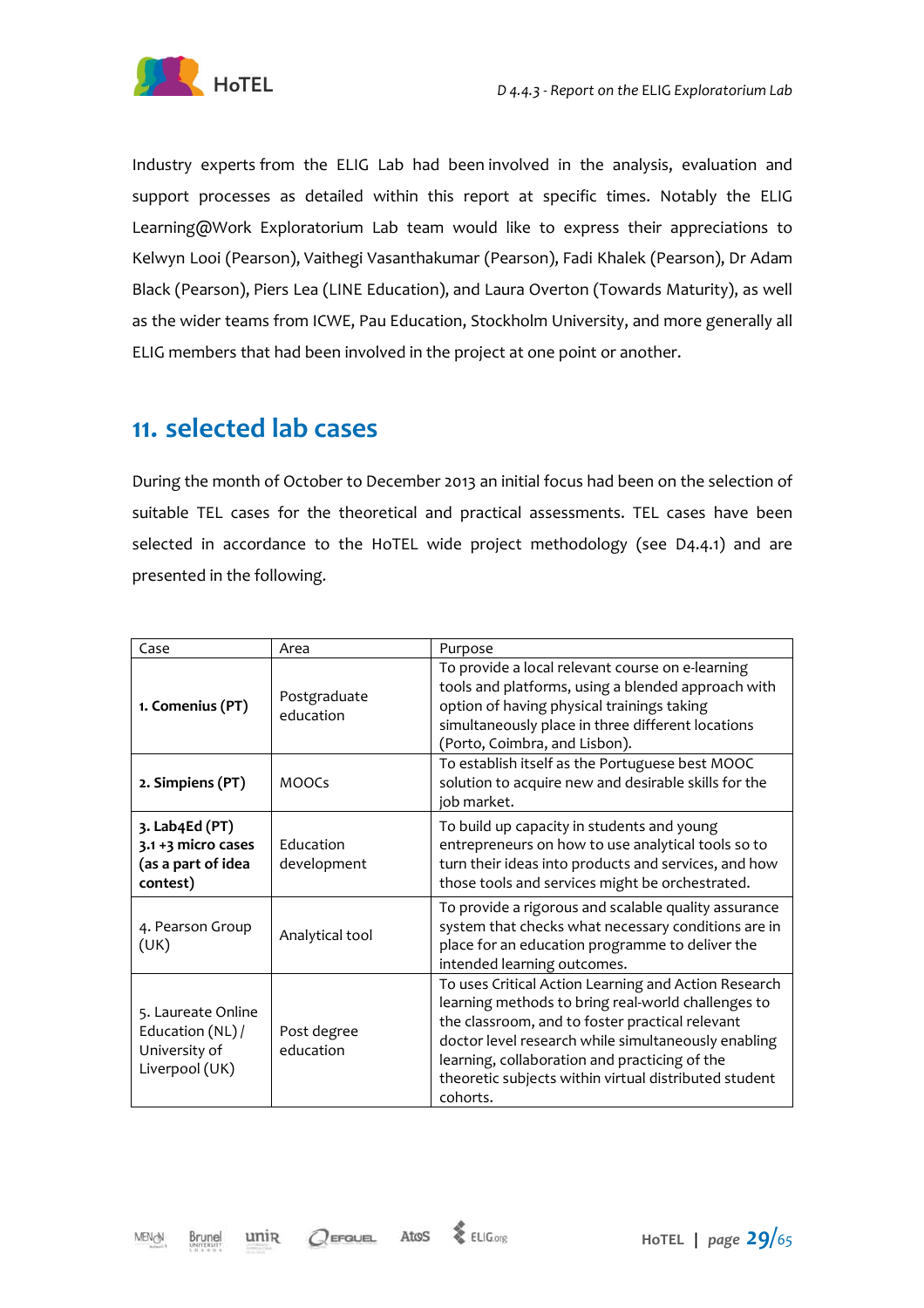Industry experts from the ELIG Lab had been involved in the analysis, evaluation and support processes as detailed within this report at specific times. Notably the ELIG Learning@Work Exploratorium Lab team would like to express their appreciations to Kelwyn Looi (Pearson), Vaithegi Vasanthakumar (Pearson), Fadi Khalek (Pearson), Dr Adam Black (Pearson), Piers Lea (LINE Education), and Laura Overton (Towards Maturity), as well as the wider teams from ICWE, Pau Education, Stockholm University, and more generally all ELIG members that had been involved in the project at one point or another.

# 11. selected lab cases

During the month of October to December 2013 an initial focus had been on the selection of suitable TEL cases for the theoretical and practical assessments. TEL cases have been selected in accordance to the HoTEL wide project methodology (see D4.4.1) and are presented in the following.

| Case | Area | Purpose |
|---|---|---|
| **1. Comenius (PT)** | Postgraduate education | To provide a local relevant course on e-learning tools and platforms, using a blended approach with option of having physical trainings taking simultaneously place in three different locations (Porto, Coimbra, and Lisbon). |
| **2. Simpiens (PT)** | MOOCs | To establish itself as the Portuguese best MOOC solution to acquire new and desirable skills for the job market. |
| **3. Lab4Ed (PT) 3.1 +3 micro cases (as a part of idea contest)** | Education development | To build up capacity in students and young entrepreneurs on how to use analytical tools so to turn their ideas into products and services, and how those tools and services might be orchestrated. |
| 4. Pearson Group (UK) | Analytical tool | To provide a rigorous and scalable quality assurance system that checks what necessary conditions are in place for an education programme to deliver the intended learning outcomes. |
| 5. Laureate Online Education (NL) / University of Liverpool (UK) | Post degree education | To uses Critical Action Learning and Action Research learning methods to bring real-world challenges to the classroom, and to foster practical relevant doctor level research while simultaneously enabling learning, collaboration and practicing of the theoretic subjects within virtual distributed student cohorts. |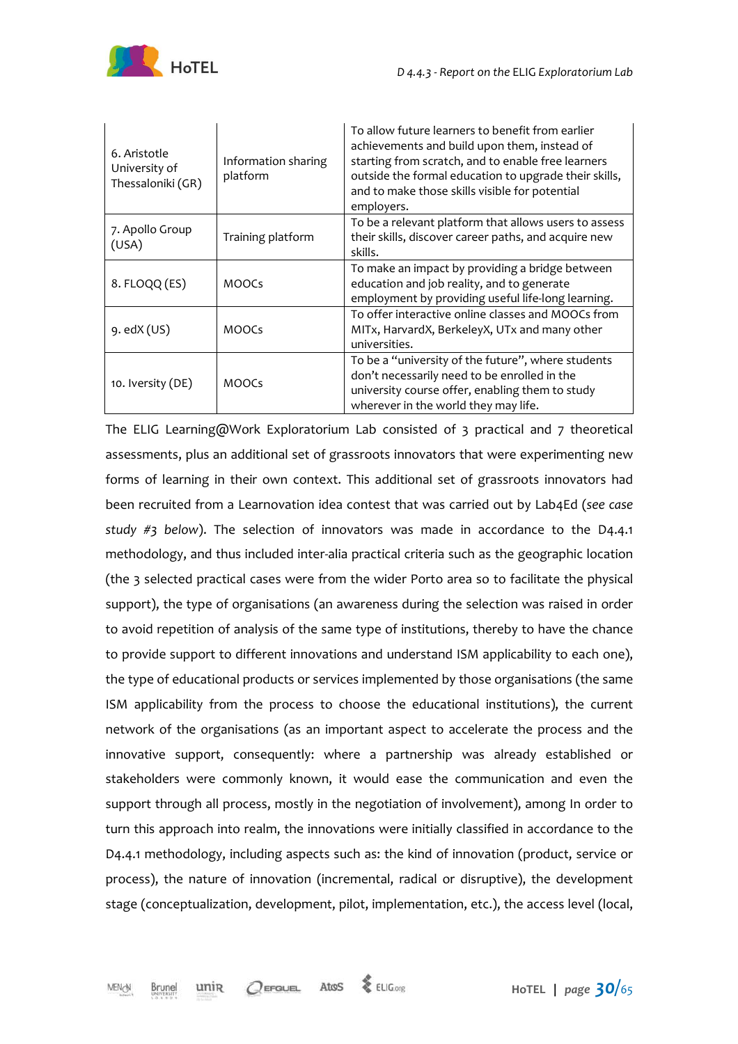| | | |
|---|---|---|
| 6. Aristotle University of Thessaloniki (GR) | Information sharing platform | To allow future learners to benefit from earlier achievements and build upon them, instead of starting from scratch, and to enable free learners outside the formal education to upgrade their skills, and to make those skills visible for potential employers. |
| 7. Apollo Group (USA) | Training platform | To be a relevant platform that allows users to assess their skills, discover career paths, and acquire new skills. |
| 8. FLOQQ (ES) | MOOCs | To make an impact by providing a bridge between education and job reality, and to generate employment by providing useful life-long learning. |
| 9. edX (US) | MOOCs | To offer interactive online classes and MOOCs from MITx, HarvardX, BerkeleyX, UTx and many other universities. |
| 10. Iversity (DE) | MOOCs | To be a "university of the future", where students don't necessarily need to be enrolled in the university course offer, enabling them to study wherever in the world they may life. |

The ELIG Learning@Work Exploratorium Lab consisted of 3 practical and 7 theoretical assessments, plus an additional set of grassroots innovators that were experimenting new forms of learning in their own context. This additional set of grassroots innovators had been recruited from a Learnovation idea contest that was carried out by Lab4Ed (*see case study #3 below*). The selection of innovators was made in accordance to the D4.4.1 methodology, and thus included inter-alia practical criteria such as the geographic location (the 3 selected practical cases were from the wider Porto area so to facilitate the physical support), the type of organisations (an awareness during the selection was raised in order to avoid repetition of analysis of the same type of institutions, thereby to have the chance to provide support to different innovations and understand ISM applicability to each one), the type of educational products or services implemented by those organisations (the same ISM applicability from the process to choose the educational institutions), the current network of the organisations (as an important aspect to accelerate the process and the innovative support, consequently: where a partnership was already established or stakeholders were commonly known, it would ease the communication and even the support through all process, mostly in the negotiation of involvement), among In order to turn this approach into realm, the innovations were initially classified in accordance to the D4.4.1 methodology, including aspects such as: the kind of innovation (product, service or process), the nature of innovation (incremental, radical or disruptive), the development stage (conceptualization, development, pilot, implementation, etc.), the access level (local,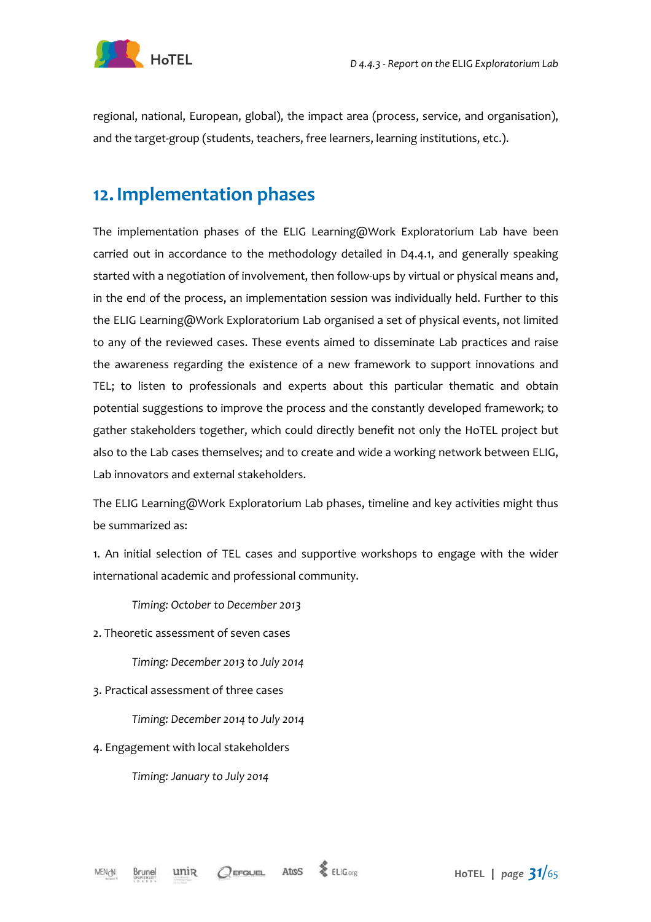regional, national, European, global), the impact area (process, service, and organisation), and the target-group (students, teachers, free learners, learning institutions, etc.).

# 12. Implementation phases

The implementation phases of the ELIG Learning@Work Exploratorium Lab have been carried out in accordance to the methodology detailed in D4.4.1, and generally speaking started with a negotiation of involvement, then follow-ups by virtual or physical means and, in the end of the process, an implementation session was individually held. Further to this the ELIG Learning@Work Exploratorium Lab organised a set of physical events, not limited to any of the reviewed cases. These events aimed to disseminate Lab practices and raise the awareness regarding the existence of a new framework to support innovations and TEL; to listen to professionals and experts about this particular thematic and obtain potential suggestions to improve the process and the constantly developed framework; to gather stakeholders together, which could directly benefit not only the HoTEL project but also to the Lab cases themselves; and to create and wide a working network between ELIG, Lab innovators and external stakeholders.

The ELIG Learning@Work Exploratorium Lab phases, timeline and key activities might thus be summarized as:

1. An initial selection of TEL cases and supportive workshops to engage with the wider international academic and professional community.

   *Timing: October to December 2013*

2. Theoretic assessment of seven cases

   *Timing: December 2013 to July 2014*

3. Practical assessment of three cases

   *Timing: December 2014 to July 2014*

4. Engagement with local stakeholders

   *Timing: January to July 2014*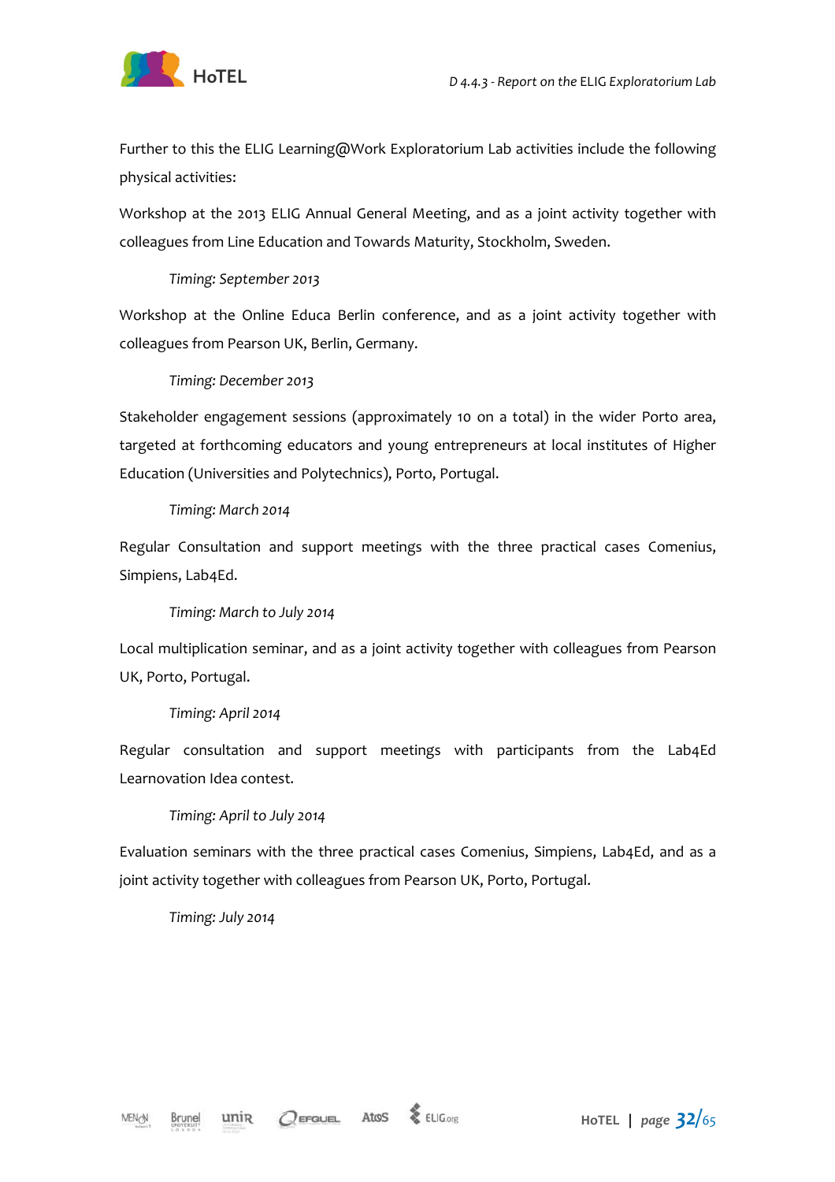Further to this the ELIG Learning@Work Exploratorium Lab activities include the following physical activities:

Workshop at the 2013 ELIG Annual General Meeting, and as a joint activity together with colleagues from Line Education and Towards Maturity, Stockholm, Sweden.

*Timing: September 2013*

Workshop at the Online Educa Berlin conference, and as a joint activity together with colleagues from Pearson UK, Berlin, Germany.

*Timing: December 2013*

Stakeholder engagement sessions (approximately 10 on a total) in the wider Porto area, targeted at forthcoming educators and young entrepreneurs at local institutes of Higher Education (Universities and Polytechnics), Porto, Portugal.

*Timing: March 2014*

Regular Consultation and support meetings with the three practical cases Comenius, Simpiens, Lab4Ed.

*Timing: March to July 2014*

Local multiplication seminar, and as a joint activity together with colleagues from Pearson UK, Porto, Portugal.

*Timing: April 2014*

Regular consultation and support meetings with participants from the Lab4Ed Learnovation Idea contest.

*Timing: April to July 2014*

Evaluation seminars with the three practical cases Comenius, Simpiens, Lab4Ed, and as a joint activity together with colleagues from Pearson UK, Porto, Portugal.

*Timing: July 2014*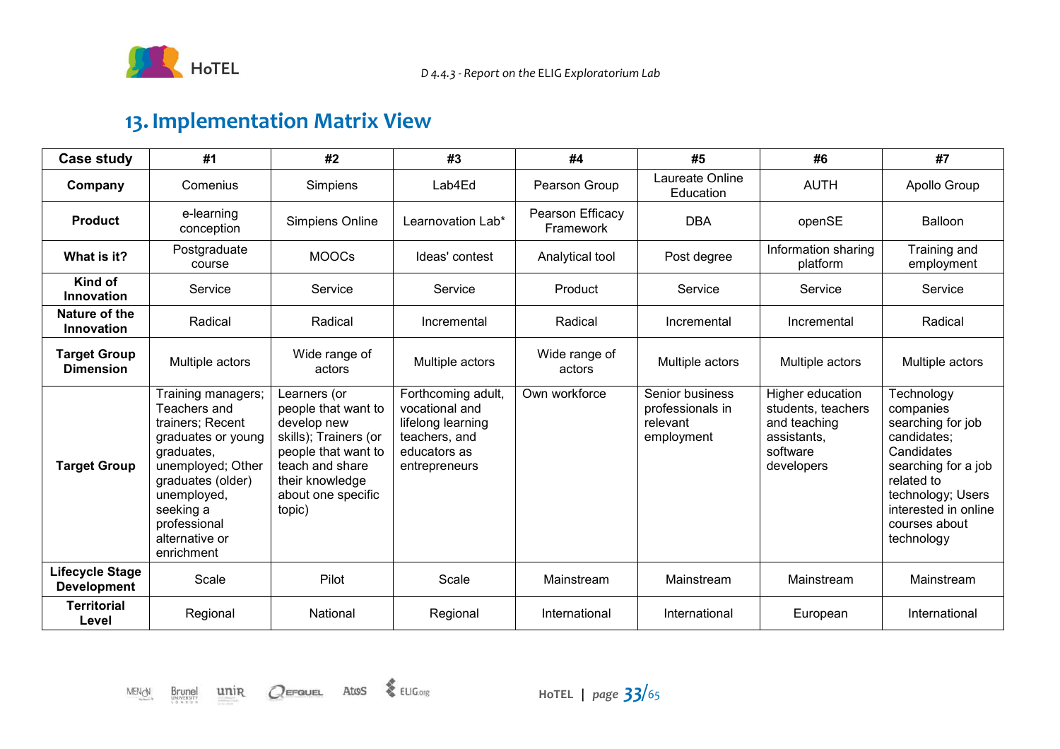# 13. Implementation Matrix View

| Case study | #1 | #2 | #3 | #4 | #5 | #6 | #7 |
|---|---|---|---|---|---|---|---|
| **Company** | Comenius | Simpiens | Lab4Ed | Pearson Group | Laureate Online Education | AUTH | Apollo Group |
| **Product** | e-learning conception | Simpiens Online | Learnovation Lab* | Pearson Efficacy Framework | DBA | openSE | Balloon |
| **What is it?** | Postgraduate course | MOOCs | Ideas' contest | Analytical tool | Post degree | Information sharing platform | Training and employment |
| **Kind of Innovation** | Service | Service | Service | Product | Service | Service | Service |
| **Nature of the Innovation** | Radical | Radical | Incremental | Radical | Incremental | Incremental | Radical |
| **Target Group Dimension** | Multiple actors | Wide range of actors | Multiple actors | Wide range of actors | Multiple actors | Multiple actors | Multiple actors |
| **Target Group** | Training managers; Teachers and trainers; Recent graduates or young graduates, unemployed; Other graduates (older) unemployed, seeking a professional alternative or enrichment | Learners (or people that want to develop new skills); Trainers (or people that want to teach and share their knowledge about one specific topic) | Forthcoming adult, vocational and lifelong learning teachers, and educators as entrepreneurs | Own workforce | Senior business professionals in relevant employment | Higher education students, teachers and teaching assistants, software developers | Technology companies searching for job candidates; Candidates searching for a job related to technology; Users interested in online courses about technology |
| **Lifecycle Stage Development** | Scale | Pilot | Scale | Mainstream | Mainstream | Mainstream | Mainstream |
| **Territorial Level** | Regional | National | Regional | International | International | European | International |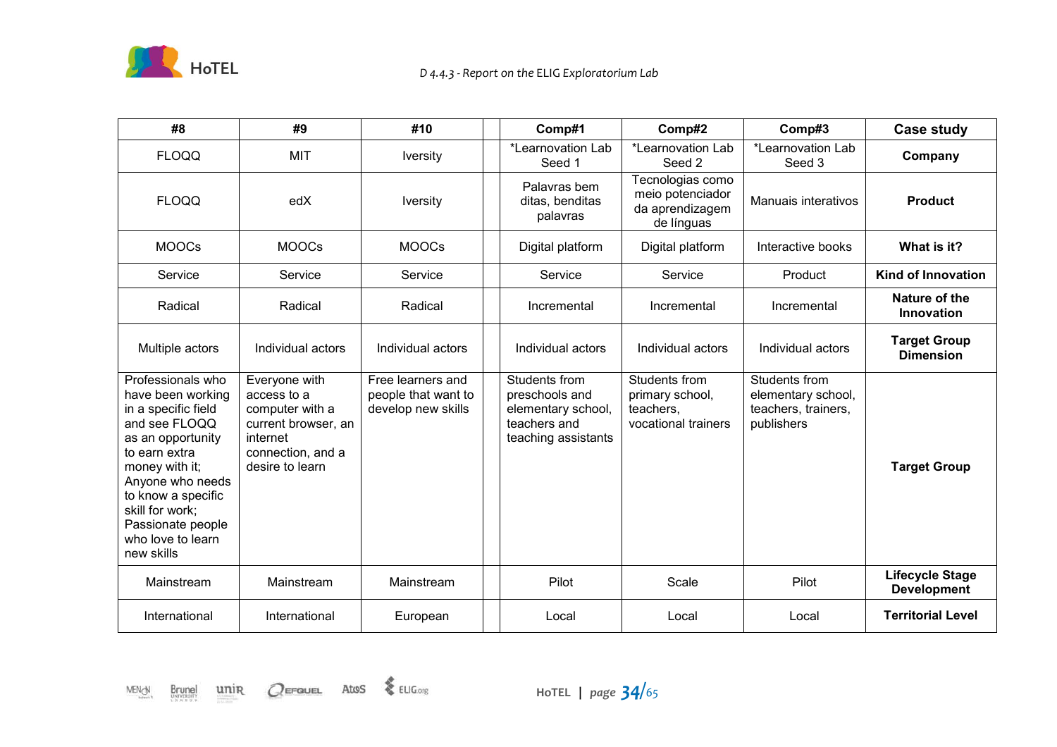| #8 | #9 | #10 | | Comp#1 | Comp#2 | Comp#3 | Case study |
|---|---|---|---|---|---|---|---|
| FLOQQ | MIT | Iversity | | *Learnovation Lab Seed 1 | *Learnovation Lab Seed 2 | *Learnovation Lab Seed 3 | **Company** |
| FLOQQ | edX | Iversity | | Palavras bem ditas, benditas palavras | Tecnologias como meio potenciador da aprendizagem de línguas | Manuais interativos | **Product** |
| MOOCs | MOOCs | MOOCs | | Digital platform | Digital platform | Interactive books | **What is it?** |
| Service | Service | Service | | Service | Service | Product | **Kind of Innovation** |
| Radical | Radical | Radical | | Incremental | Incremental | Incremental | **Nature of the Innovation** |
| Multiple actors | Individual actors | Individual actors | | Individual actors | Individual actors | Individual actors | **Target Group Dimension** |
| Professionals who have been working in a specific field and see FLOQQ as an opportunity to earn extra money with it; Anyone who needs to know a specific skill for work; Passionate people who love to learn new skills | Everyone with access to a computer with a current browser, an internet connection, and a desire to learn | Free learners and people that want to develop new skills | | Students from preschools and elementary school, teachers and teaching assistants | Students from primary school, teachers, vocational trainers | Students from elementary school, teachers, trainers, publishers | **Target Group** |
| Mainstream | Mainstream | Mainstream | | Pilot | Scale | Pilot | **Lifecycle Stage Development** |
| International | International | European | | Local | Local | Local | **Territorial Level** |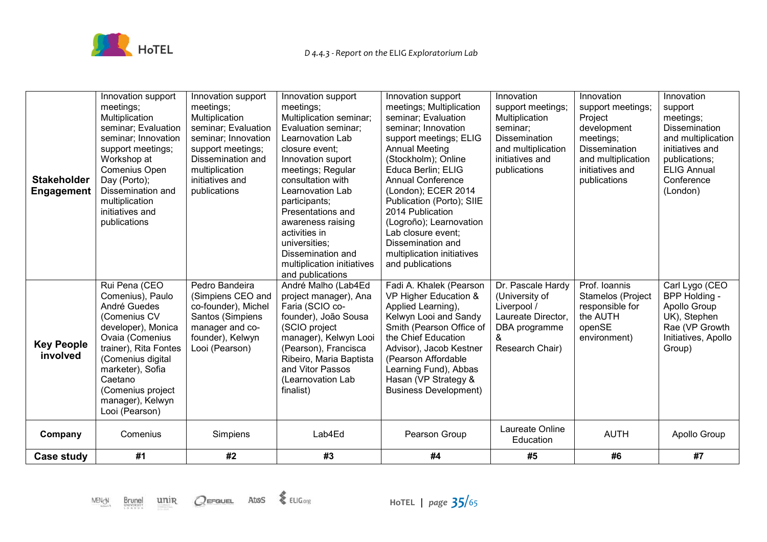| Stakeholder Engagement | Innovation support meetings; Multiplication seminar; Evaluation seminar; Innovation support meetings; Workshop at Comenius Open Day (Porto); Dissemination and multiplication initiatives and publications | Innovation support meetings; Multiplication seminar; Evaluation seminar; Innovation support meetings; Dissemination and multiplication initiatives and publications | Innovation support meetings; Multiplication seminar; Evaluation seminar; Learnovation Lab closure event; Innovation suport meetings; Regular consultation with Learnovation Lab participants; Presentations and awareness raising activities in universities; Dissemination and multiplication initiatives and publications | Innovation support meetings; Multiplication seminar; Evaluation seminar; Innovation support meetings; ELIG Annual Meeting (Stockholm); Online Educa Berlin; ELIG Annual Conference (London); ECER 2014 Publication (Porto); SIIE 2014 Publication (Logroño); Learnovation Lab closure event; Dissemination and multiplication initiatives and publications | Innovation support meetings; Multiplication seminar; Dissemination and multiplication initiatives and publications | Innovation support meetings; Project development meetings; Dissemination and multiplication initiatives and publications | Innovation support meetings; Dissemination and multiplication initiatives and publications; ELIG Annual Conference (London) |
|---|---|---|---|---|---|---|---|
| **Key People involved** | Rui Pena (CEO Comenius), Paulo André Guedes (Comenius CV developer), Monica Ovaia (Comenius trainer), Rita Fontes (Comenius digital marketer), Sofia Caetano (Comenius project manager), Kelwyn Looi (Pearson) | Pedro Bandeira (Simpiens CEO and co-founder), Michel Santos (Simpiens manager and co-founder), Kelwyn Looi (Pearson) | André Malho (Lab4Ed project manager), Ana Faria (SCIO co-founder), João Sousa (SCIO project manager), Kelwyn Looi (Pearson), Francisca Ribeiro, Maria Baptista and Vitor Passos (Learnovation Lab finalist) | Fadi A. Khalek (Pearson VP Higher Education & Applied Learning), Kelwyn Looi and Sandy Smith (Pearson Office of the Chief Education Advisor), Jacob Kestner (Pearson Affordable Learning Fund), Abbas Hasan (VP Strategy & Business Development) | Dr. Pascale Hardy (University of Liverpool / Laureate Director, DBA programme & Research Chair) | Prof. Ioannis Stamelos (Project responsible for the AUTH openSE environment) | Carl Lygo (CEO BPP Holding - Apollo Group UK), Stephen Rae (VP Growth Initiatives, Apollo Group) |
| **Company** | Comenius | Simpiens | Lab4Ed | Pearson Group | Laureate Online Education | AUTH | Apollo Group |
| **Case study** | **#1** | **#2** | **#3** | **#4** | **#5** | **#6** | **#7** |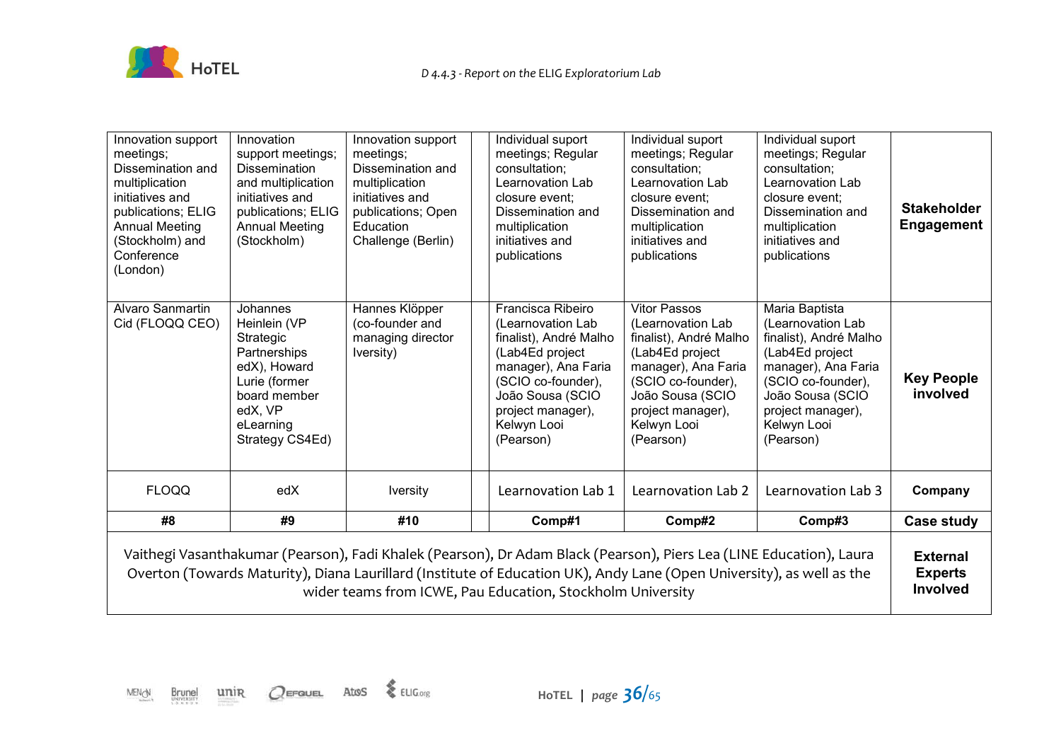| Innovation support meetings; Dissemination and multiplication initiatives and publications; ELIG Annual Meeting (Stockholm) and Conference (London) | Innovation support meetings; Dissemination and multiplication initiatives and publications; ELIG Annual Meeting (Stockholm) | Innovation support meetings; Dissemination and multiplication initiatives and publications; Open Education Challenge (Berlin) | | Individual support meetings; Regular consultation; Learnovation Lab closure event; Dissemination and multiplication initiatives and publications | Individual support meetings; Regular consultation; Learnovation Lab closure event; Dissemination and multiplication initiatives and publications | Individual support meetings; Regular consultation; Learnovation Lab closure event; Dissemination and multiplication initiatives and publications | **Stakeholder Engagement** |
|---|---|---|---|---|---|---|---|
| Alvaro Sanmartin Cid (FLOQQ CEO) | Johannes Heinlein (VP Strategic Partnerships edX), Howard Lurie (former board member edX, VP eLearning Strategy CS4Ed) | Hannes Klöpper (co-founder and managing director Iversity) | | Francisca Ribeiro (Learnovation Lab finalist), André Malho (Lab4Ed project manager), Ana Faria (SCIO co-founder), João Sousa (SCIO project manager), Kelwyn Looi (Pearson) | Vitor Passos (Learnovation Lab finalist), André Malho (Lab4Ed project manager), Ana Faria (SCIO co-founder), João Sousa (SCIO project manager), Kelwyn Looi (Pearson) | Maria Baptista (Learnovation Lab finalist), André Malho (Lab4Ed project manager), Ana Faria (SCIO co-founder), João Sousa (SCIO project manager), Kelwyn Looi (Pearson) | **Key People involved** |
| FLOQQ | edX | Iversity | | Learnovation Lab 1 | Learnovation Lab 2 | Learnovation Lab 3 | **Company** |
| **#8** | **#9** | **#10** | | **Comp#1** | **Comp#2** | **Comp#3** | **Case study** |
| Vaithegi Vasanthakumar (Pearson), Fadi Khalek (Pearson), Dr Adam Black (Pearson), Piers Lea (LINE Education), Laura Overton (Towards Maturity), Diana Laurillard (Institute of Education UK), Andy Lane (Open University), as well as the wider teams from ICWE, Pau Education, Stockholm University | | | | | | | **External Experts Involved** |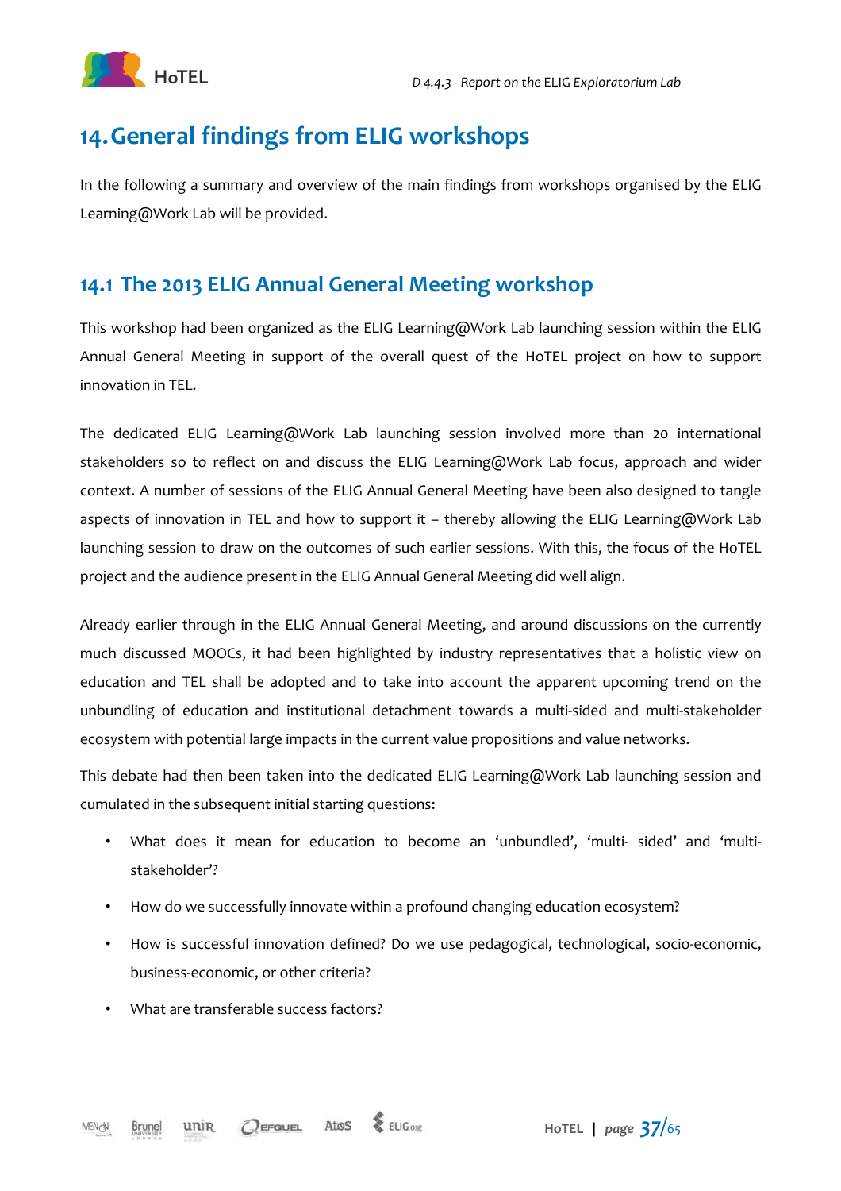# 14. General findings from ELIG workshops

In the following a summary and overview of the main findings from workshops organised by the ELIG Learning@Work Lab will be provided.

## 14.1 The 2013 ELIG Annual General Meeting workshop

This workshop had been organized as the ELIG Learning@Work Lab launching session within the ELIG Annual General Meeting in support of the overall quest of the HoTEL project on how to support innovation in TEL.

The dedicated ELIG Learning@Work Lab launching session involved more than 20 international stakeholders so to reflect on and discuss the ELIG Learning@Work Lab focus, approach and wider context. A number of sessions of the ELIG Annual General Meeting have been also designed to tangle aspects of innovation in TEL and how to support it – thereby allowing the ELIG Learning@Work Lab launching session to draw on the outcomes of such earlier sessions. With this, the focus of the HoTEL project and the audience present in the ELIG Annual General Meeting did well align.

Already earlier through in the ELIG Annual General Meeting, and around discussions on the currently much discussed MOOCs, it had been highlighted by industry representatives that a holistic view on education and TEL shall be adopted and to take into account the apparent upcoming trend on the unbundling of education and institutional detachment towards a multi-sided and multi-stakeholder ecosystem with potential large impacts in the current value propositions and value networks.

This debate had then been taken into the dedicated ELIG Learning@Work Lab launching session and cumulated in the subsequent initial starting questions:

- What does it mean for education to become an 'unbundled', 'multi- sided' and 'multi-stakeholder'?
- How do we successfully innovate within a profound changing education ecosystem?
- How is successful innovation defined? Do we use pedagogical, technological, socio-economic, business-economic, or other criteria?
- What are transferable success factors?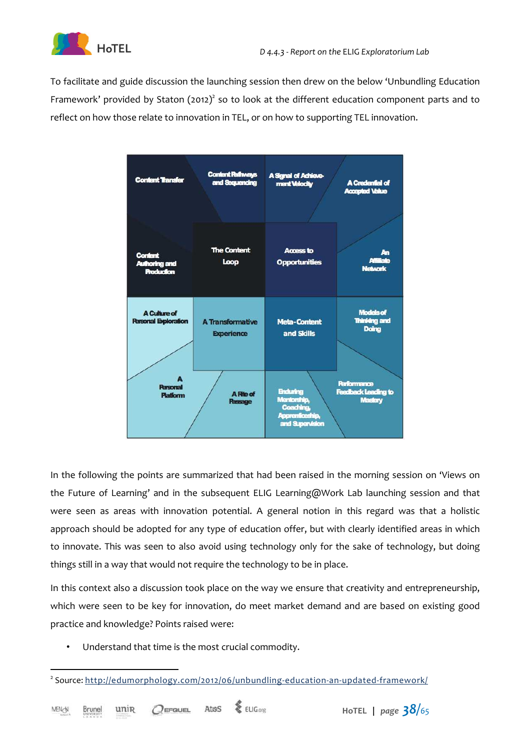To facilitate and guide discussion the launching session then drew on the below 'Unbundling Education Framework' provided by Staton (2012)[2] so to look at the different education component parts and to reflect on how those relate to innovation in TEL, or on how to supporting TEL innovation.

In the following the points are summarized that had been raised in the morning session on 'Views on the Future of Learning' and in the subsequent ELIG Learning@Work Lab launching session and that were seen as areas with innovation potential. A general notion in this regard was that a holistic approach should be adopted for any type of education offer, but with clearly identified areas in which to innovate. This was seen to also avoid using technology only for the sake of technology, but doing things still in a way that would not require the technology to be in place.

In this context also a discussion took place on the way we ensure that creativity and entrepreneurship, which were seen to be key for innovation, do meet market demand and are based on existing good practice and knowledge? Points raised were:

- Understand that time is the most crucial commodity.

---

[2] Source: http://edumorphology.com/2012/06/unbundling-education-an-updated-framework/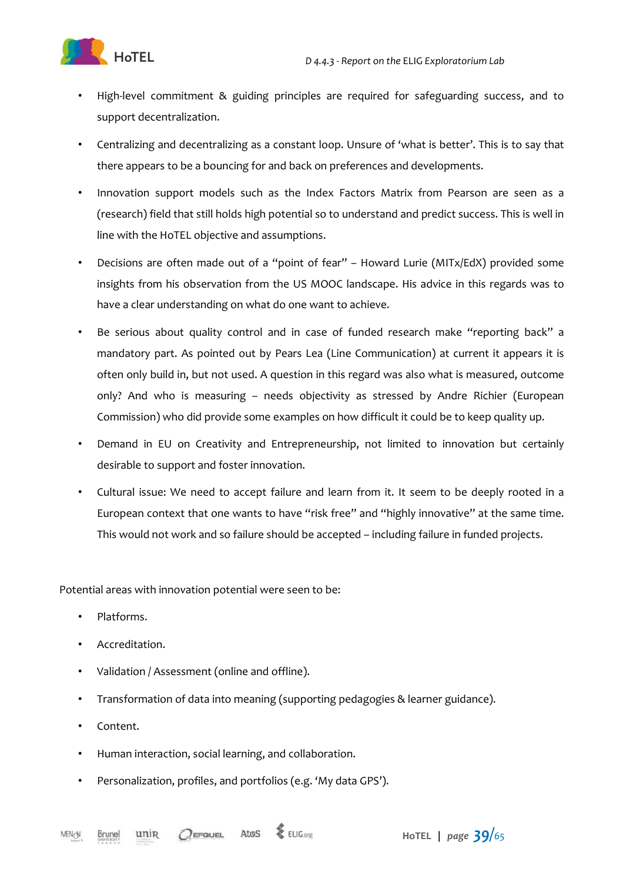- High-level commitment & guiding principles are required for safeguarding success, and to support decentralization.
- Centralizing and decentralizing as a constant loop. Unsure of 'what is better'. This is to say that there appears to be a bouncing for and back on preferences and developments.
- Innovation support models such as the Index Factors Matrix from Pearson are seen as a (research) field that still holds high potential so to understand and predict success. This is well in line with the HoTEL objective and assumptions.
- Decisions are often made out of a "point of fear" – Howard Lurie (MITx/EdX) provided some insights from his observation from the US MOOC landscape. His advice in this regards was to have a clear understanding on what do one want to achieve.
- Be serious about quality control and in case of funded research make "reporting back" a mandatory part. As pointed out by Pears Lea (Line Communication) at current it appears it is often only build in, but not used. A question in this regard was also what is measured, outcome only? And who is measuring – needs objectivity as stressed by Andre Richier (European Commission) who did provide some examples on how difficult it could be to keep quality up.
- Demand in EU on Creativity and Entrepreneurship, not limited to innovation but certainly desirable to support and foster innovation.
- Cultural issue: We need to accept failure and learn from it. It seem to be deeply rooted in a European context that one wants to have "risk free" and "highly innovative" at the same time. This would not work and so failure should be accepted – including failure in funded projects.

Potential areas with innovation potential were seen to be:

- Platforms.
- Accreditation.
- Validation / Assessment (online and offline).
- Transformation of data into meaning (supporting pedagogies & learner guidance).
- Content.
- Human interaction, social learning, and collaboration.
- Personalization, profiles, and portfolios (e.g. 'My data GPS').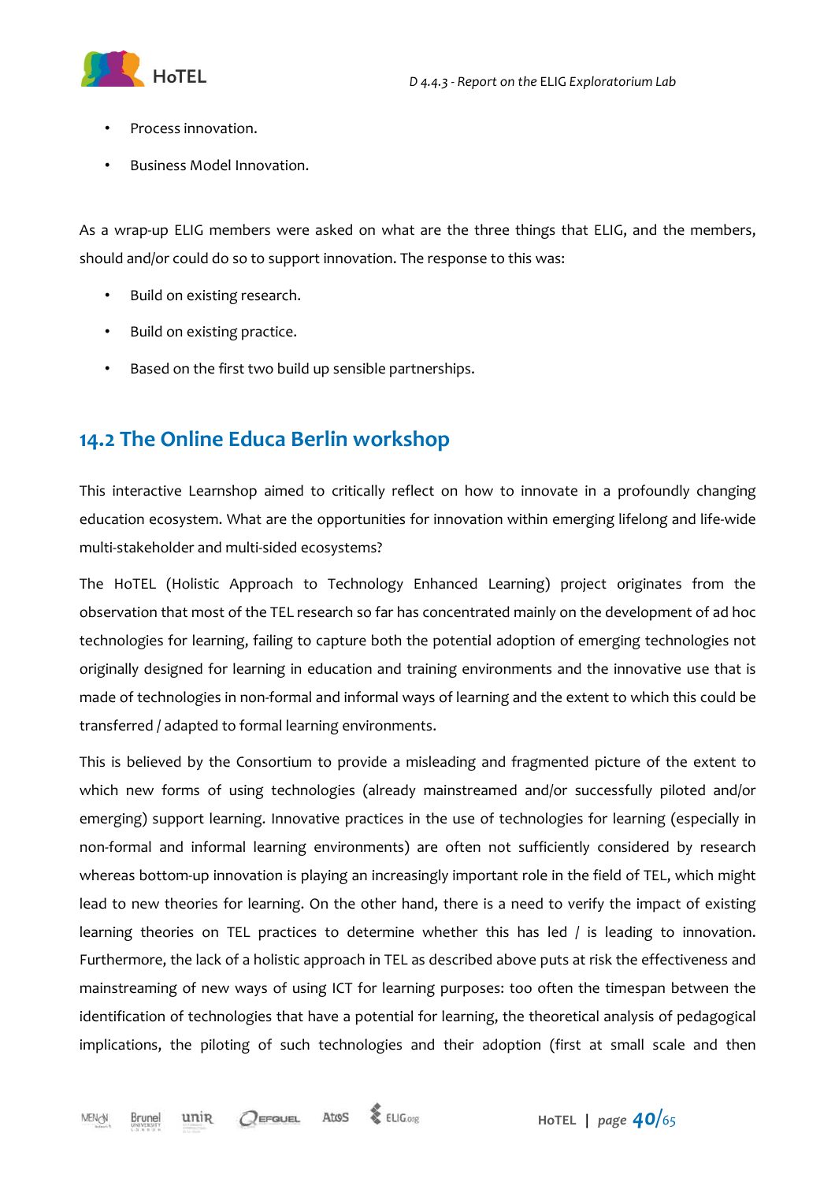- Process innovation.
- Business Model Innovation.

As a wrap-up ELIG members were asked on what are the three things that ELIG, and the members, should and/or could do so to support innovation. The response to this was:

- Build on existing research.
- Build on existing practice.
- Based on the first two build up sensible partnerships.

## 14.2 The Online Educa Berlin workshop

This interactive Learnshop aimed to critically reflect on how to innovate in a profoundly changing education ecosystem. What are the opportunities for innovation within emerging lifelong and life-wide multi-stakeholder and multi-sided ecosystems?

The HoTEL (Holistic Approach to Technology Enhanced Learning) project originates from the observation that most of the TEL research so far has concentrated mainly on the development of ad hoc technologies for learning, failing to capture both the potential adoption of emerging technologies not originally designed for learning in education and training environments and the innovative use that is made of technologies in non-formal and informal ways of learning and the extent to which this could be transferred / adapted to formal learning environments.

This is believed by the Consortium to provide a misleading and fragmented picture of the extent to which new forms of using technologies (already mainstreamed and/or successfully piloted and/or emerging) support learning. Innovative practices in the use of technologies for learning (especially in non-formal and informal learning environments) are often not sufficiently considered by research whereas bottom-up innovation is playing an increasingly important role in the field of TEL, which might lead to new theories for learning. On the other hand, there is a need to verify the impact of existing learning theories on TEL practices to determine whether this has led / is leading to innovation. Furthermore, the lack of a holistic approach in TEL as described above puts at risk the effectiveness and mainstreaming of new ways of using ICT for learning purposes: too often the timespan between the identification of technologies that have a potential for learning, the theoretical analysis of pedagogical implications, the piloting of such technologies and their adoption (first at small scale and then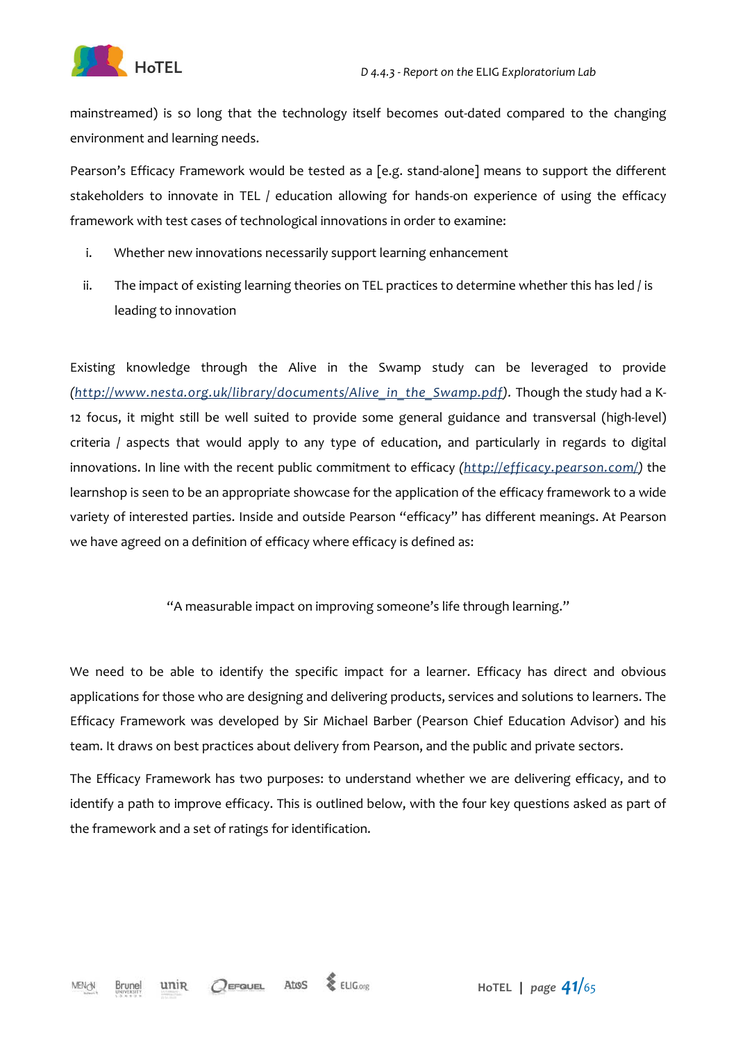mainstreamed) is so long that the technology itself becomes out-dated compared to the changing environment and learning needs.

Pearson's Efficacy Framework would be tested as a [e.g. stand-alone] means to support the different stakeholders to innovate in TEL / education allowing for hands-on experience of using the efficacy framework with test cases of technological innovations in order to examine:

i. Whether new innovations necessarily support learning enhancement
ii. The impact of existing learning theories on TEL practices to determine whether this has led / is leading to innovation

Existing knowledge through the Alive in the Swamp study can be leveraged to provide (*http://www.nesta.org.uk/library/documents/Alive_in_the_Swamp.pdf*). Though the study had a K-12 focus, it might still be well suited to provide some general guidance and transversal (high-level) criteria / aspects that would apply to any type of education, and particularly in regards to digital innovations. In line with the recent public commitment to efficacy (*http://efficacy.pearson.com/*) the learnshop is seen to be an appropriate showcase for the application of the efficacy framework to a wide variety of interested parties. Inside and outside Pearson "efficacy" has different meanings. At Pearson we have agreed on a definition of efficacy where efficacy is defined as:

"A measurable impact on improving someone's life through learning."

We need to be able to identify the specific impact for a learner. Efficacy has direct and obvious applications for those who are designing and delivering products, services and solutions to learners. The Efficacy Framework was developed by Sir Michael Barber (Pearson Chief Education Advisor) and his team. It draws on best practices about delivery from Pearson, and the public and private sectors.

The Efficacy Framework has two purposes: to understand whether we are delivering efficacy, and to identify a path to improve efficacy. This is outlined below, with the four key questions asked as part of the framework and a set of ratings for identification.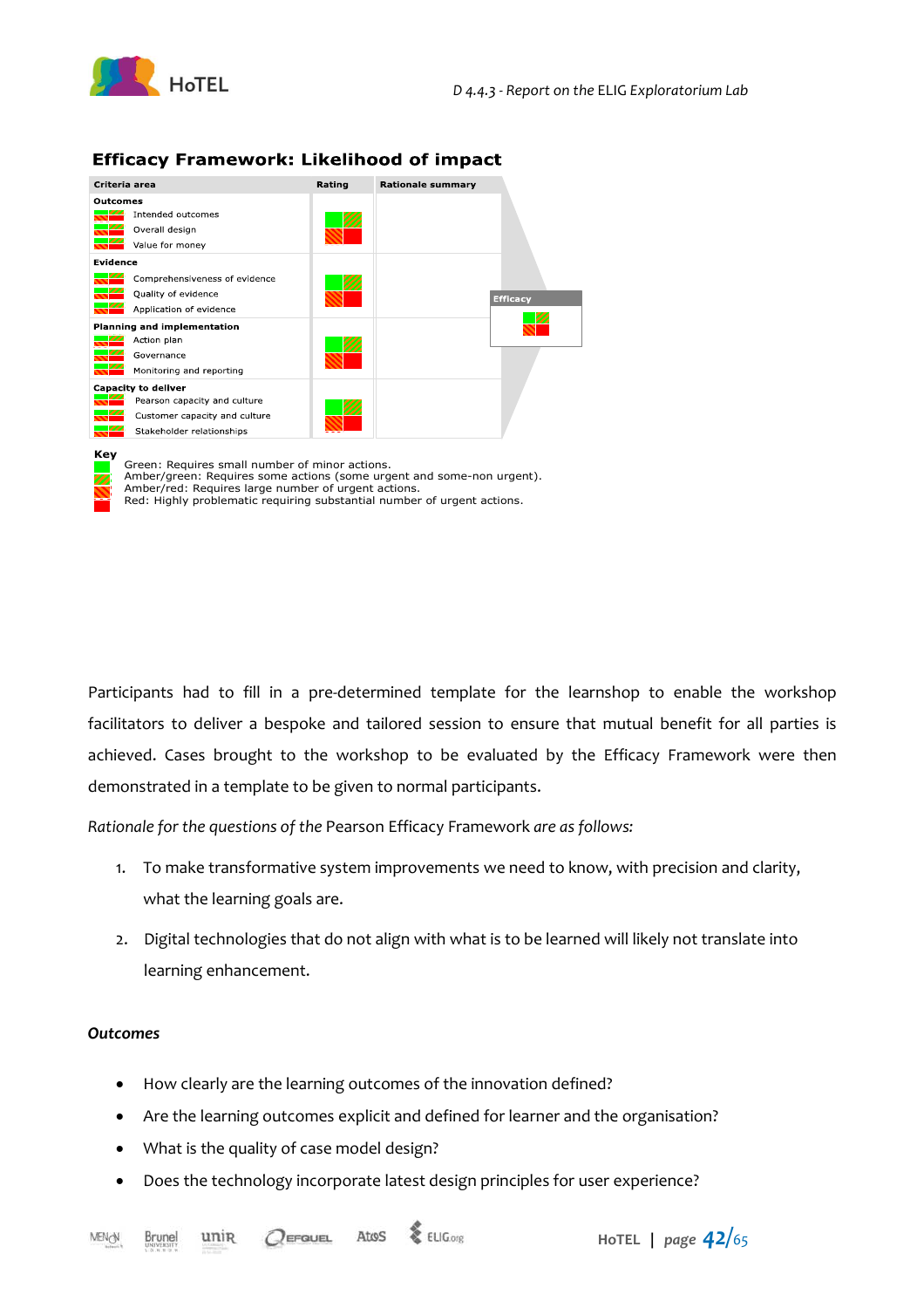## Efficacy Framework: Likelihood of impact

| Criteria area | Rating | Rationale summary |
|---|---|---|
| **Outcomes**<br>Intended outcomes<br>Overall design<br>Value for money | | |
| **Evidence**<br>Comprehensiveness of evidence<br>Quality of evidence<br>Application of evidence | | |
| **Planning and implementation**<br>Action plan<br>Governance<br>Monitoring and reporting | | |
| **Capacity to deliver**<br>Pearson capacity and culture<br>Customer capacity and culture<br>Stakeholder relationships | | |

Efficacy

**Key**

Green: Requires small number of minor actions.
Amber/green: Requires some actions (some urgent and some-non urgent).
Amber/red: Requires large number of urgent actions.
Red: Highly problematic requiring substantial number of urgent actions.

Participants had to fill in a pre-determined template for the learnshop to enable the workshop facilitators to deliver a bespoke and tailored session to ensure that mutual benefit for all parties is achieved. Cases brought to the workshop to be evaluated by the Efficacy Framework were then demonstrated in a template to be given to normal participants.

*Rationale for the questions of the* Pearson Efficacy Framework *are as follows:*

1. To make transformative system improvements we need to know, with precision and clarity, what the learning goals are.
2. Digital technologies that do not align with what is to be learned will likely not translate into learning enhancement.

***Outcomes***

- How clearly are the learning outcomes of the innovation defined?
- Are the learning outcomes explicit and defined for learner and the organisation?
- What is the quality of case model design?
- Does the technology incorporate latest design principles for user experience?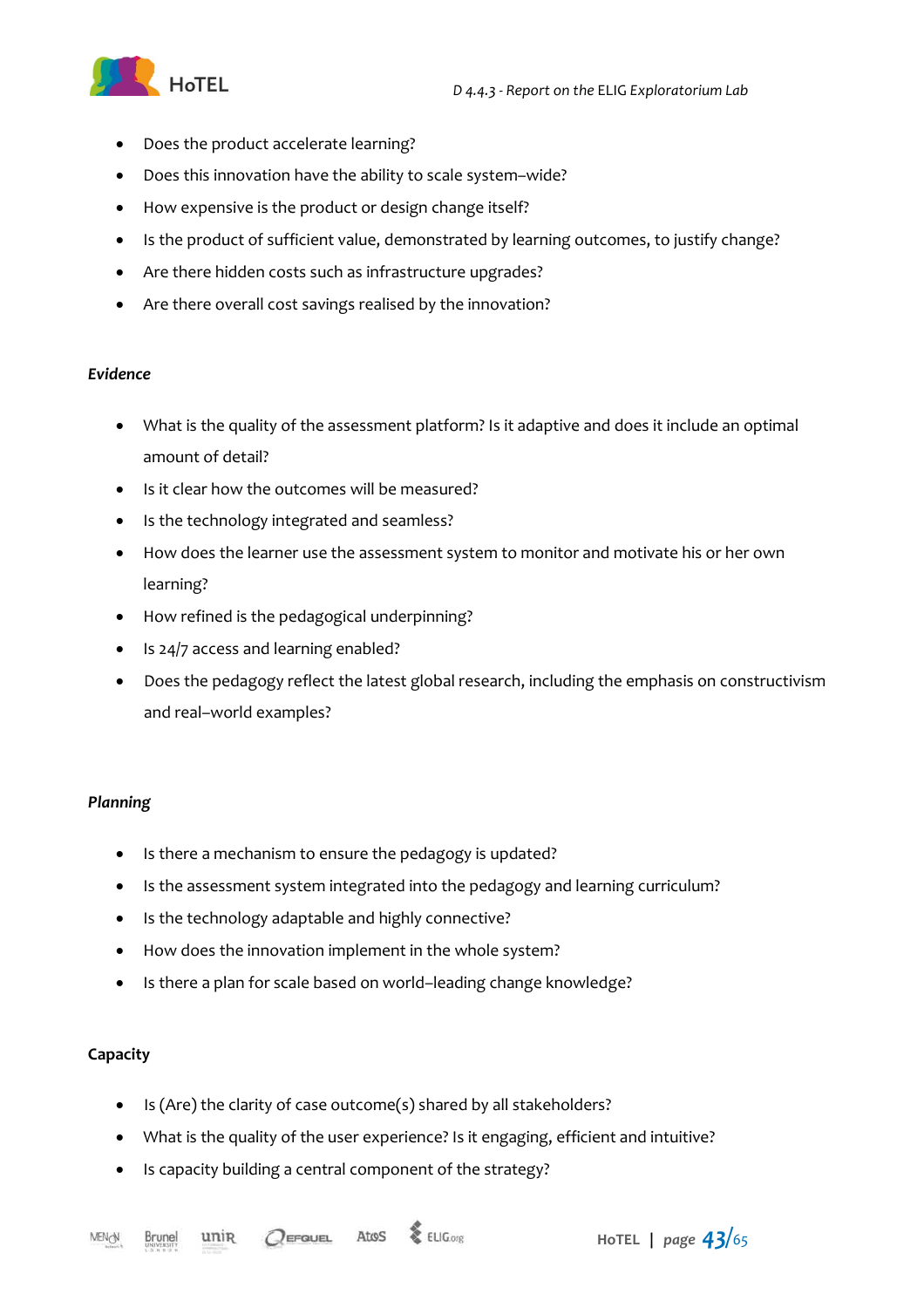- Does the product accelerate learning?
- Does this innovation have the ability to scale system–wide?
- How expensive is the product or design change itself?
- Is the product of sufficient value, demonstrated by learning outcomes, to justify change?
- Are there hidden costs such as infrastructure upgrades?
- Are there overall cost savings realised by the innovation?

***Evidence***

- What is the quality of the assessment platform? Is it adaptive and does it include an optimal amount of detail?
- Is it clear how the outcomes will be measured?
- Is the technology integrated and seamless?
- How does the learner use the assessment system to monitor and motivate his or her own learning?
- How refined is the pedagogical underpinning?
- Is 24/7 access and learning enabled?
- Does the pedagogy reflect the latest global research, including the emphasis on constructivism and real–world examples?

***Planning***

- Is there a mechanism to ensure the pedagogy is updated?
- Is the assessment system integrated into the pedagogy and learning curriculum?
- Is the technology adaptable and highly connective?
- How does the innovation implement in the whole system?
- Is there a plan for scale based on world–leading change knowledge?

**Capacity**

- Is (Are) the clarity of case outcome(s) shared by all stakeholders?
- What is the quality of the user experience? Is it engaging, efficient and intuitive?
- Is capacity building a central component of the strategy?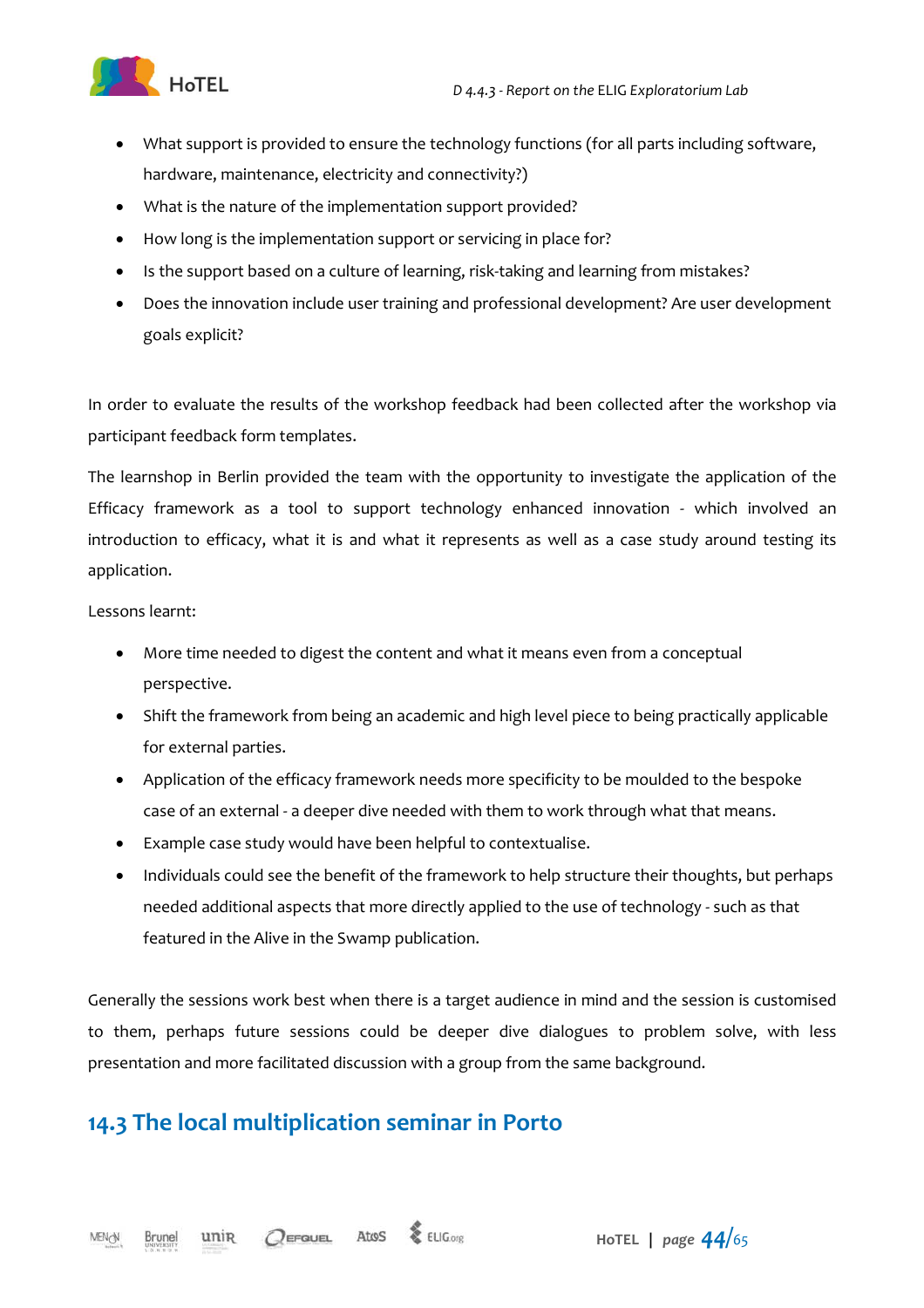- What support is provided to ensure the technology functions (for all parts including software, hardware, maintenance, electricity and connectivity?)
- What is the nature of the implementation support provided?
- How long is the implementation support or servicing in place for?
- Is the support based on a culture of learning, risk-taking and learning from mistakes?
- Does the innovation include user training and professional development? Are user development goals explicit?

In order to evaluate the results of the workshop feedback had been collected after the workshop via participant feedback form templates.

The learnshop in Berlin provided the team with the opportunity to investigate the application of the Efficacy framework as a tool to support technology enhanced innovation - which involved an introduction to efficacy, what it is and what it represents as well as a case study around testing its application.

Lessons learnt:

- More time needed to digest the content and what it means even from a conceptual perspective.
- Shift the framework from being an academic and high level piece to being practically applicable for external parties.
- Application of the efficacy framework needs more specificity to be moulded to the bespoke case of an external - a deeper dive needed with them to work through what that means.
- Example case study would have been helpful to contextualise.
- Individuals could see the benefit of the framework to help structure their thoughts, but perhaps needed additional aspects that more directly applied to the use of technology - such as that featured in the Alive in the Swamp publication.

Generally the sessions work best when there is a target audience in mind and the session is customised to them, perhaps future sessions could be deeper dive dialogues to problem solve, with less presentation and more facilitated discussion with a group from the same background.

## 14.3 The local multiplication seminar in Porto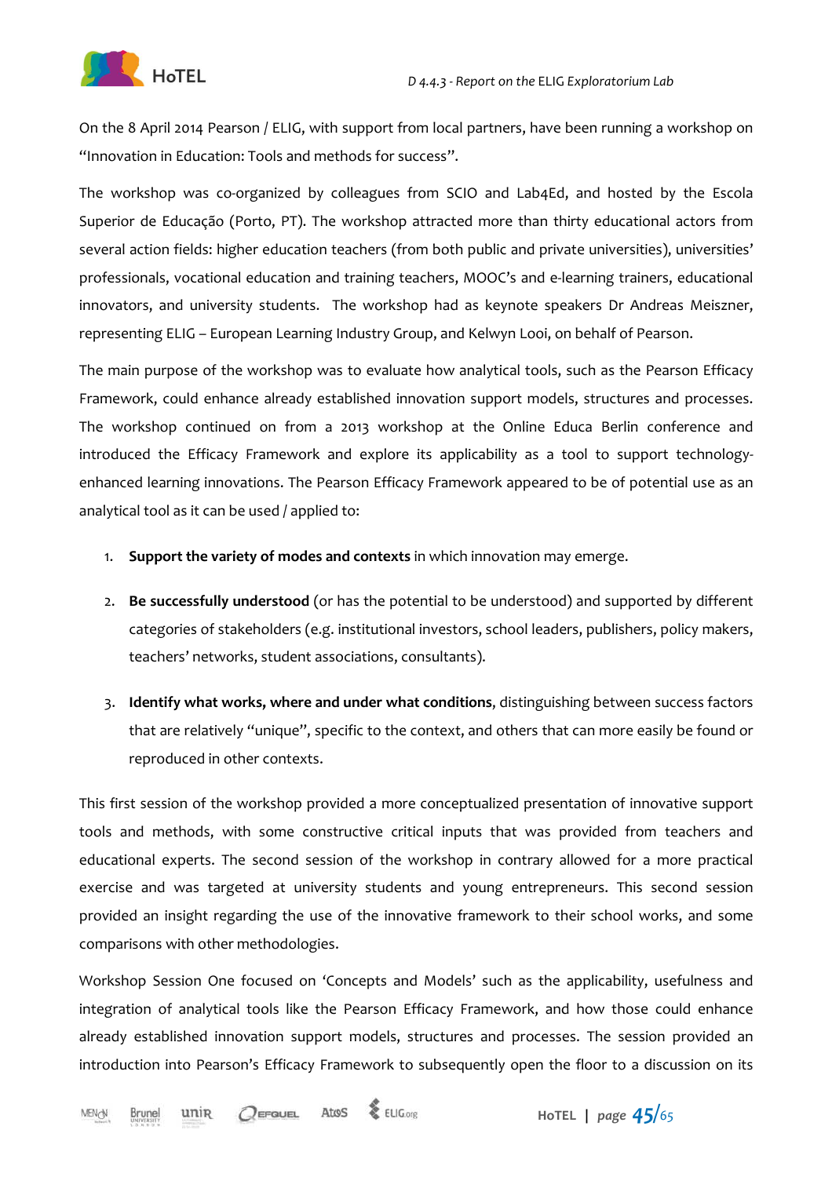On the 8 April 2014 Pearson / ELIG, with support from local partners, have been running a workshop on "Innovation in Education: Tools and methods for success".

The workshop was co-organized by colleagues from SCIO and Lab4Ed, and hosted by the Escola Superior de Educação (Porto, PT). The workshop attracted more than thirty educational actors from several action fields: higher education teachers (from both public and private universities), universities' professionals, vocational education and training teachers, MOOC's and e-learning trainers, educational innovators, and university students. The workshop had as keynote speakers Dr Andreas Meiszner, representing ELIG – European Learning Industry Group, and Kelwyn Looi, on behalf of Pearson.

The main purpose of the workshop was to evaluate how analytical tools, such as the Pearson Efficacy Framework, could enhance already established innovation support models, structures and processes. The workshop continued on from a 2013 workshop at the Online Educa Berlin conference and introduced the Efficacy Framework and explore its applicability as a tool to support technology-enhanced learning innovations. The Pearson Efficacy Framework appeared to be of potential use as an analytical tool as it can be used / applied to:

1. **Support the variety of modes and contexts** in which innovation may emerge.
2. **Be successfully understood** (or has the potential to be understood) and supported by different categories of stakeholders (e.g. institutional investors, school leaders, publishers, policy makers, teachers' networks, student associations, consultants).
3. **Identify what works, where and under what conditions**, distinguishing between success factors that are relatively "unique", specific to the context, and others that can more easily be found or reproduced in other contexts.

This first session of the workshop provided a more conceptualized presentation of innovative support tools and methods, with some constructive critical inputs that was provided from teachers and educational experts. The second session of the workshop in contrary allowed for a more practical exercise and was targeted at university students and young entrepreneurs. This second session provided an insight regarding the use of the innovative framework to their school works, and some comparisons with other methodologies.

Workshop Session One focused on 'Concepts and Models' such as the applicability, usefulness and integration of analytical tools like the Pearson Efficacy Framework, and how those could enhance already established innovation support models, structures and processes. The session provided an introduction into Pearson's Efficacy Framework to subsequently open the floor to a discussion on its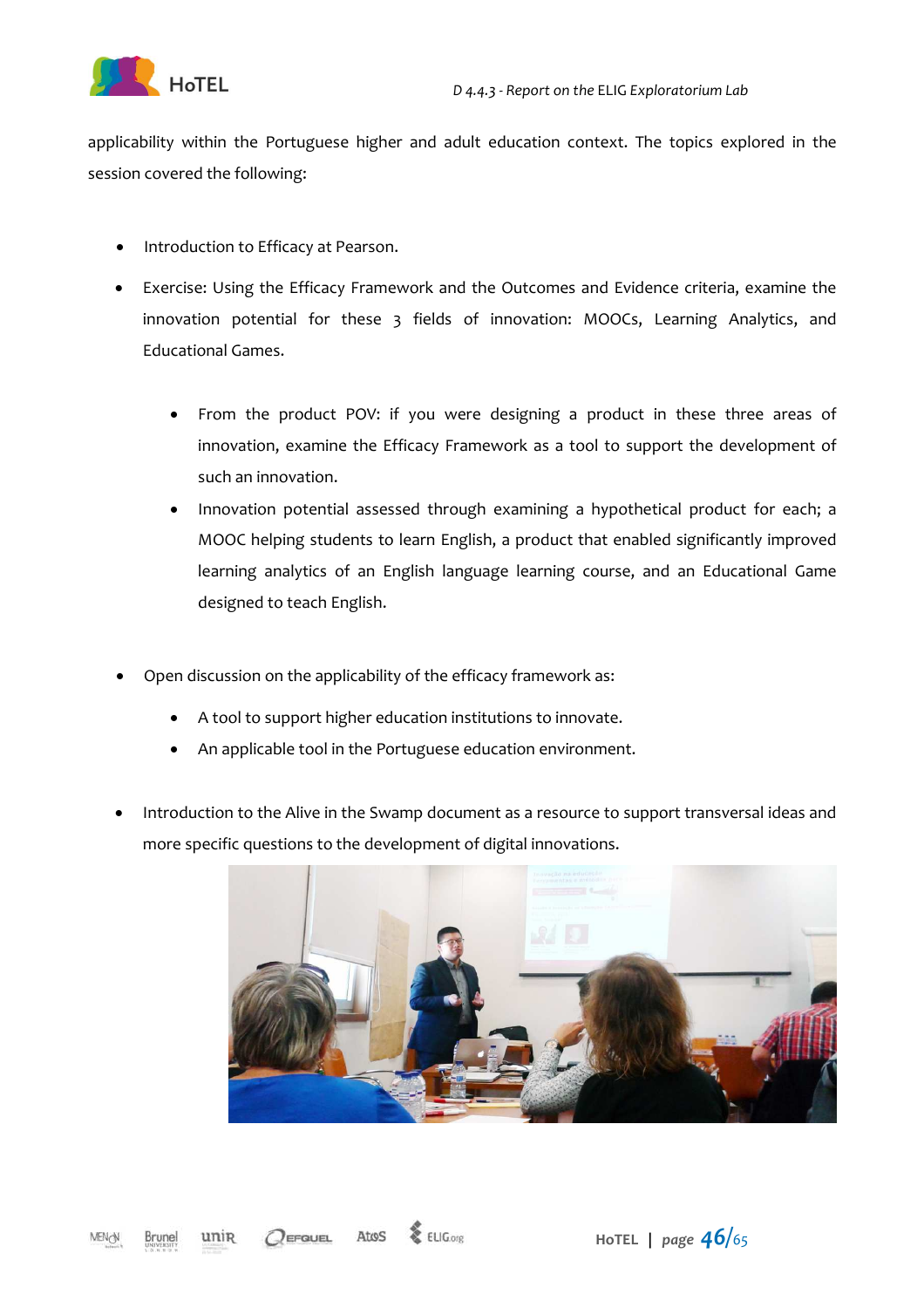applicability within the Portuguese higher and adult education context. The topics explored in the session covered the following:

- Introduction to Efficacy at Pearson.
- Exercise: Using the Efficacy Framework and the Outcomes and Evidence criteria, examine the innovation potential for these 3 fields of innovation: MOOCs, Learning Analytics, and Educational Games.
  - From the product POV: if you were designing a product in these three areas of innovation, examine the Efficacy Framework as a tool to support the development of such an innovation.
  - Innovation potential assessed through examining a hypothetical product for each; a MOOC helping students to learn English, a product that enabled significantly improved learning analytics of an English language learning course, and an Educational Game designed to teach English.
- Open discussion on the applicability of the efficacy framework as:
  - A tool to support higher education institutions to innovate.
  - An applicable tool in the Portuguese education environment.
- Introduction to the Alive in the Swamp document as a resource to support transversal ideas and more specific questions to the development of digital innovations.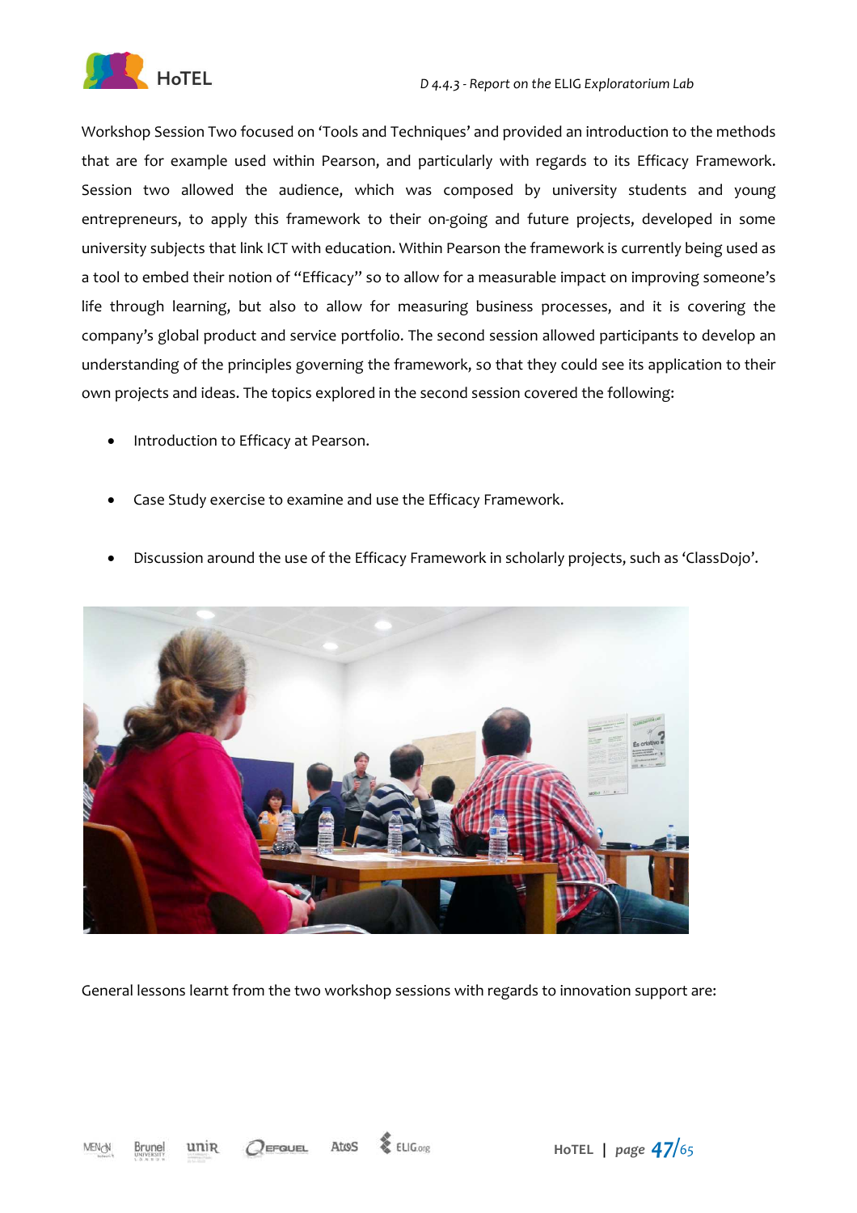Workshop Session Two focused on 'Tools and Techniques' and provided an introduction to the methods that are for example used within Pearson, and particularly with regards to its Efficacy Framework. Session two allowed the audience, which was composed by university students and young entrepreneurs, to apply this framework to their on-going and future projects, developed in some university subjects that link ICT with education. Within Pearson the framework is currently being used as a tool to embed their notion of "Efficacy" so to allow for a measurable impact on improving someone's life through learning, but also to allow for measuring business processes, and it is covering the company's global product and service portfolio. The second session allowed participants to develop an understanding of the principles governing the framework, so that they could see its application to their own projects and ideas. The topics explored in the second session covered the following:

- Introduction to Efficacy at Pearson.
- Case Study exercise to examine and use the Efficacy Framework.
- Discussion around the use of the Efficacy Framework in scholarly projects, such as 'ClassDojo'.

General lessons learnt from the two workshop sessions with regards to innovation support are: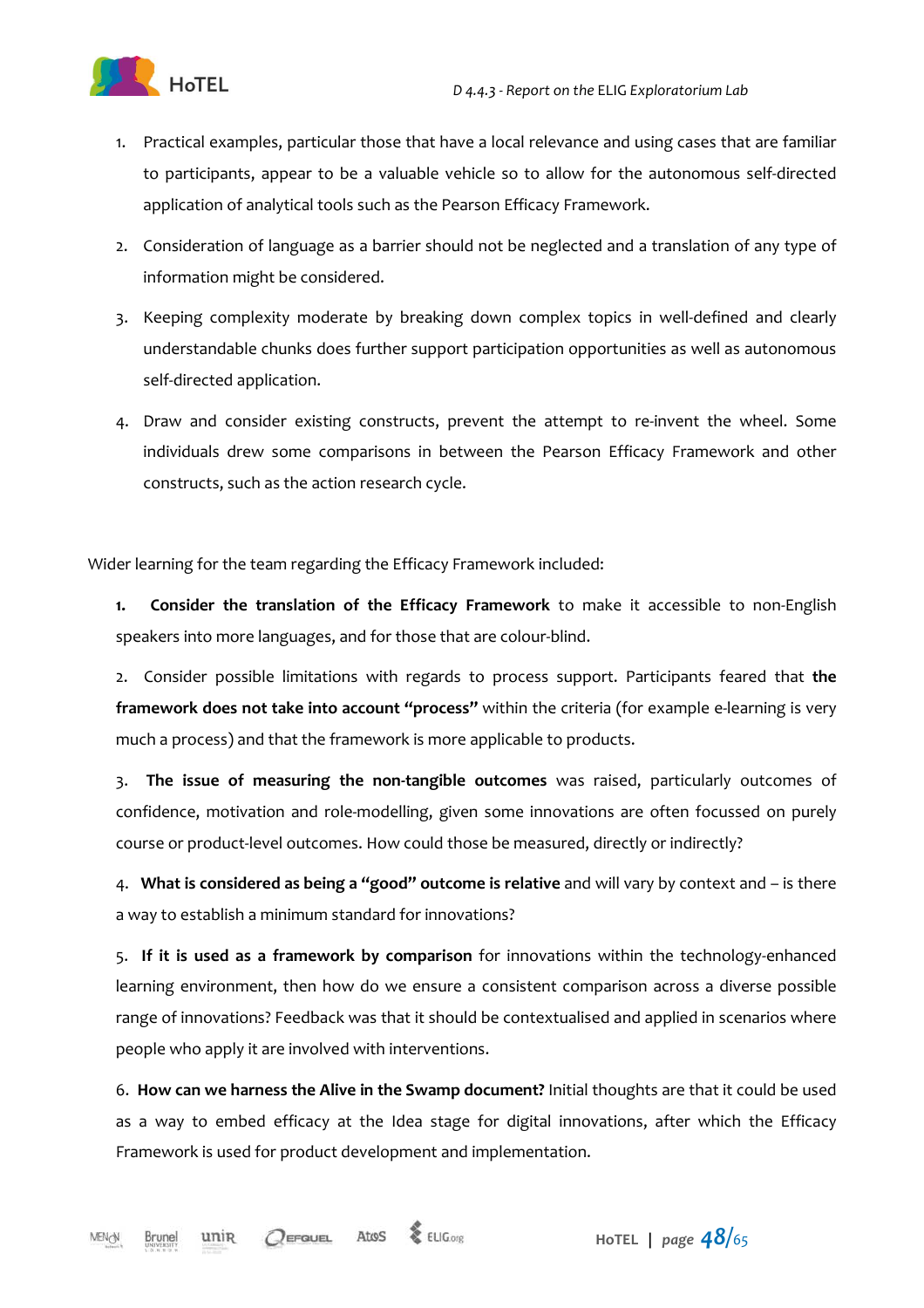1. Practical examples, particular those that have a local relevance and using cases that are familiar to participants, appear to be a valuable vehicle so to allow for the autonomous self-directed application of analytical tools such as the Pearson Efficacy Framework.
2. Consideration of language as a barrier should not be neglected and a translation of any type of information might be considered.
3. Keeping complexity moderate by breaking down complex topics in well-defined and clearly understandable chunks does further support participation opportunities as well as autonomous self-directed application.
4. Draw and consider existing constructs, prevent the attempt to re-invent the wheel. Some individuals drew some comparisons in between the Pearson Efficacy Framework and other constructs, such as the action research cycle.

Wider learning for the team regarding the Efficacy Framework included:

1. **Consider the translation of the Efficacy Framework** to make it accessible to non-English speakers into more languages, and for those that are colour-blind.
2. Consider possible limitations with regards to process support. Participants feared that **the framework does not take into account "process"** within the criteria (for example e-learning is very much a process) and that the framework is more applicable to products.
3. **The issue of measuring the non-tangible outcomes** was raised, particularly outcomes of confidence, motivation and role-modelling, given some innovations are often focussed on purely course or product-level outcomes. How could those be measured, directly or indirectly?
4. **What is considered as being a "good" outcome is relative** and will vary by context and – is there a way to establish a minimum standard for innovations?
5. **If it is used as a framework by comparison** for innovations within the technology-enhanced learning environment, then how do we ensure a consistent comparison across a diverse possible range of innovations? Feedback was that it should be contextualised and applied in scenarios where people who apply it are involved with interventions.
6. **How can we harness the Alive in the Swamp document?** Initial thoughts are that it could be used as a way to embed efficacy at the Idea stage for digital innovations, after which the Efficacy Framework is used for product development and implementation.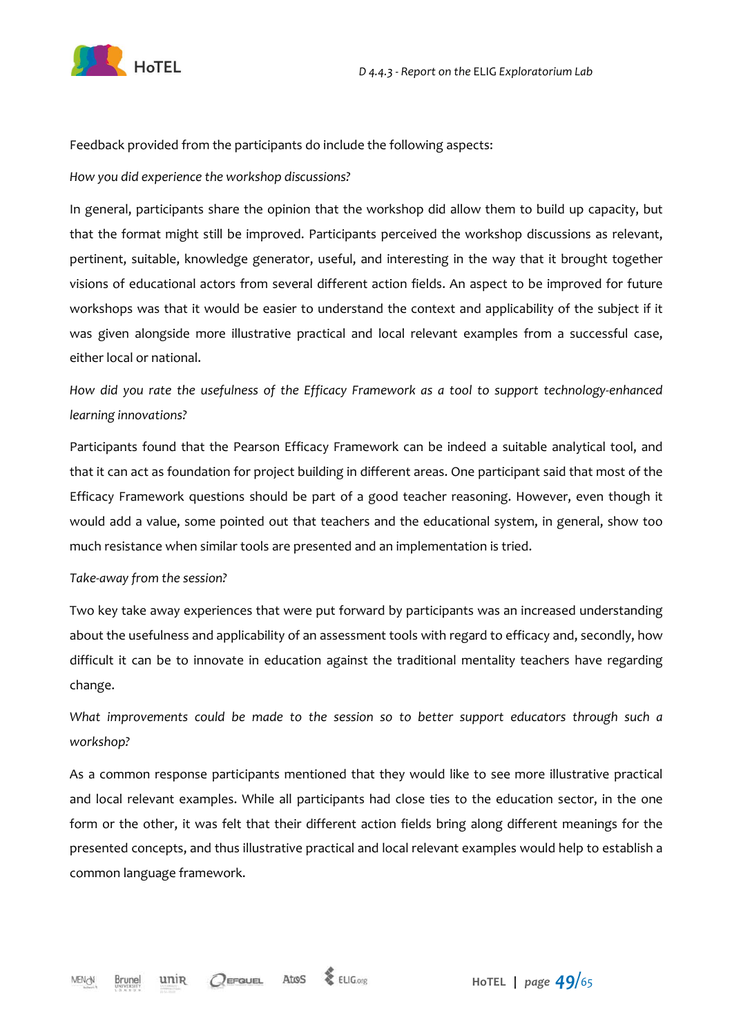Feedback provided from the participants do include the following aspects:

*How you did experience the workshop discussions?*

In general, participants share the opinion that the workshop did allow them to build up capacity, but that the format might still be improved. Participants perceived the workshop discussions as relevant, pertinent, suitable, knowledge generator, useful, and interesting in the way that it brought together visions of educational actors from several different action fields. An aspect to be improved for future workshops was that it would be easier to understand the context and applicability of the subject if it was given alongside more illustrative practical and local relevant examples from a successful case, either local or national.

*How did you rate the usefulness of the Efficacy Framework as a tool to support technology-enhanced learning innovations?*

Participants found that the Pearson Efficacy Framework can be indeed a suitable analytical tool, and that it can act as foundation for project building in different areas. One participant said that most of the Efficacy Framework questions should be part of a good teacher reasoning. However, even though it would add a value, some pointed out that teachers and the educational system, in general, show too much resistance when similar tools are presented and an implementation is tried.

*Take-away from the session?*

Two key take away experiences that were put forward by participants was an increased understanding about the usefulness and applicability of an assessment tools with regard to efficacy and, secondly, how difficult it can be to innovate in education against the traditional mentality teachers have regarding change.

*What improvements could be made to the session so to better support educators through such a workshop?*

As a common response participants mentioned that they would like to see more illustrative practical and local relevant examples. While all participants had close ties to the education sector, in the one form or the other, it was felt that their different action fields bring along different meanings for the presented concepts, and thus illustrative practical and local relevant examples would help to establish a common language framework.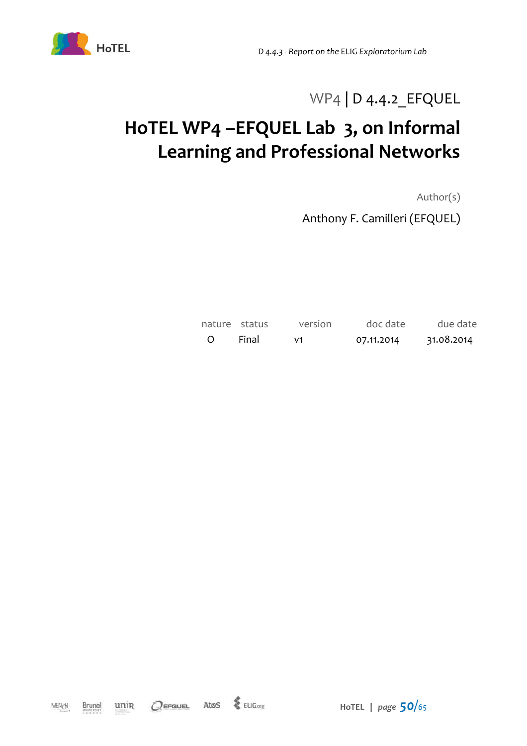WP4 | D 4.4.2_EFQUEL

# HoTEL WP4 –EFQUEL Lab 3, on Informal Learning and Professional Networks

Author(s)

Anthony F. Camilleri (EFQUEL)

| nature | status | version | doc date | due date |
|---|---|---|---|---|
| O | Final | v1 | 07.11.2014 | 31.08.2014 |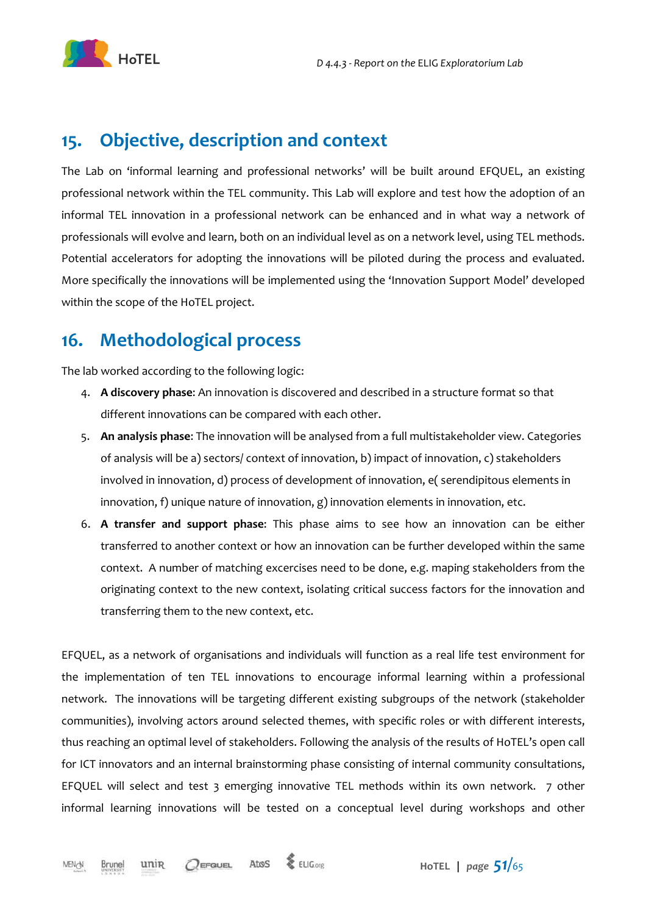## 15. Objective, description and context

The Lab on 'informal learning and professional networks' will be built around EFQUEL, an existing professional network within the TEL community. This Lab will explore and test how the adoption of an informal TEL innovation in a professional network can be enhanced and in what way a network of professionals will evolve and learn, both on an individual level as on a network level, using TEL methods. Potential accelerators for adopting the innovations will be piloted during the process and evaluated. More specifically the innovations will be implemented using the 'Innovation Support Model' developed within the scope of the HoTEL project.

## 16. Methodological process

The lab worked according to the following logic:

4. **A discovery phase**: An innovation is discovered and described in a structure format so that different innovations can be compared with each other.
5. **An analysis phase**: The innovation will be analysed from a full multistakeholder view. Categories of analysis will be a) sectors/ context of innovation, b) impact of innovation, c) stakeholders involved in innovation, d) process of development of innovation, e( serendipitous elements in innovation, f) unique nature of innovation, g) innovation elements in innovation, etc.
6. **A transfer and support phase**: This phase aims to see how an innovation can be either transferred to another context or how an innovation can be further developed within the same context. A number of matching excercises need to be done, e.g. maping stakeholders from the originating context to the new context, isolating critical success factors for the innovation and transferring them to the new context, etc.

EFQUEL, as a network of organisations and individuals will function as a real life test environment for the implementation of ten TEL innovations to encourage informal learning within a professional network. The innovations will be targeting different existing subgroups of the network (stakeholder communities), involving actors around selected themes, with specific roles or with different interests, thus reaching an optimal level of stakeholders. Following the analysis of the results of HoTEL's open call for ICT innovators and an internal brainstorming phase consisting of internal community consultations, EFQUEL will select and test 3 emerging innovative TEL methods within its own network. 7 other informal learning innovations will be tested on a conceptual level during workshops and other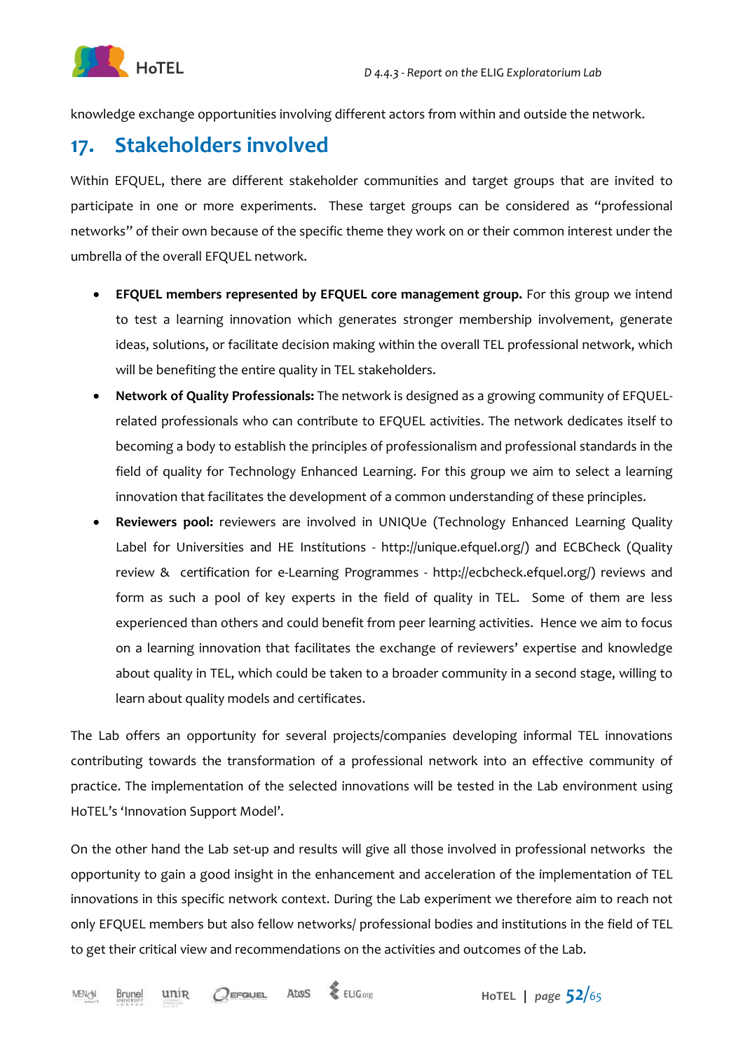knowledge exchange opportunities involving different actors from within and outside the network.

## 17. Stakeholders involved

Within EFQUEL, there are different stakeholder communities and target groups that are invited to participate in one or more experiments. These target groups can be considered as "professional networks" of their own because of the specific theme they work on or their common interest under the umbrella of the overall EFQUEL network.

- **EFQUEL members represented by EFQUEL core management group.** For this group we intend to test a learning innovation which generates stronger membership involvement, generate ideas, solutions, or facilitate decision making within the overall TEL professional network, which will be benefiting the entire quality in TEL stakeholders.
- **Network of Quality Professionals:** The network is designed as a growing community of EFQUEL-related professionals who can contribute to EFQUEL activities. The network dedicates itself to becoming a body to establish the principles of professionalism and professional standards in the field of quality for Technology Enhanced Learning. For this group we aim to select a learning innovation that facilitates the development of a common understanding of these principles.
- **Reviewers pool:** reviewers are involved in UNIQUe (Technology Enhanced Learning Quality Label for Universities and HE Institutions - http://unique.efquel.org/) and ECBCheck (Quality review & certification for e-Learning Programmes - http://ecbcheck.efquel.org/) reviews and form as such a pool of key experts in the field of quality in TEL. Some of them are less experienced than others and could benefit from peer learning activities. Hence we aim to focus on a learning innovation that facilitates the exchange of reviewers' expertise and knowledge about quality in TEL, which could be taken to a broader community in a second stage, willing to learn about quality models and certificates.

The Lab offers an opportunity for several projects/companies developing informal TEL innovations contributing towards the transformation of a professional network into an effective community of practice. The implementation of the selected innovations will be tested in the Lab environment using HoTEL's 'Innovation Support Model'.

On the other hand the Lab set-up and results will give all those involved in professional networks the opportunity to gain a good insight in the enhancement and acceleration of the implementation of TEL innovations in this specific network context. During the Lab experiment we therefore aim to reach not only EFQUEL members but also fellow networks/ professional bodies and institutions in the field of TEL to get their critical view and recommendations on the activities and outcomes of the Lab.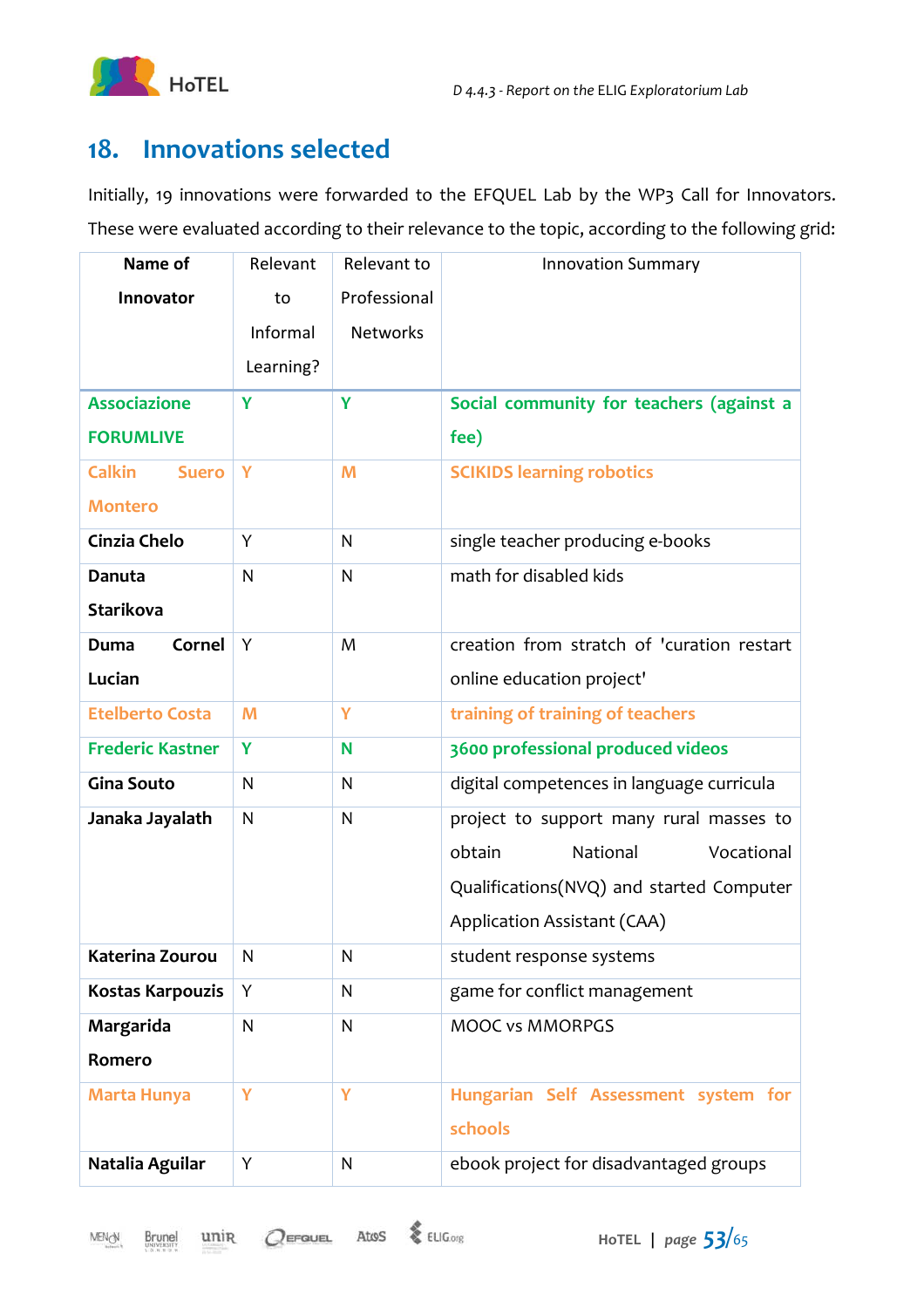## 18. Innovations selected

Initially, 19 innovations were forwarded to the EFQUEL Lab by the WP3 Call for Innovators. These were evaluated according to their relevance to the topic, according to the following grid:

| Name of Innovator | Relevant to Informal Learning? | Relevant to Professional Networks | Innovation Summary |
|---|---|---|---|
| Associazione FORUMLIVE | Y | Y | Social community for teachers (against a fee) |
| Calkin Suero Montero | Y | M | SCIKIDS learning robotics |
| Cinzia Chelo | Y | N | single teacher producing e-books |
| Danuta Starikova | N | N | math for disabled kids |
| Duma Cornel Lucian | Y | M | creation from stratch of 'curation restart online education project' |
| Etelberto Costa | M | Y | training of training of teachers |
| Frederic Kastner | Y | N | 3600 professional produced videos |
| Gina Souto | N | N | digital competences in language curricula |
| Janaka Jayalath | N | N | project to support many rural masses to obtain National Vocational Qualifications(NVQ) and started Computer Application Assistant (CAA) |
| Katerina Zourou | N | N | student response systems |
| Kostas Karpouzis | Y | N | game for conflict management |
| Margarida Romero | N | N | MOOC vs MMORPGS |
| Marta Hunya | Y | Y | Hungarian Self Assessment system for schools |
| Natalia Aguilar | Y | N | ebook project for disadvantaged groups |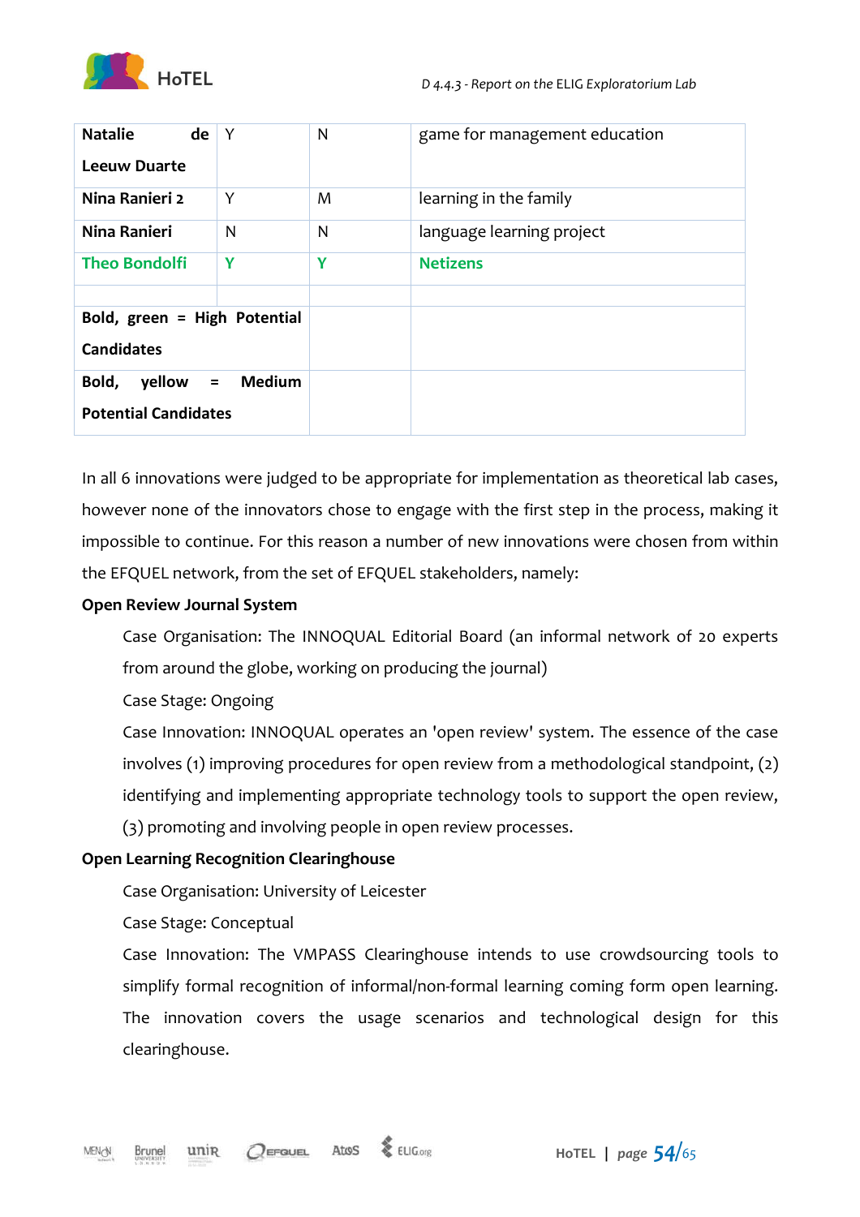| **Natalie de Leeuw Duarte** | Y | N | game for management education |
|---|---|---|---|
| **Nina Ranieri 2** | Y | M | learning in the family |
| **Nina Ranieri** | N | N | language learning project |
| **Theo Bondolfi** | **Y** | **Y** | **Netizens** |
| | | | |
| **Bold, green = High Potential Candidates** | | | |
| **Bold, yellow = Medium Potential Candidates** | | | |

In all 6 innovations were judged to be appropriate for implementation as theoretical lab cases, however none of the innovators chose to engage with the first step in the process, making it impossible to continue. For this reason a number of new innovations were chosen from within the EFQUEL network, from the set of EFQUEL stakeholders, namely:

**Open Review Journal System**

Case Organisation: The INNOQUAL Editorial Board (an informal network of 20 experts from around the globe, working on producing the journal)

Case Stage: Ongoing

Case Innovation: INNOQUAL operates an 'open review' system. The essence of the case involves (1) improving procedures for open review from a methodological standpoint, (2) identifying and implementing appropriate technology tools to support the open review, (3) promoting and involving people in open review processes.

**Open Learning Recognition Clearinghouse**

Case Organisation: University of Leicester

Case Stage: Conceptual

Case Innovation: The VMPASS Clearinghouse intends to use crowdsourcing tools to simplify formal recognition of informal/non-formal learning coming form open learning. The innovation covers the usage scenarios and technological design for this clearinghouse.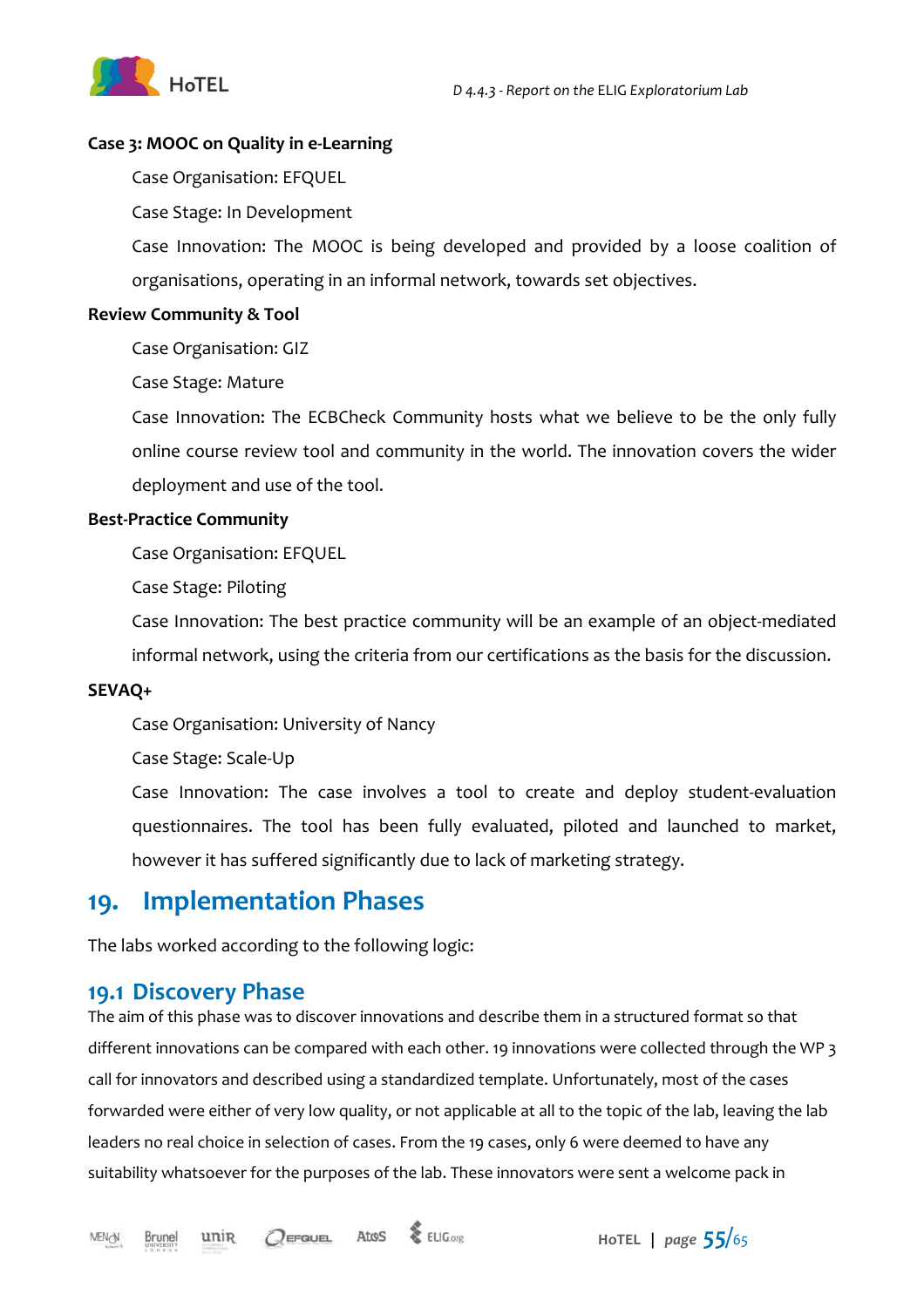**Case 3: MOOC on Quality in e-Learning**

Case Organisation: EFQUEL

Case Stage: In Development

Case Innovation: The MOOC is being developed and provided by a loose coalition of organisations, operating in an informal network, towards set objectives.

**Review Community & Tool**

Case Organisation: GIZ

Case Stage: Mature

Case Innovation: The ECBCheck Community hosts what we believe to be the only fully online course review tool and community in the world. The innovation covers the wider deployment and use of the tool.

**Best-Practice Community**

Case Organisation: EFQUEL

Case Stage: Piloting

Case Innovation: The best practice community will be an example of an object-mediated informal network, using the criteria from our certifications as the basis for the discussion.

**SEVAQ+**

Case Organisation: University of Nancy

Case Stage: Scale-Up

Case Innovation: The case involves a tool to create and deploy student-evaluation questionnaires. The tool has been fully evaluated, piloted and launched to market, however it has suffered significantly due to lack of marketing strategy.

# 19. Implementation Phases

The labs worked according to the following logic:

## 19.1 Discovery Phase

The aim of this phase was to discover innovations and describe them in a structured format so that different innovations can be compared with each other. 19 innovations were collected through the WP 3 call for innovators and described using a standardized template. Unfortunately, most of the cases forwarded were either of very low quality, or not applicable at all to the topic of the lab, leaving the lab leaders no real choice in selection of cases. From the 19 cases, only 6 were deemed to have any suitability whatsoever for the purposes of the lab. These innovators were sent a welcome pack in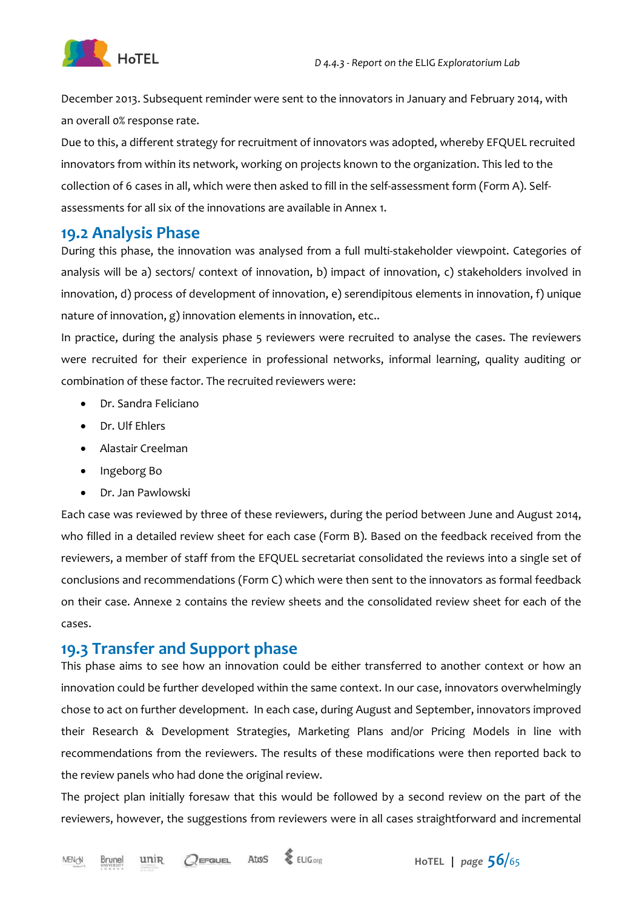December 2013. Subsequent reminder were sent to the innovators in January and February 2014, with an overall 0% response rate.

Due to this, a different strategy for recruitment of innovators was adopted, whereby EFQUEL recruited innovators from within its network, working on projects known to the organization. This led to the collection of 6 cases in all, which were then asked to fill in the self-assessment form (Form A). Self-assessments for all six of the innovations are available in Annex 1.

## 19.2 Analysis Phase

During this phase, the innovation was analysed from a full multi-stakeholder viewpoint. Categories of analysis will be a) sectors/ context of innovation, b) impact of innovation, c) stakeholders involved in innovation, d) process of development of innovation, e) serendipitous elements in innovation, f) unique nature of innovation, g) innovation elements in innovation, etc..

In practice, during the analysis phase 5 reviewers were recruited to analyse the cases. The reviewers were recruited for their experience in professional networks, informal learning, quality auditing or combination of these factor. The recruited reviewers were:

- Dr. Sandra Feliciano
- Dr. Ulf Ehlers
- Alastair Creelman
- Ingeborg Bo
- Dr. Jan Pawlowski

Each case was reviewed by three of these reviewers, during the period between June and August 2014, who filled in a detailed review sheet for each case (Form B). Based on the feedback received from the reviewers, a member of staff from the EFQUEL secretariat consolidated the reviews into a single set of conclusions and recommendations (Form C) which were then sent to the innovators as formal feedback on their case. Annexe 2 contains the review sheets and the consolidated review sheet for each of the cases.

## 19.3 Transfer and Support phase

This phase aims to see how an innovation could be either transferred to another context or how an innovation could be further developed within the same context. In our case, innovators overwhelmingly chose to act on further development. In each case, during August and September, innovators improved their Research & Development Strategies, Marketing Plans and/or Pricing Models in line with recommendations from the reviewers. The results of these modifications were then reported back to the review panels who had done the original review.

The project plan initially foresaw that this would be followed by a second review on the part of the reviewers, however, the suggestions from reviewers were in all cases straightforward and incremental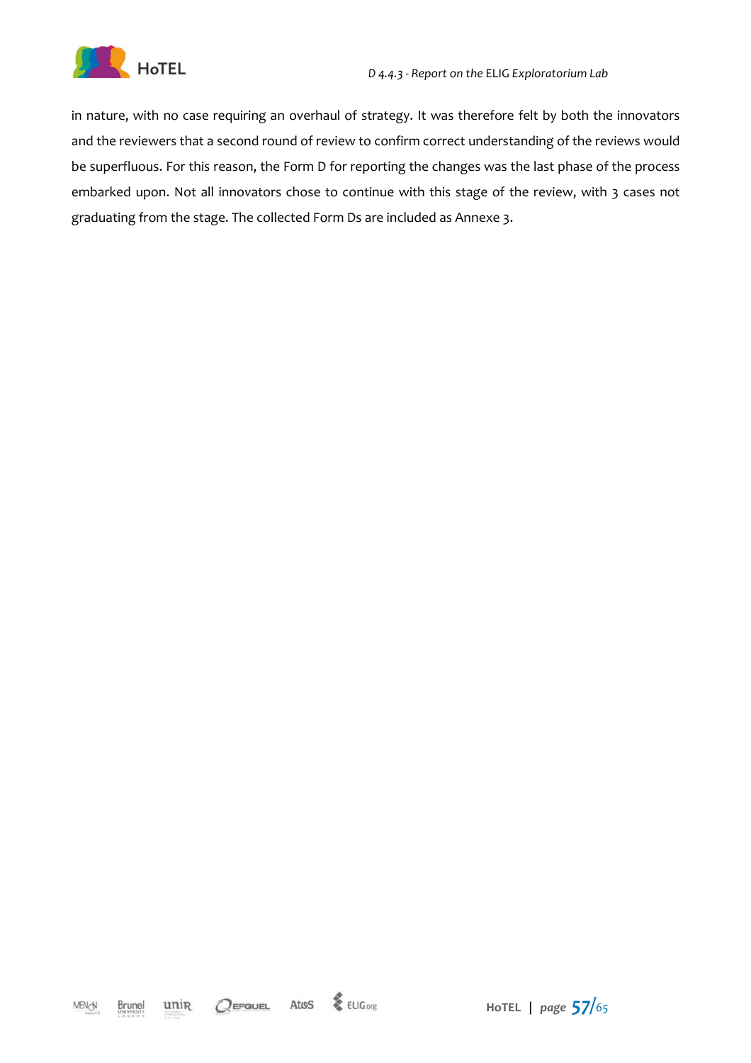in nature, with no case requiring an overhaul of strategy. It was therefore felt by both the innovators and the reviewers that a second round of review to confirm correct understanding of the reviews would be superfluous. For this reason, the Form D for reporting the changes was the last phase of the process embarked upon. Not all innovators chose to continue with this stage of the review, with 3 cases not graduating from the stage. The collected Form Ds are included as Annexe 3.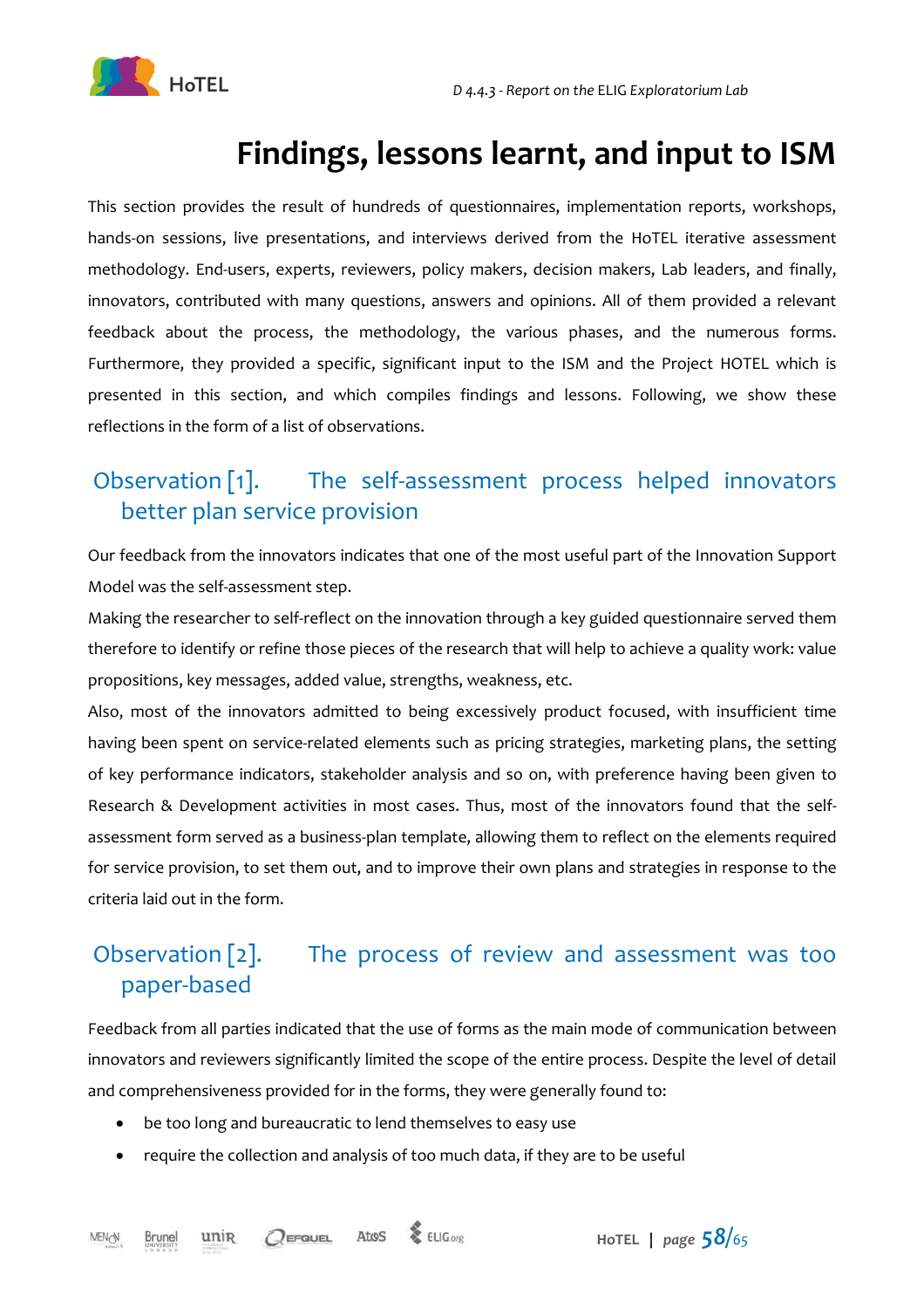# Findings, lessons learnt, and input to ISM

This section provides the result of hundreds of questionnaires, implementation reports, workshops, hands-on sessions, live presentations, and interviews derived from the HoTEL iterative assessment methodology. End-users, experts, reviewers, policy makers, decision makers, Lab leaders, and finally, innovators, contributed with many questions, answers and opinions. All of them provided a relevant feedback about the process, the methodology, the various phases, and the numerous forms. Furthermore, they provided a specific, significant input to the ISM and the Project HOTEL which is presented in this section, and which compiles findings and lessons. Following, we show these reflections in the form of a list of observations.

## Observation [1]. The self-assessment process helped innovators better plan service provision

Our feedback from the innovators indicates that one of the most useful part of the Innovation Support Model was the self-assessment step.

Making the researcher to self-reflect on the innovation through a key guided questionnaire served them therefore to identify or refine those pieces of the research that will help to achieve a quality work: value propositions, key messages, added value, strengths, weakness, etc.

Also, most of the innovators admitted to being excessively product focused, with insufficient time having been spent on service-related elements such as pricing strategies, marketing plans, the setting of key performance indicators, stakeholder analysis and so on, with preference having been given to Research & Development activities in most cases. Thus, most of the innovators found that the self-assessment form served as a business-plan template, allowing them to reflect on the elements required for service provision, to set them out, and to improve their own plans and strategies in response to the criteria laid out in the form.

## Observation [2]. The process of review and assessment was too paper-based

Feedback from all parties indicated that the use of forms as the main mode of communication between innovators and reviewers significantly limited the scope of the entire process. Despite the level of detail and comprehensiveness provided for in the forms, they were generally found to:

- be too long and bureaucratic to lend themselves to easy use
- require the collection and analysis of too much data, if they are to be useful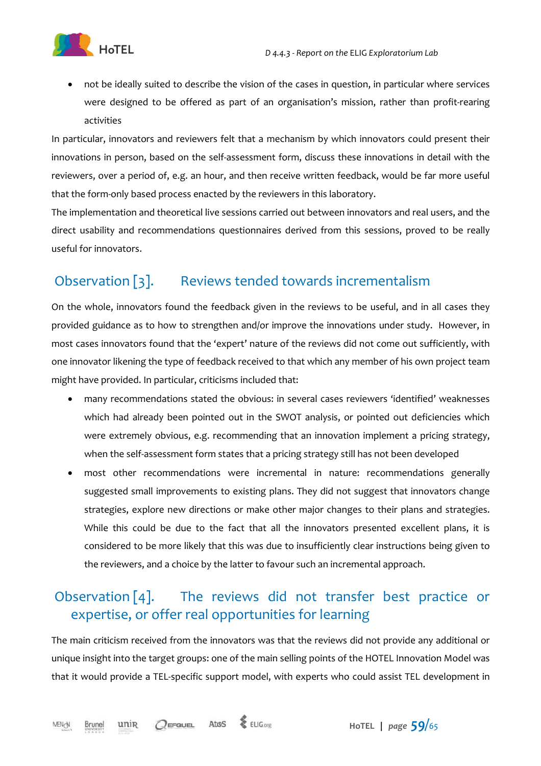- not be ideally suited to describe the vision of the cases in question, in particular where services were designed to be offered as part of an organisation's mission, rather than profit-rearing activities

In particular, innovators and reviewers felt that a mechanism by which innovators could present their innovations in person, based on the self-assessment form, discuss these innovations in detail with the reviewers, over a period of, e.g. an hour, and then receive written feedback, would be far more useful that the form-only based process enacted by the reviewers in this laboratory.

The implementation and theoretical live sessions carried out between innovators and real users, and the direct usability and recommendations questionnaires derived from this sessions, proved to be really useful for innovators.

## Observation [3]. Reviews tended towards incrementalism

On the whole, innovators found the feedback given in the reviews to be useful, and in all cases they provided guidance as to how to strengthen and/or improve the innovations under study. However, in most cases innovators found that the 'expert' nature of the reviews did not come out sufficiently, with one innovator likening the type of feedback received to that which any member of his own project team might have provided. In particular, criticisms included that:

- many recommendations stated the obvious: in several cases reviewers 'identified' weaknesses which had already been pointed out in the SWOT analysis, or pointed out deficiencies which were extremely obvious, e.g. recommending that an innovation implement a pricing strategy, when the self-assessment form states that a pricing strategy still has not been developed
- most other recommendations were incremental in nature: recommendations generally suggested small improvements to existing plans. They did not suggest that innovators change strategies, explore new directions or make other major changes to their plans and strategies. While this could be due to the fact that all the innovators presented excellent plans, it is considered to be more likely that this was due to insufficiently clear instructions being given to the reviewers, and a choice by the latter to favour such an incremental approach.

## Observation [4]. The reviews did not transfer best practice or expertise, or offer real opportunities for learning

The main criticism received from the innovators was that the reviews did not provide any additional or unique insight into the target groups: one of the main selling points of the HOTEL Innovation Model was that it would provide a TEL-specific support model, with experts who could assist TEL development in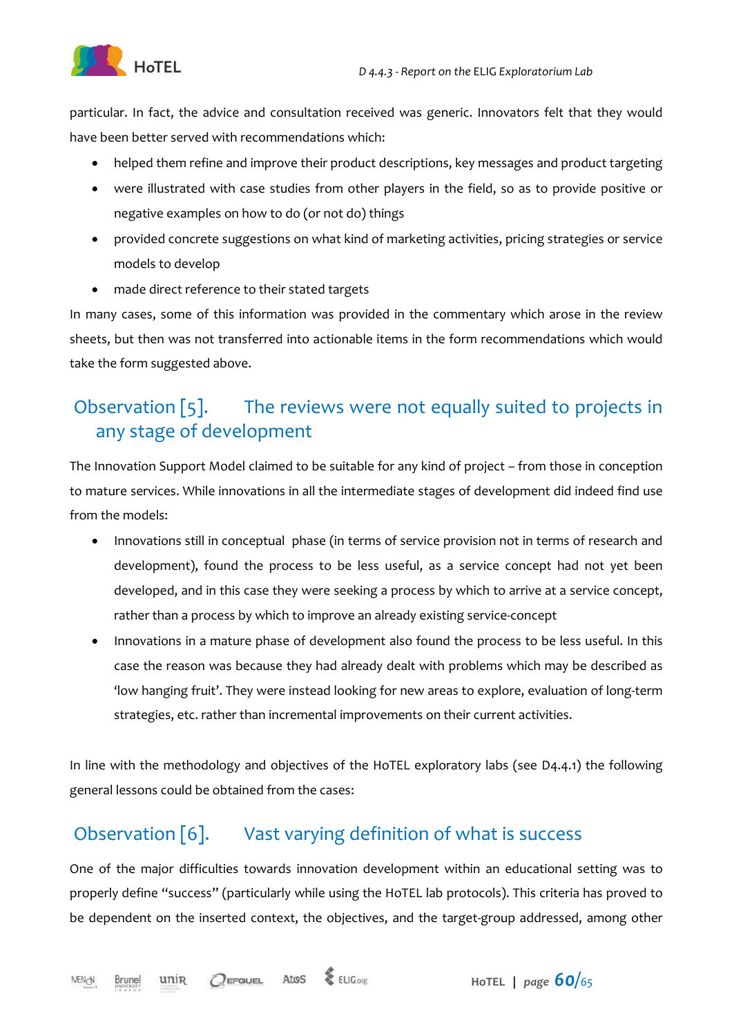particular. In fact, the advice and consultation received was generic. Innovators felt that they would have been better served with recommendations which:

- helped them refine and improve their product descriptions, key messages and product targeting
- were illustrated with case studies from other players in the field, so as to provide positive or negative examples on how to do (or not do) things
- provided concrete suggestions on what kind of marketing activities, pricing strategies or service models to develop
- made direct reference to their stated targets

In many cases, some of this information was provided in the commentary which arose in the review sheets, but then was not transferred into actionable items in the form recommendations which would take the form suggested above.

## Observation [5]. The reviews were not equally suited to projects in any stage of development

The Innovation Support Model claimed to be suitable for any kind of project – from those in conception to mature services. While innovations in all the intermediate stages of development did indeed find use from the models:

- Innovations still in conceptual phase (in terms of service provision not in terms of research and development), found the process to be less useful, as a service concept had not yet been developed, and in this case they were seeking a process by which to arrive at a service concept, rather than a process by which to improve an already existing service-concept
- Innovations in a mature phase of development also found the process to be less useful. In this case the reason was because they had already dealt with problems which may be described as 'low hanging fruit'. They were instead looking for new areas to explore, evaluation of long-term strategies, etc. rather than incremental improvements on their current activities.

In line with the methodology and objectives of the HoTEL exploratory labs (see D4.4.1) the following general lessons could be obtained from the cases:

## Observation [6]. Vast varying definition of what is success

One of the major difficulties towards innovation development within an educational setting was to properly define "success" (particularly while using the HoTEL lab protocols). This criteria has proved to be dependent on the inserted context, the objectives, and the target-group addressed, among other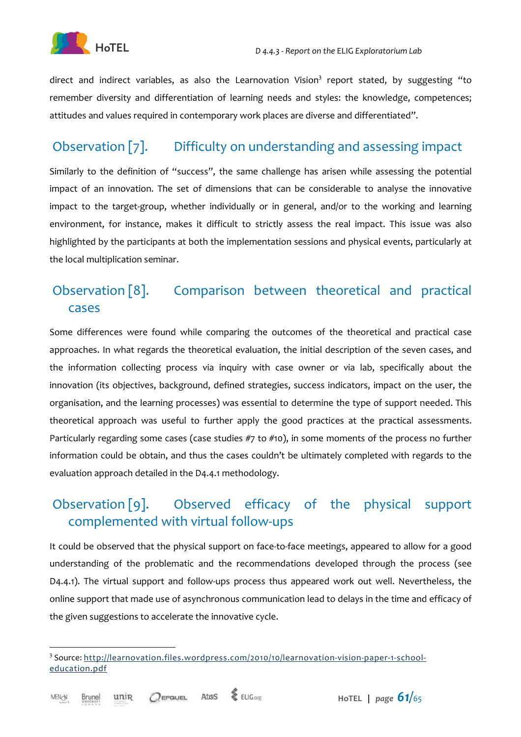direct and indirect variables, as also the Learnovation Vision[3] report stated, by suggesting "to remember diversity and differentiation of learning needs and styles: the knowledge, competences; attitudes and values required in contemporary work places are diverse and differentiated".

## Observation [7]. Difficulty on understanding and assessing impact

Similarly to the definition of "success", the same challenge has arisen while assessing the potential impact of an innovation. The set of dimensions that can be considerable to analyse the innovative impact to the target-group, whether individually or in general, and/or to the working and learning environment, for instance, makes it difficult to strictly assess the real impact. This issue was also highlighted by the participants at both the implementation sessions and physical events, particularly at the local multiplication seminar.

## Observation [8]. Comparison between theoretical and practical cases

Some differences were found while comparing the outcomes of the theoretical and practical case approaches. In what regards the theoretical evaluation, the initial description of the seven cases, and the information collecting process via inquiry with case owner or via lab, specifically about the innovation (its objectives, background, defined strategies, success indicators, impact on the user, the organisation, and the learning processes) was essential to determine the type of support needed. This theoretical approach was useful to further apply the good practices at the practical assessments. Particularly regarding some cases (case studies #7 to #10), in some moments of the process no further information could be obtain, and thus the cases couldn't be ultimately completed with regards to the evaluation approach detailed in the D4.4.1 methodology.

## Observation [9]. Observed efficacy of the physical support complemented with virtual follow-ups

It could be observed that the physical support on face-to-face meetings, appeared to allow for a good understanding of the problematic and the recommendations developed through the process (see D4.4.1). The virtual support and follow-ups process thus appeared work out well. Nevertheless, the online support that made use of asynchronous communication lead to delays in the time and efficacy of the given suggestions to accelerate the innovative cycle.

---

[3] Source: http://learnovation.files.wordpress.com/2010/10/learnovation-vision-paper-1-school-education.pdf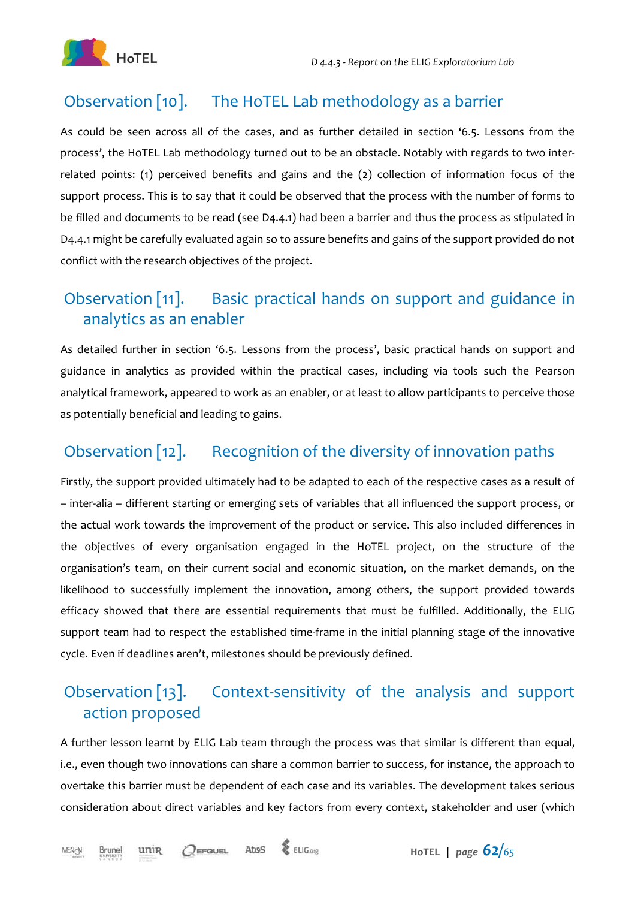## Observation [10]. The HoTEL Lab methodology as a barrier

As could be seen across all of the cases, and as further detailed in section '6.5. Lessons from the process', the HoTEL Lab methodology turned out to be an obstacle. Notably with regards to two inter-related points: (1) perceived benefits and gains and the (2) collection of information focus of the support process. This is to say that it could be observed that the process with the number of forms to be filled and documents to be read (see D4.4.1) had been a barrier and thus the process as stipulated in D4.4.1 might be carefully evaluated again so to assure benefits and gains of the support provided do not conflict with the research objectives of the project.

## Observation [11]. Basic practical hands on support and guidance in analytics as an enabler

As detailed further in section '6.5. Lessons from the process', basic practical hands on support and guidance in analytics as provided within the practical cases, including via tools such the Pearson analytical framework, appeared to work as an enabler, or at least to allow participants to perceive those as potentially beneficial and leading to gains.

## Observation [12]. Recognition of the diversity of innovation paths

Firstly, the support provided ultimately had to be adapted to each of the respective cases as a result of – inter-alia – different starting or emerging sets of variables that all influenced the support process, or the actual work towards the improvement of the product or service. This also included differences in the objectives of every organisation engaged in the HoTEL project, on the structure of the organisation's team, on their current social and economic situation, on the market demands, on the likelihood to successfully implement the innovation, among others, the support provided towards efficacy showed that there are essential requirements that must be fulfilled. Additionally, the ELIG support team had to respect the established time-frame in the initial planning stage of the innovative cycle. Even if deadlines aren't, milestones should be previously defined.

## Observation [13]. Context-sensitivity of the analysis and support action proposed

A further lesson learnt by ELIG Lab team through the process was that similar is different than equal, i.e., even though two innovations can share a common barrier to success, for instance, the approach to overtake this barrier must be dependent of each case and its variables. The development takes serious consideration about direct variables and key factors from every context, stakeholder and user (which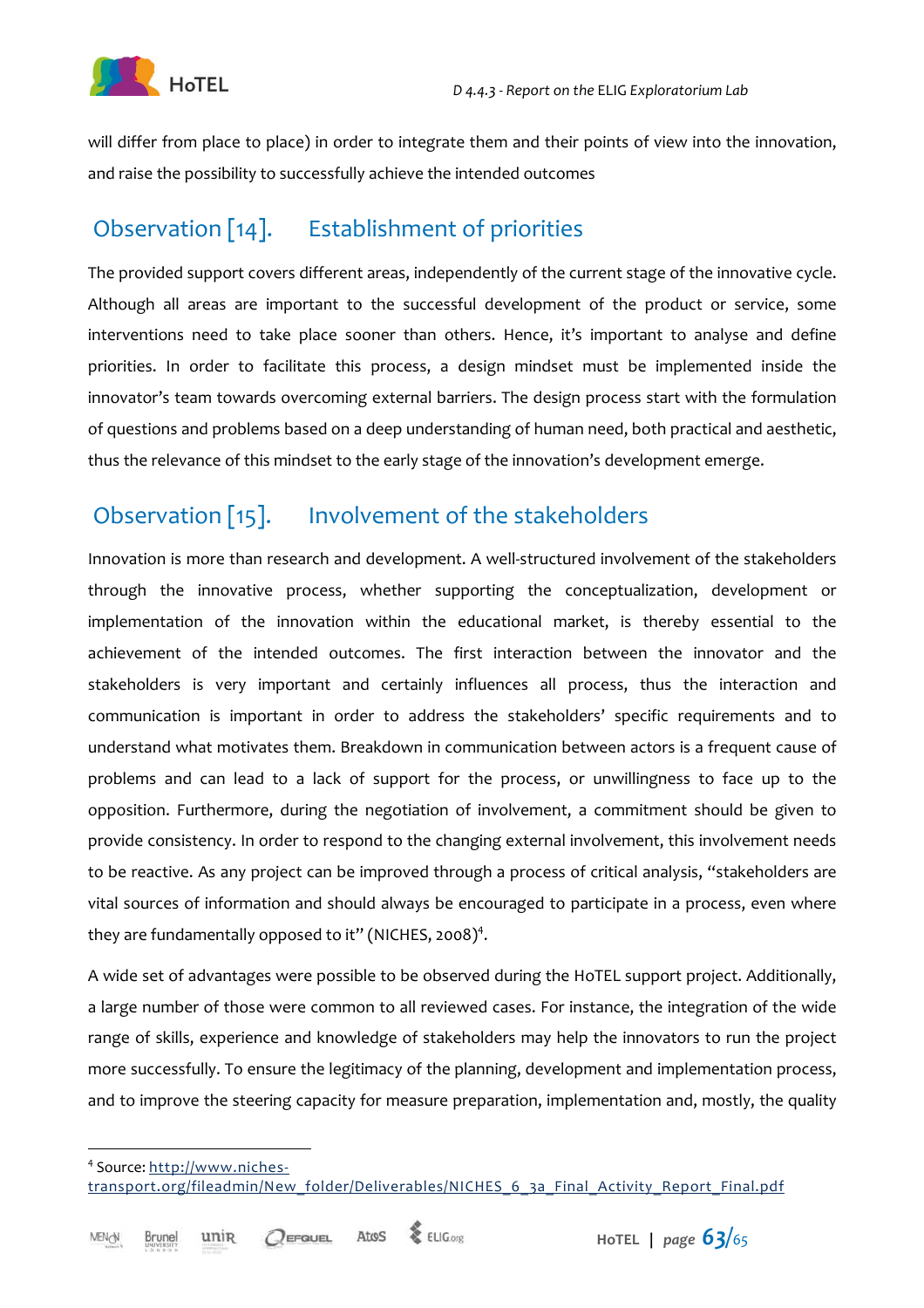will differ from place to place) in order to integrate them and their points of view into the innovation, and raise the possibility to successfully achieve the intended outcomes

## Observation [14]. Establishment of priorities

The provided support covers different areas, independently of the current stage of the innovative cycle. Although all areas are important to the successful development of the product or service, some interventions need to take place sooner than others. Hence, it's important to analyse and define priorities. In order to facilitate this process, a design mindset must be implemented inside the innovator's team towards overcoming external barriers. The design process start with the formulation of questions and problems based on a deep understanding of human need, both practical and aesthetic, thus the relevance of this mindset to the early stage of the innovation's development emerge.

## Observation [15]. Involvement of the stakeholders

Innovation is more than research and development. A well-structured involvement of the stakeholders through the innovative process, whether supporting the conceptualization, development or implementation of the innovation within the educational market, is thereby essential to the achievement of the intended outcomes. The first interaction between the innovator and the stakeholders is very important and certainly influences all process, thus the interaction and communication is important in order to address the stakeholders' specific requirements and to understand what motivates them. Breakdown in communication between actors is a frequent cause of problems and can lead to a lack of support for the process, or unwillingness to face up to the opposition. Furthermore, during the negotiation of involvement, a commitment should be given to provide consistency. In order to respond to the changing external involvement, this involvement needs to be reactive. As any project can be improved through a process of critical analysis, "stakeholders are vital sources of information and should always be encouraged to participate in a process, even where they are fundamentally opposed to it" (NICHES, 2008)[4].

A wide set of advantages were possible to be observed during the HoTEL support project. Additionally, a large number of those were common to all reviewed cases. For instance, the integration of the wide range of skills, experience and knowledge of stakeholders may help the innovators to run the project more successfully. To ensure the legitimacy of the planning, development and implementation process, and to improve the steering capacity for measure preparation, implementation and, mostly, the quality

[4] Source: http://www.niches-transport.org/fileadmin/New_folder/Deliverables/NICHES_6_3a_Final_Activity_Report_Final.pdf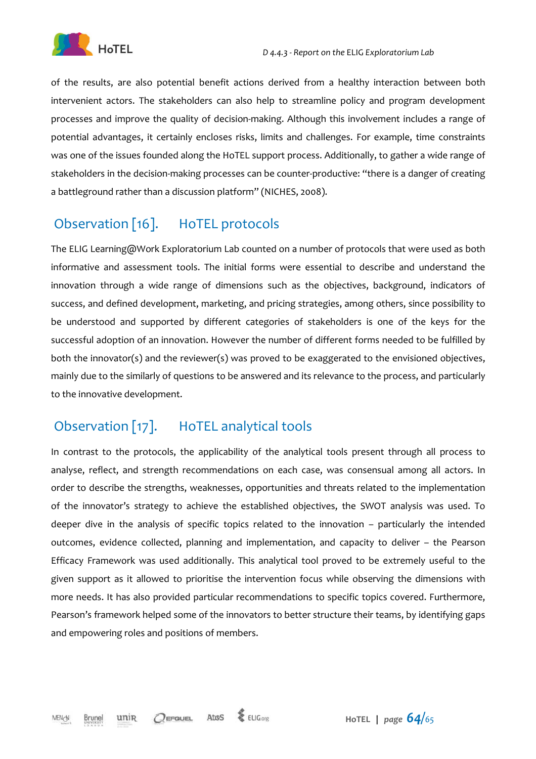of the results, are also potential benefit actions derived from a healthy interaction between both intervenient actors. The stakeholders can also help to streamline policy and program development processes and improve the quality of decision-making. Although this involvement includes a range of potential advantages, it certainly encloses risks, limits and challenges. For example, time constraints was one of the issues founded along the HoTEL support process. Additionally, to gather a wide range of stakeholders in the decision-making processes can be counter-productive: "there is a danger of creating a battleground rather than a discussion platform" (NICHES, 2008).

## Observation [16]. HoTEL protocols

The ELIG Learning@Work Exploratorium Lab counted on a number of protocols that were used as both informative and assessment tools. The initial forms were essential to describe and understand the innovation through a wide range of dimensions such as the objectives, background, indicators of success, and defined development, marketing, and pricing strategies, among others, since possibility to be understood and supported by different categories of stakeholders is one of the keys for the successful adoption of an innovation. However the number of different forms needed to be fulfilled by both the innovator(s) and the reviewer(s) was proved to be exaggerated to the envisioned objectives, mainly due to the similarly of questions to be answered and its relevance to the process, and particularly to the innovative development.

## Observation [17]. HoTEL analytical tools

In contrast to the protocols, the applicability of the analytical tools present through all process to analyse, reflect, and strength recommendations on each case, was consensual among all actors. In order to describe the strengths, weaknesses, opportunities and threats related to the implementation of the innovator's strategy to achieve the established objectives, the SWOT analysis was used. To deeper dive in the analysis of specific topics related to the innovation – particularly the intended outcomes, evidence collected, planning and implementation, and capacity to deliver – the Pearson Efficacy Framework was used additionally. This analytical tool proved to be extremely useful to the given support as it allowed to prioritise the intervention focus while observing the dimensions with more needs. It has also provided particular recommendations to specific topics covered. Furthermore, Pearson's framework helped some of the innovators to better structure their teams, by identifying gaps and empowering roles and positions of members.